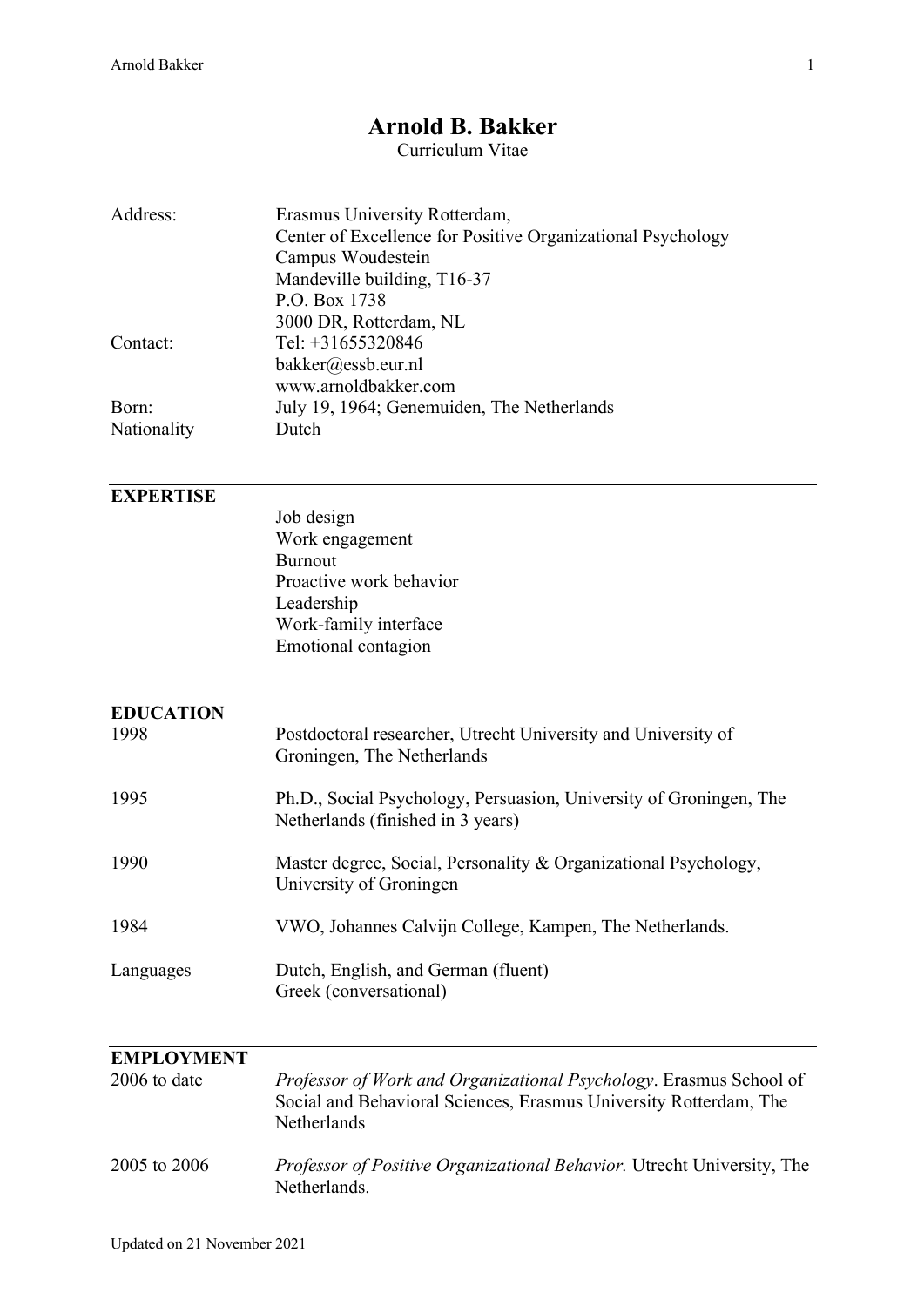# Arnold B. Bakker

Curriculum Vitae

| | |
|---|---|
| Address: | Erasmus University Rotterdam,<br>Center of Excellence for Positive Organizational Psychology<br>Campus Woudestein<br>Mandeville building, T16-37<br>P.O. Box 1738<br>3000 DR, Rotterdam, NL |
| Contact: | Tel: +31655320846<br>bakker@essb.eur.nl<br>www.arnoldbakker.com |
| Born: | July 19, 1964; Genemuiden, The Netherlands |
| Nationality | Dutch |

## EXPERTISE

- Job design
- Work engagement
- Burnout
- Proactive work behavior
- Leadership
- Work-family interface
- Emotional contagion

## EDUCATION

| | |
|---|---|
| 1998 | Postdoctoral researcher, Utrecht University and University of Groningen, The Netherlands |
| 1995 | Ph.D., Social Psychology, Persuasion, University of Groningen, The Netherlands (finished in 3 years) |
| 1990 | Master degree, Social, Personality & Organizational Psychology, University of Groningen |
| 1984 | VWO, Johannes Calvijn College, Kampen, The Netherlands. |
| Languages | Dutch, English, and German (fluent)<br>Greek (conversational) |

## EMPLOYMENT

| | |
|---|---|
| 2006 to date | *Professor of Work and Organizational Psychology*. Erasmus School of Social and Behavioral Sciences, Erasmus University Rotterdam, The Netherlands |
| 2005 to 2006 | *Professor of Positive Organizational Behavior.* Utrecht University, The Netherlands. |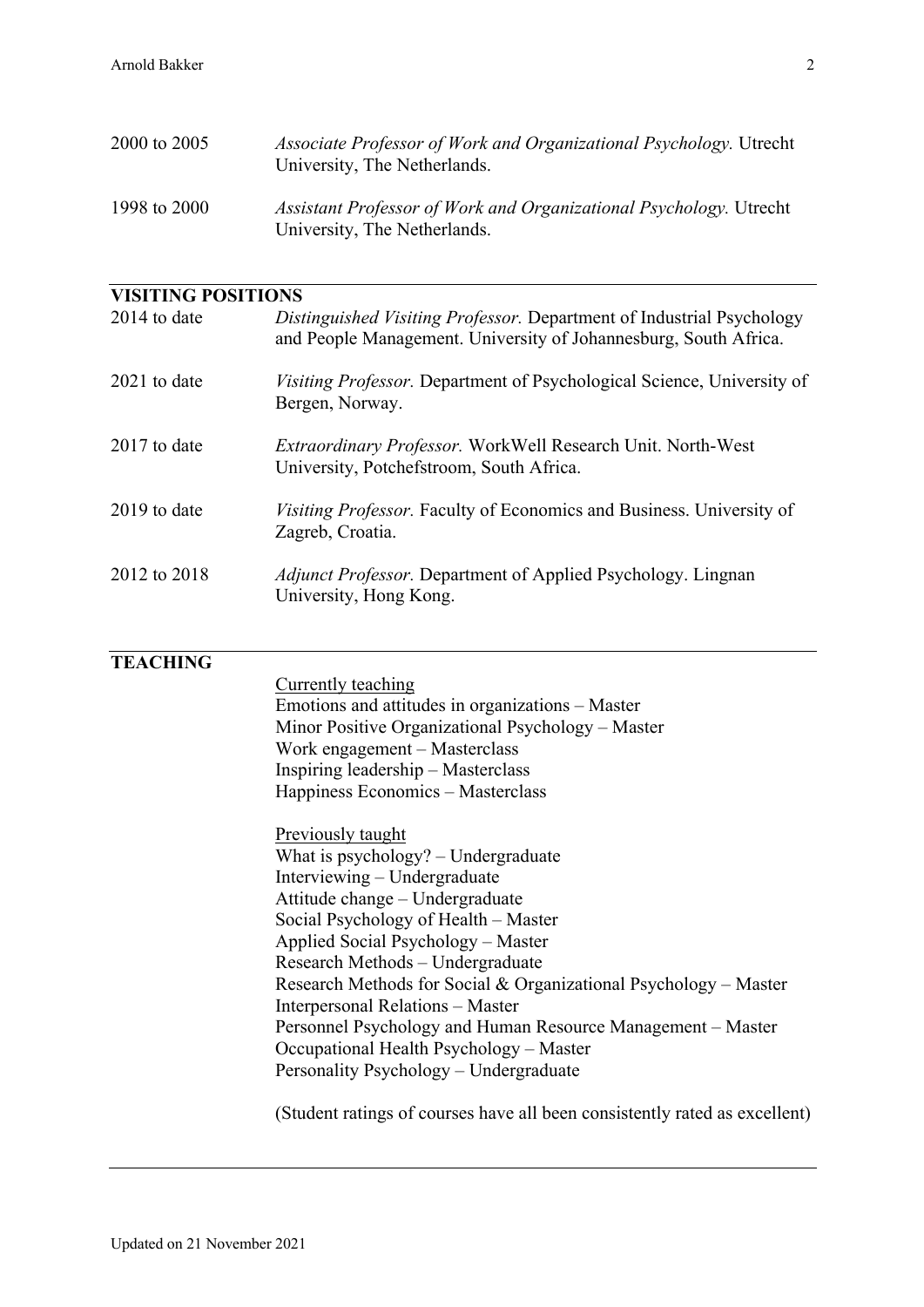2000 to 2005 — *Associate Professor of Work and Organizational Psychology.* Utrecht University, The Netherlands.

1998 to 2000 — *Assistant Professor of Work and Organizational Psychology.* Utrecht University, The Netherlands.

## VISITING POSITIONS

2014 to date — *Distinguished Visiting Professor.* Department of Industrial Psychology and People Management. University of Johannesburg, South Africa.

2021 to date — *Visiting Professor.* Department of Psychological Science, University of Bergen, Norway.

2017 to date — *Extraordinary Professor.* WorkWell Research Unit. North-West University, Potchefstroom, South Africa.

2019 to date — *Visiting Professor.* Faculty of Economics and Business. University of Zagreb, Croatia.

2012 to 2018 — *Adjunct Professor.* Department of Applied Psychology. Lingnan University, Hong Kong.

## TEACHING

<u>Currently teaching</u>

Emotions and attitudes in organizations – Master  
Minor Positive Organizational Psychology – Master  
Work engagement – Masterclass  
Inspiring leadership – Masterclass  
Happiness Economics – Masterclass

<u>Previously taught</u>

What is psychology? – Undergraduate  
Interviewing – Undergraduate  
Attitude change – Undergraduate  
Social Psychology of Health – Master  
Applied Social Psychology – Master  
Research Methods – Undergraduate  
Research Methods for Social & Organizational Psychology – Master  
Interpersonal Relations – Master  
Personnel Psychology and Human Resource Management – Master  
Occupational Health Psychology – Master  
Personality Psychology – Undergraduate

(Student ratings of courses have all been consistently rated as excellent)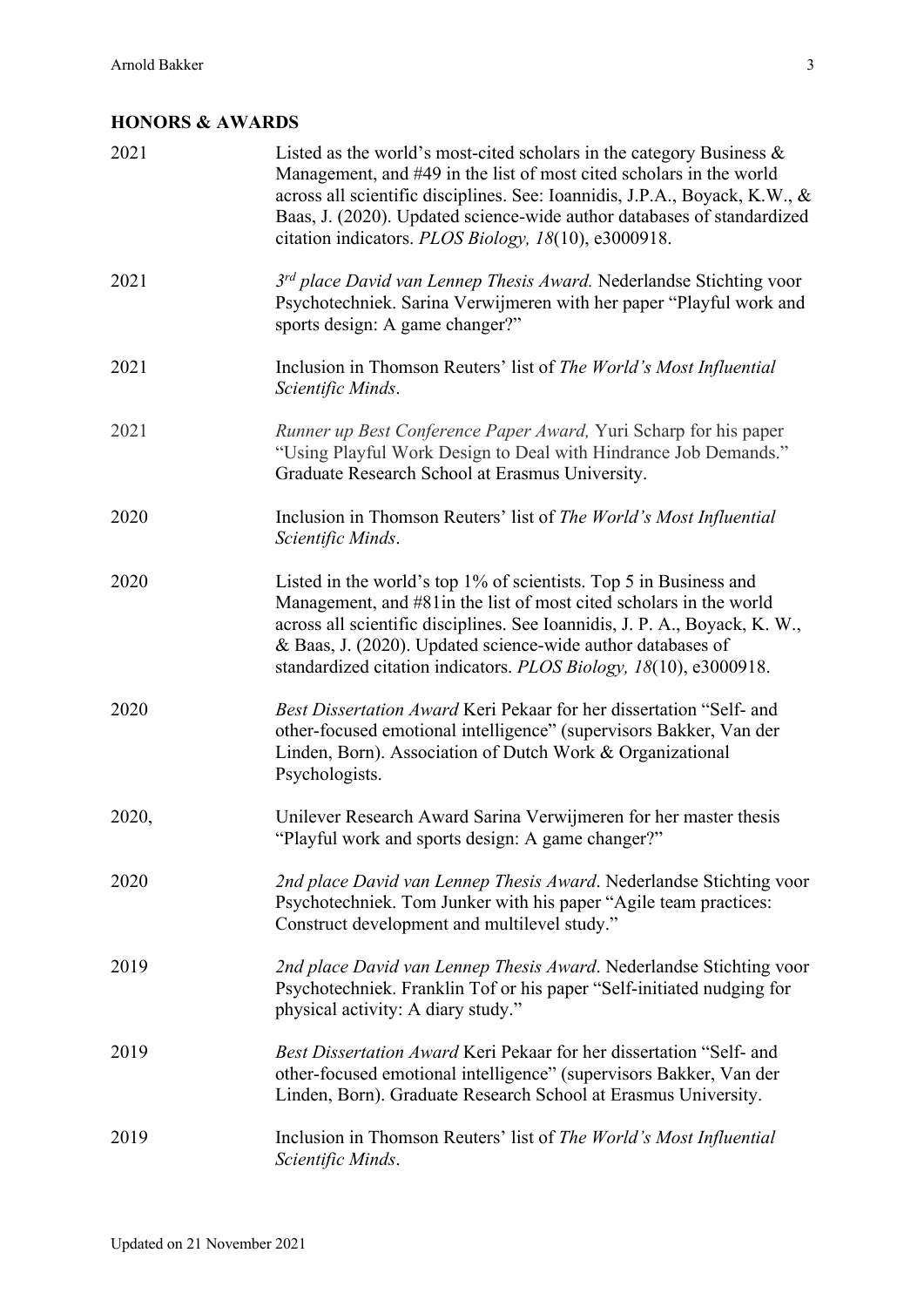## HONORS & AWARDS

| | |
|---|---|
| 2021 | Listed as the world's most-cited scholars in the category Business & Management, and #49 in the list of most cited scholars in the world across all scientific disciplines. See: Ioannidis, J.P.A., Boyack, K.W., & Baas, J. (2020). Updated science-wide author databases of standardized citation indicators. *PLOS Biology, 18*(10), e3000918. |
| 2021 | *3rd place David van Lennep Thesis Award.* Nederlandse Stichting voor Psychotechniek. Sarina Verwijmeren with her paper "Playful work and sports design: A game changer?" |
| 2021 | Inclusion in Thomson Reuters' list of *The World's Most Influential Scientific Minds*. |
| 2021 | *Runner up Best Conference Paper Award,* Yuri Scharp for his paper "Using Playful Work Design to Deal with Hindrance Job Demands." Graduate Research School at Erasmus University. |
| 2020 | Inclusion in Thomson Reuters' list of *The World's Most Influential Scientific Minds*. |
| 2020 | Listed in the world's top 1% of scientists. Top 5 in Business and Management, and #81in the list of most cited scholars in the world across all scientific disciplines. See Ioannidis, J. P. A., Boyack, K. W., & Baas, J. (2020). Updated science-wide author databases of standardized citation indicators. *PLOS Biology, 18*(10), e3000918. |
| 2020 | *Best Dissertation Award* Keri Pekaar for her dissertation "Self- and other-focused emotional intelligence" (supervisors Bakker, Van der Linden, Born). Association of Dutch Work & Organizational Psychologists. |
| 2020, | Unilever Research Award Sarina Verwijmeren for her master thesis "Playful work and sports design: A game changer?" |
| 2020 | *2nd place David van Lennep Thesis Award*. Nederlandse Stichting voor Psychotechniek. Tom Junker with his paper "Agile team practices: Construct development and multilevel study." |
| 2019 | *2nd place David van Lennep Thesis Award*. Nederlandse Stichting voor Psychotechniek. Franklin Tof or his paper "Self-initiated nudging for physical activity: A diary study." |
| 2019 | *Best Dissertation Award* Keri Pekaar for her dissertation "Self- and other-focused emotional intelligence" (supervisors Bakker, Van der Linden, Born). Graduate Research School at Erasmus University. |
| 2019 | Inclusion in Thomson Reuters' list of *The World's Most Influential Scientific Minds*. |

Updated on 21 November 2021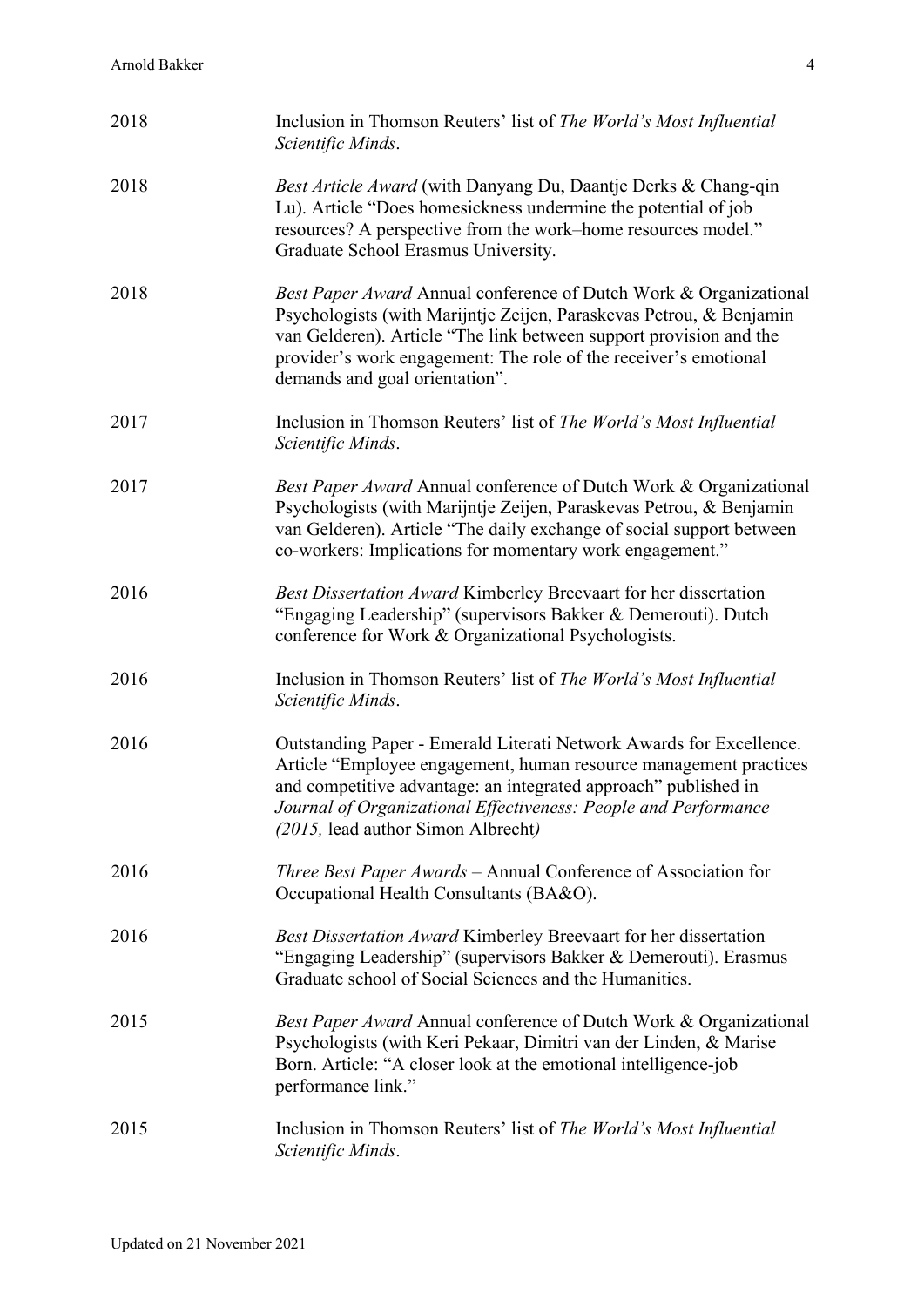| | |
|---|---|
| 2018 | Inclusion in Thomson Reuters' list of *The World's Most Influential Scientific Minds*. |
| 2018 | *Best Article Award* (with Danyang Du, Daantje Derks & Chang-qin Lu). Article "Does homesickness undermine the potential of job resources? A perspective from the work–home resources model." Graduate School Erasmus University. |
| 2018 | *Best Paper Award* Annual conference of Dutch Work & Organizational Psychologists (with Marijntje Zeijen, Paraskevas Petrou, & Benjamin van Gelderen). Article "The link between support provision and the provider's work engagement: The role of the receiver's emotional demands and goal orientation". |
| 2017 | Inclusion in Thomson Reuters' list of *The World's Most Influential Scientific Minds*. |
| 2017 | *Best Paper Award* Annual conference of Dutch Work & Organizational Psychologists (with Marijntje Zeijen, Paraskevas Petrou, & Benjamin van Gelderen). Article "The daily exchange of social support between co-workers: Implications for momentary work engagement." |
| 2016 | *Best Dissertation Award* Kimberley Breevaart for her dissertation "Engaging Leadership" (supervisors Bakker & Demerouti). Dutch conference for Work & Organizational Psychologists. |
| 2016 | Inclusion in Thomson Reuters' list of *The World's Most Influential Scientific Minds*. |
| 2016 | Outstanding Paper - Emerald Literati Network Awards for Excellence. Article "Employee engagement, human resource management practices and competitive advantage: an integrated approach" published in *Journal of Organizational Effectiveness: People and Performance (2015,* lead author Simon Albrecht*)* |
| 2016 | *Three Best Paper Awards* – Annual Conference of Association for Occupational Health Consultants (BA&O). |
| 2016 | *Best Dissertation Award* Kimberley Breevaart for her dissertation "Engaging Leadership" (supervisors Bakker & Demerouti). Erasmus Graduate school of Social Sciences and the Humanities. |
| 2015 | *Best Paper Award* Annual conference of Dutch Work & Organizational Psychologists (with Keri Pekaar, Dimitri van der Linden, & Marise Born. Article: "A closer look at the emotional intelligence-job performance link." |
| 2015 | Inclusion in Thomson Reuters' list of *The World's Most Influential Scientific Minds*. |

Updated on 21 November 2021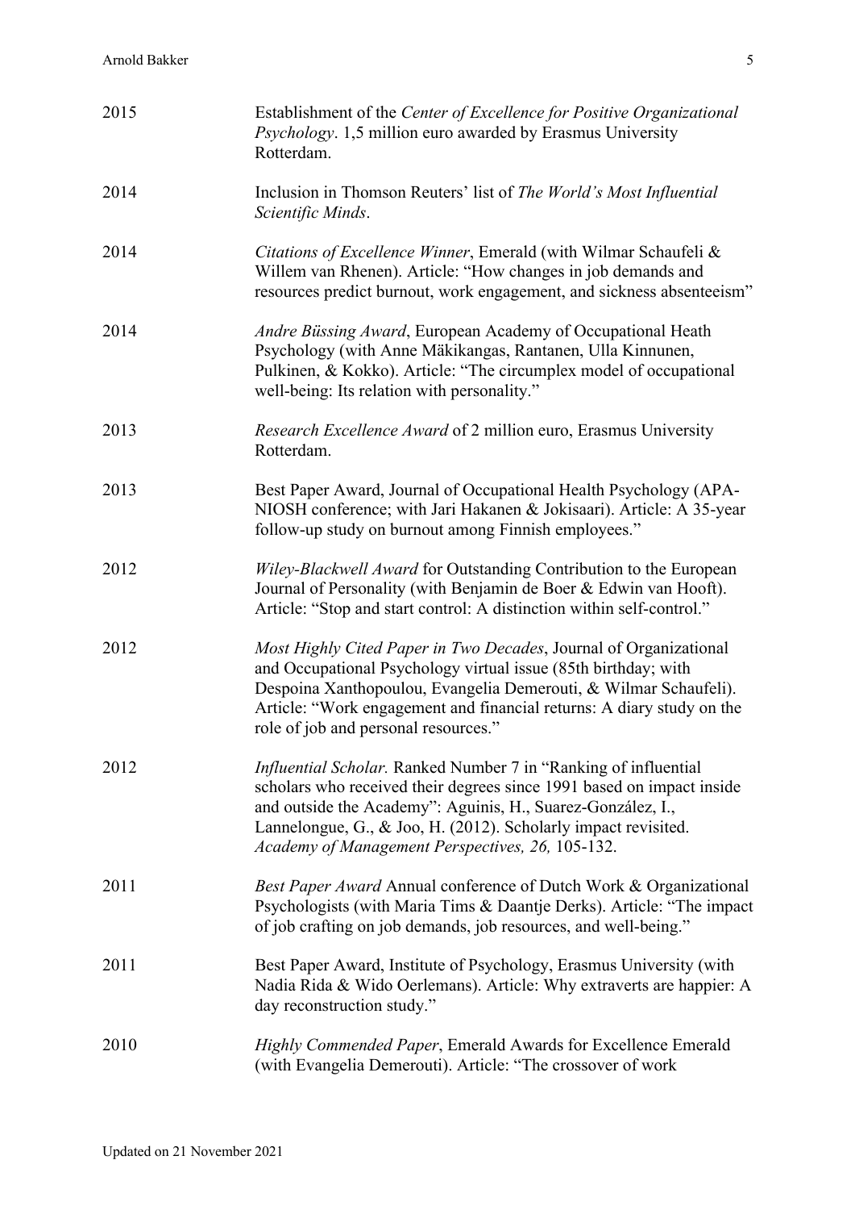| | |
|---|---|
| 2015 | Establishment of the *Center of Excellence for Positive Organizational Psychology*. 1,5 million euro awarded by Erasmus University Rotterdam. |
| 2014 | Inclusion in Thomson Reuters' list of *The World's Most Influential Scientific Minds*. |
| 2014 | *Citations of Excellence Winner*, Emerald (with Wilmar Schaufeli & Willem van Rhenen). Article: "How changes in job demands and resources predict burnout, work engagement, and sickness absenteeism" |
| 2014 | *Andre Büssing Award*, European Academy of Occupational Heath Psychology (with Anne Mäkikangas, Rantanen, Ulla Kinnunen, Pulkinen, & Kokko). Article: "The circumplex model of occupational well-being: Its relation with personality." |
| 2013 | *Research Excellence Award* of 2 million euro, Erasmus University Rotterdam. |
| 2013 | Best Paper Award, Journal of Occupational Health Psychology (APA-NIOSH conference; with Jari Hakanen & Jokisaari). Article: A 35-year follow-up study on burnout among Finnish employees." |
| 2012 | *Wiley-Blackwell Award* for Outstanding Contribution to the European Journal of Personality (with Benjamin de Boer & Edwin van Hooft). Article: "Stop and start control: A distinction within self-control." |
| 2012 | *Most Highly Cited Paper in Two Decades*, Journal of Organizational and Occupational Psychology virtual issue (85th birthday; with Despoina Xanthopoulou, Evangelia Demerouti, & Wilmar Schaufeli). Article: "Work engagement and financial returns: A diary study on the role of job and personal resources." |
| 2012 | *Influential Scholar.* Ranked Number 7 in "Ranking of influential scholars who received their degrees since 1991 based on impact inside and outside the Academy": Aguinis, H., Suarez-González, I., Lannelongue, G., & Joo, H. (2012). Scholarly impact revisited. *Academy of Management Perspectives, 26,* 105-132. |
| 2011 | *Best Paper Award* Annual conference of Dutch Work & Organizational Psychologists (with Maria Tims & Daantje Derks). Article: "The impact of job crafting on job demands, job resources, and well-being." |
| 2011 | Best Paper Award, Institute of Psychology, Erasmus University (with Nadia Rida & Wido Oerlemans). Article: Why extraverts are happier: A day reconstruction study." |
| 2010 | *Highly Commended Paper*, Emerald Awards for Excellence Emerald (with Evangelia Demerouti). Article: "The crossover of work |

Updated on 21 November 2021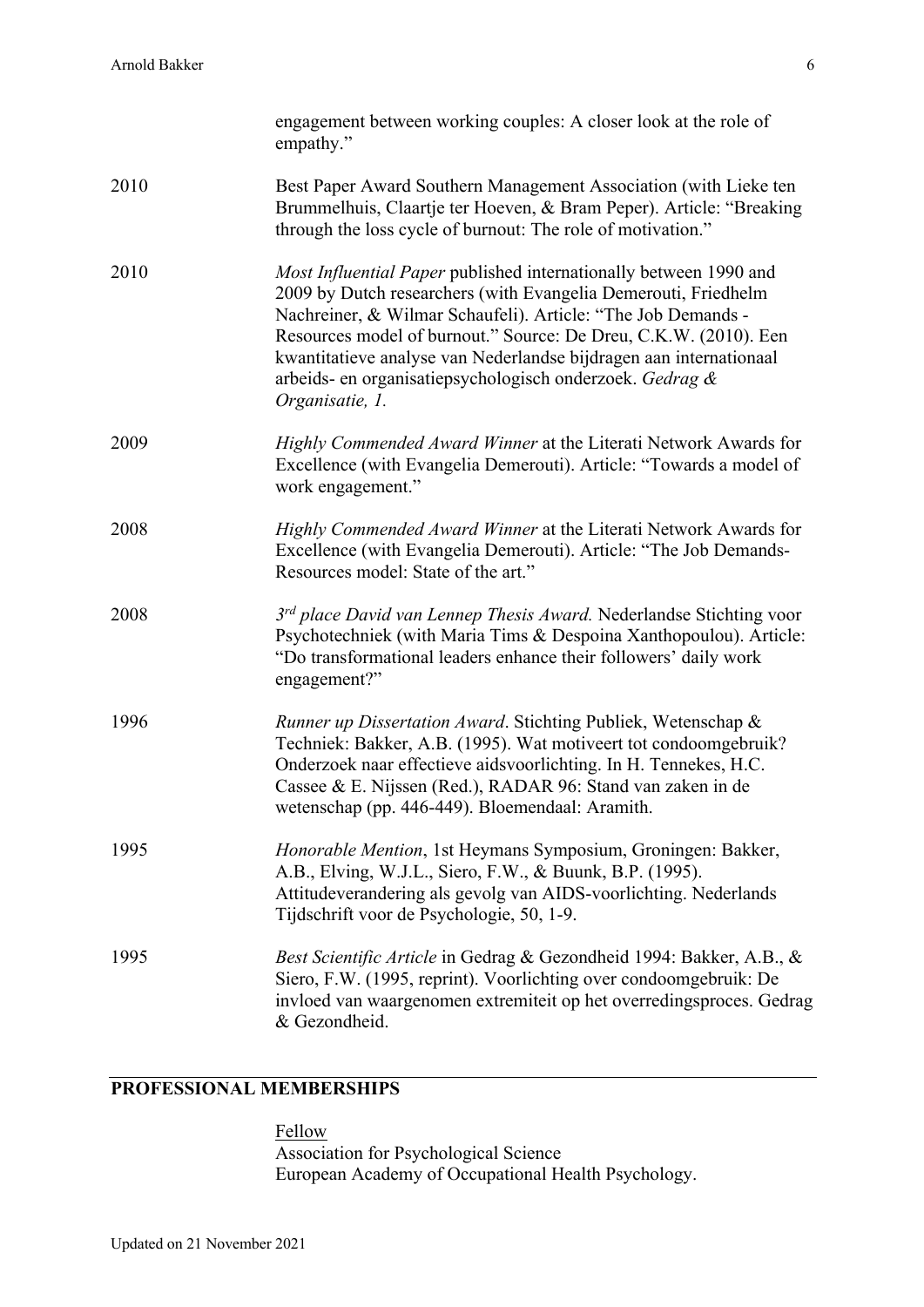engagement between working couples: A closer look at the role of empathy."

2010 Best Paper Award Southern Management Association (with Lieke ten Brummelhuis, Claartje ter Hoeven, & Bram Peper). Article: "Breaking through the loss cycle of burnout: The role of motivation."

2010 *Most Influential Paper* published internationally between 1990 and 2009 by Dutch researchers (with Evangelia Demerouti, Friedhelm Nachreiner, & Wilmar Schaufeli). Article: "The Job Demands - Resources model of burnout." Source: De Dreu, C.K.W. (2010). Een kwantitatieve analyse van Nederlandse bijdragen aan internationaal arbeids- en organisatiepsychologisch onderzoek. *Gedrag & Organisatie, 1.*

2009 *Highly Commended Award Winner* at the Literati Network Awards for Excellence (with Evangelia Demerouti). Article: "Towards a model of work engagement."

2008 *Highly Commended Award Winner* at the Literati Network Awards for Excellence (with Evangelia Demerouti). Article: "The Job Demands-Resources model: State of the art."

2008 *3rd place David van Lennep Thesis Award.* Nederlandse Stichting voor Psychotechniek (with Maria Tims & Despoina Xanthopoulou). Article: "Do transformational leaders enhance their followers' daily work engagement?"

1996 *Runner up Dissertation Award*. Stichting Publiek, Wetenschap & Techniek: Bakker, A.B. (1995). Wat motiveert tot condoomgebruik? Onderzoek naar effectieve aidsvoorlichting. In H. Tennekes, H.C. Cassee & E. Nijssen (Red.), RADAR 96: Stand van zaken in de wetenschap (pp. 446-449). Bloemendaal: Aramith.

1995 *Honorable Mention*, 1st Heymans Symposium, Groningen: Bakker, A.B., Elving, W.J.L., Siero, F.W., & Buunk, B.P. (1995). Attitudeverandering als gevolg van AIDS-voorlichting. Nederlands Tijdschrift voor de Psychologie, 50, 1-9.

1995 *Best Scientific Article* in Gedrag & Gezondheid 1994: Bakker, A.B., & Siero, F.W. (1995, reprint). Voorlichting over condoomgebruik: De invloed van waargenomen extremiteit op het overredingsproces. Gedrag & Gezondheid.

## PROFESSIONAL MEMBERSHIPS

Fellow
Association for Psychological Science
European Academy of Occupational Health Psychology.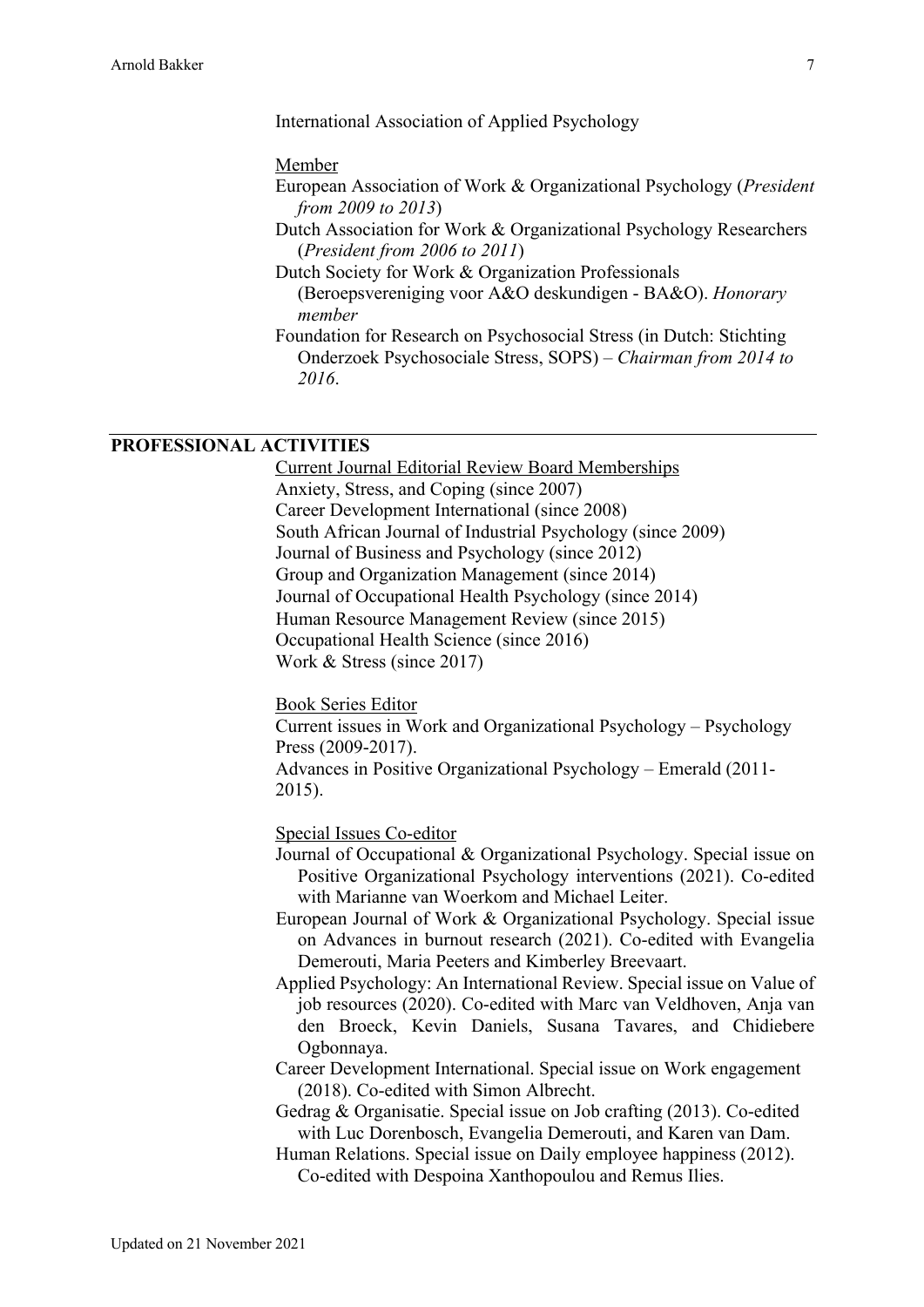International Association of Applied Psychology

<u>Member</u>

European Association of Work & Organizational Psychology (*President from 2009 to 2013*)

Dutch Association for Work & Organizational Psychology Researchers (*President from 2006 to 2011*)

Dutch Society for Work & Organization Professionals (Beroepsvereniging voor A&O deskundigen - BA&O). *Honorary member*

Foundation for Research on Psychosocial Stress (in Dutch: Stichting Onderzoek Psychosociale Stress, SOPS) – *Chairman from 2014 to 2016*.

## PROFESSIONAL ACTIVITIES

<u>Current Journal Editorial Review Board Memberships</u>

Anxiety, Stress, and Coping (since 2007)
Career Development International (since 2008)
South African Journal of Industrial Psychology (since 2009)
Journal of Business and Psychology (since 2012)
Group and Organization Management (since 2014)
Journal of Occupational Health Psychology (since 2014)
Human Resource Management Review (since 2015)
Occupational Health Science (since 2016)
Work & Stress (since 2017)

<u>Book Series Editor</u>

Current issues in Work and Organizational Psychology – Psychology Press (2009-2017).
Advances in Positive Organizational Psychology – Emerald (2011-2015).

<u>Special Issues Co-editor</u>

Journal of Occupational & Organizational Psychology. Special issue on Positive Organizational Psychology interventions (2021). Co-edited with Marianne van Woerkom and Michael Leiter.

European Journal of Work & Organizational Psychology. Special issue on Advances in burnout research (2021). Co-edited with Evangelia Demerouti, Maria Peeters and Kimberley Breevaart.

Applied Psychology: An International Review. Special issue on Value of job resources (2020). Co-edited with Marc van Veldhoven, Anja van den Broeck, Kevin Daniels, Susana Tavares, and Chidiebere Ogbonnaya.

Career Development International. Special issue on Work engagement (2018). Co-edited with Simon Albrecht.

Gedrag & Organisatie. Special issue on Job crafting (2013). Co-edited with Luc Dorenbosch, Evangelia Demerouti, and Karen van Dam.

Human Relations. Special issue on Daily employee happiness (2012). Co-edited with Despoina Xanthopoulou and Remus Ilies.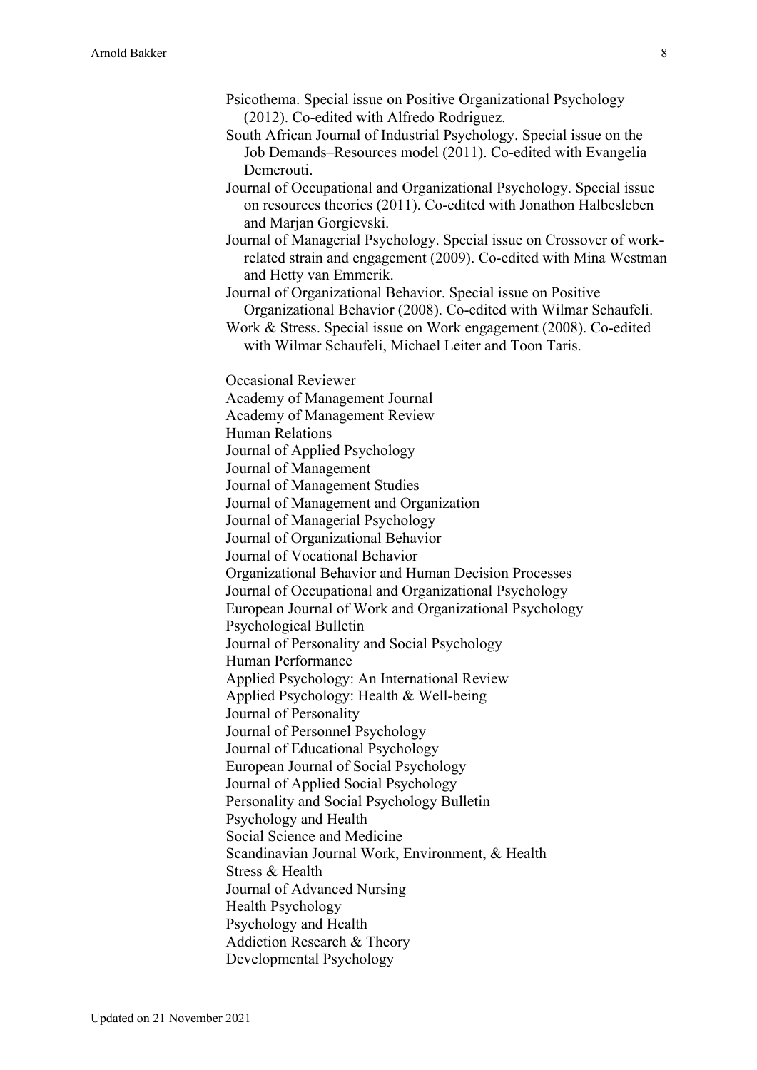Psicothema. Special issue on Positive Organizational Psychology (2012). Co-edited with Alfredo Rodriguez.

South African Journal of Industrial Psychology. Special issue on the Job Demands–Resources model (2011). Co-edited with Evangelia Demerouti.

Journal of Occupational and Organizational Psychology. Special issue on resources theories (2011). Co-edited with Jonathon Halbesleben and Marjan Gorgievski.

Journal of Managerial Psychology. Special issue on Crossover of work-related strain and engagement (2009). Co-edited with Mina Westman and Hetty van Emmerik.

Journal of Organizational Behavior. Special issue on Positive Organizational Behavior (2008). Co-edited with Wilmar Schaufeli.

Work & Stress. Special issue on Work engagement (2008). Co-edited with Wilmar Schaufeli, Michael Leiter and Toon Taris.

<u>Occasional Reviewer</u>

Academy of Management Journal
Academy of Management Review
Human Relations
Journal of Applied Psychology
Journal of Management
Journal of Management Studies
Journal of Management and Organization
Journal of Managerial Psychology
Journal of Organizational Behavior
Journal of Vocational Behavior
Organizational Behavior and Human Decision Processes
Journal of Occupational and Organizational Psychology
European Journal of Work and Organizational Psychology
Psychological Bulletin
Journal of Personality and Social Psychology
Human Performance
Applied Psychology: An International Review
Applied Psychology: Health & Well-being
Journal of Personality
Journal of Personnel Psychology
Journal of Educational Psychology
European Journal of Social Psychology
Journal of Applied Social Psychology
Personality and Social Psychology Bulletin
Psychology and Health
Social Science and Medicine
Scandinavian Journal Work, Environment, & Health
Stress & Health
Journal of Advanced Nursing
Health Psychology
Psychology and Health
Addiction Research & Theory
Developmental Psychology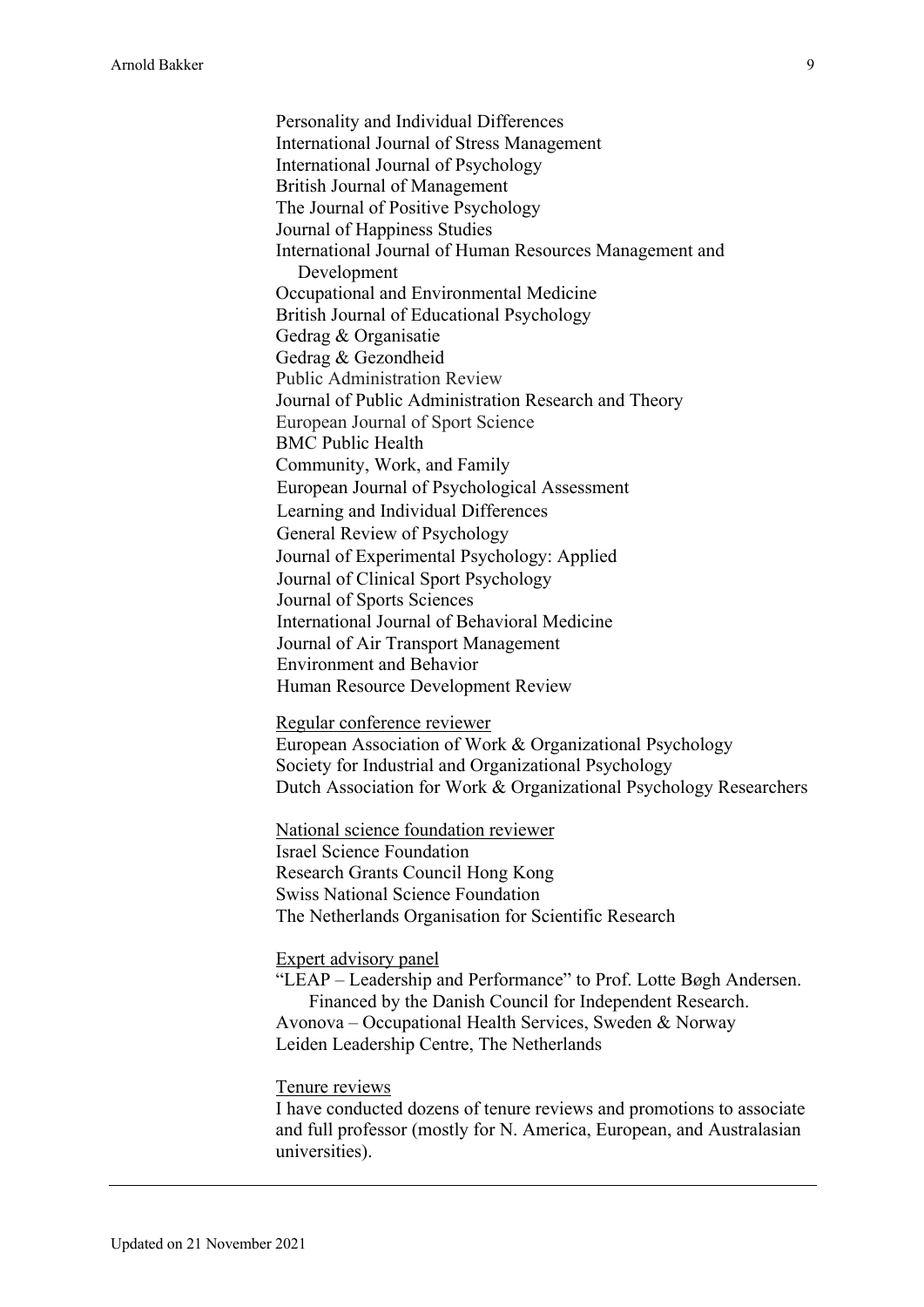Personality and Individual Differences
International Journal of Stress Management
International Journal of Psychology
British Journal of Management
The Journal of Positive Psychology
Journal of Happiness Studies
International Journal of Human Resources Management and Development
Occupational and Environmental Medicine
British Journal of Educational Psychology
Gedrag & Organisatie
Gedrag & Gezondheid
Public Administration Review
Journal of Public Administration Research and Theory
European Journal of Sport Science
BMC Public Health
Community, Work, and Family
European Journal of Psychological Assessment
Learning and Individual Differences
General Review of Psychology
Journal of Experimental Psychology: Applied
Journal of Clinical Sport Psychology
Journal of Sports Sciences
International Journal of Behavioral Medicine
Journal of Air Transport Management
Environment and Behavior
Human Resource Development Review

<u>Regular conference reviewer</u>
European Association of Work & Organizational Psychology
Society for Industrial and Organizational Psychology
Dutch Association for Work & Organizational Psychology Researchers

<u>National science foundation reviewer</u>
Israel Science Foundation
Research Grants Council Hong Kong
Swiss National Science Foundation
The Netherlands Organisation for Scientific Research

<u>Expert advisory panel</u>
"LEAP – Leadership and Performance" to Prof. Lotte Bøgh Andersen. Financed by the Danish Council for Independent Research.
Avonova – Occupational Health Services, Sweden & Norway
Leiden Leadership Centre, The Netherlands

<u>Tenure reviews</u>
I have conducted dozens of tenure reviews and promotions to associate and full professor (mostly for N. America, European, and Australasian universities).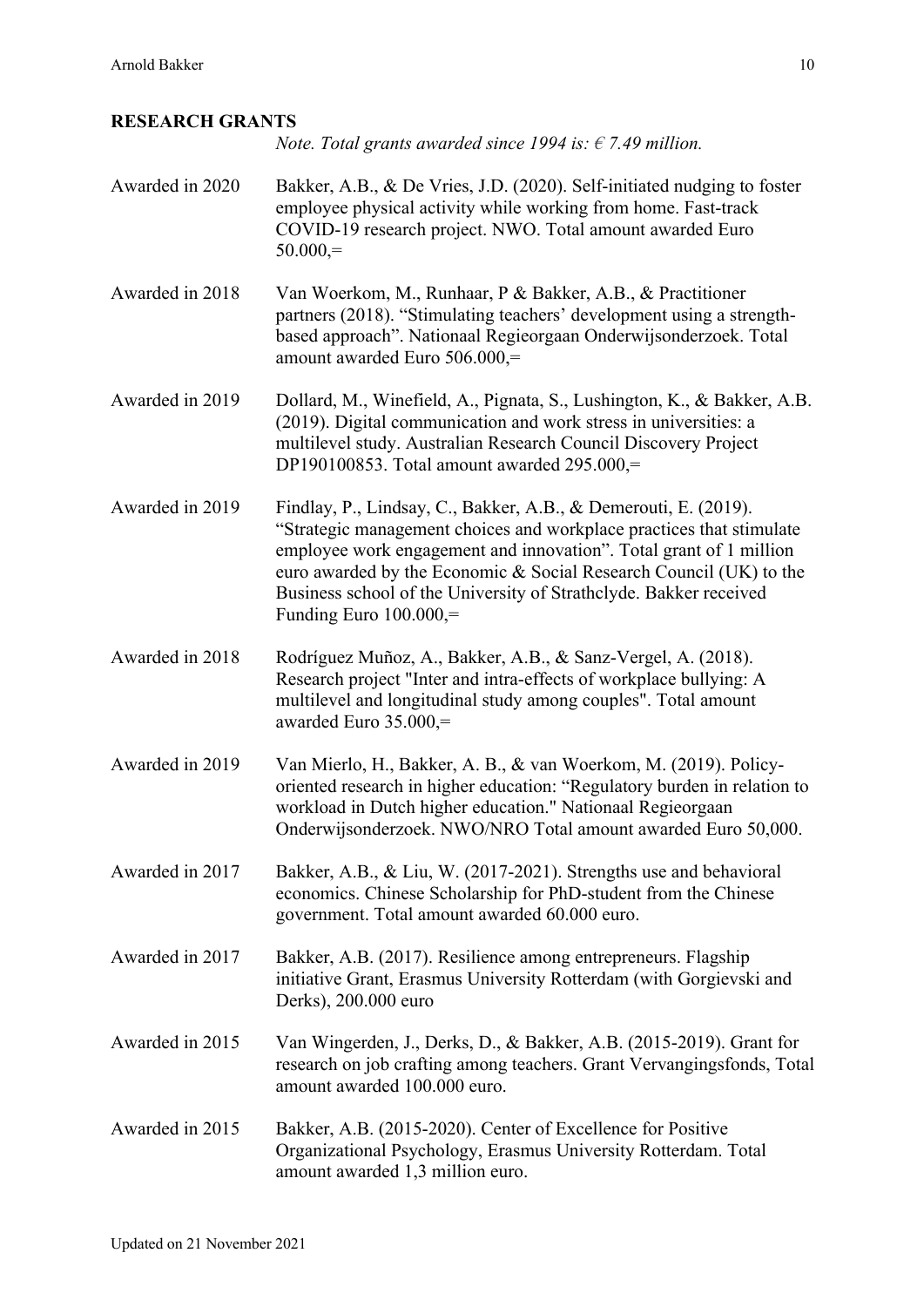**RESEARCH GRANTS**

*Note. Total grants awarded since 1994 is: € 7.49 million.*

Awarded in 2020 — Bakker, A.B., & De Vries, J.D. (2020). Self-initiated nudging to foster employee physical activity while working from home. Fast-track COVID-19 research project. NWO. Total amount awarded Euro 50.000,=

Awarded in 2018 — Van Woerkom, M., Runhaar, P & Bakker, A.B., & Practitioner partners (2018). "Stimulating teachers' development using a strength-based approach". Nationaal Regieorgaan Onderwijsonderzoek. Total amount awarded Euro 506.000,=

Awarded in 2019 — Dollard, M., Winefield, A., Pignata, S., Lushington, K., & Bakker, A.B. (2019). Digital communication and work stress in universities: a multilevel study. Australian Research Council Discovery Project DP190100853. Total amount awarded 295.000,=

Awarded in 2019 — Findlay, P., Lindsay, C., Bakker, A.B., & Demerouti, E. (2019). "Strategic management choices and workplace practices that stimulate employee work engagement and innovation". Total grant of 1 million euro awarded by the Economic & Social Research Council (UK) to the Business school of the University of Strathclyde. Bakker received Funding Euro 100.000,=

Awarded in 2018 — Rodríguez Muñoz, A., Bakker, A.B., & Sanz-Vergel, A. (2018). Research project "Inter and intra-effects of workplace bullying: A multilevel and longitudinal study among couples". Total amount awarded Euro 35.000,=

Awarded in 2019 — Van Mierlo, H., Bakker, A. B., & van Woerkom, M. (2019). Policy-oriented research in higher education: "Regulatory burden in relation to workload in Dutch higher education." Nationaal Regieorgaan Onderwijsonderzoek. NWO/NRO Total amount awarded Euro 50,000.

Awarded in 2017 — Bakker, A.B., & Liu, W. (2017-2021). Strengths use and behavioral economics. Chinese Scholarship for PhD-student from the Chinese government. Total amount awarded 60.000 euro.

Awarded in 2017 — Bakker, A.B. (2017). Resilience among entrepreneurs. Flagship initiative Grant, Erasmus University Rotterdam (with Gorgievski and Derks), 200.000 euro

Awarded in 2015 — Van Wingerden, J., Derks, D., & Bakker, A.B. (2015-2019). Grant for research on job crafting among teachers. Grant Vervangingsfonds, Total amount awarded 100.000 euro.

Awarded in 2015 — Bakker, A.B. (2015-2020). Center of Excellence for Positive Organizational Psychology, Erasmus University Rotterdam. Total amount awarded 1,3 million euro.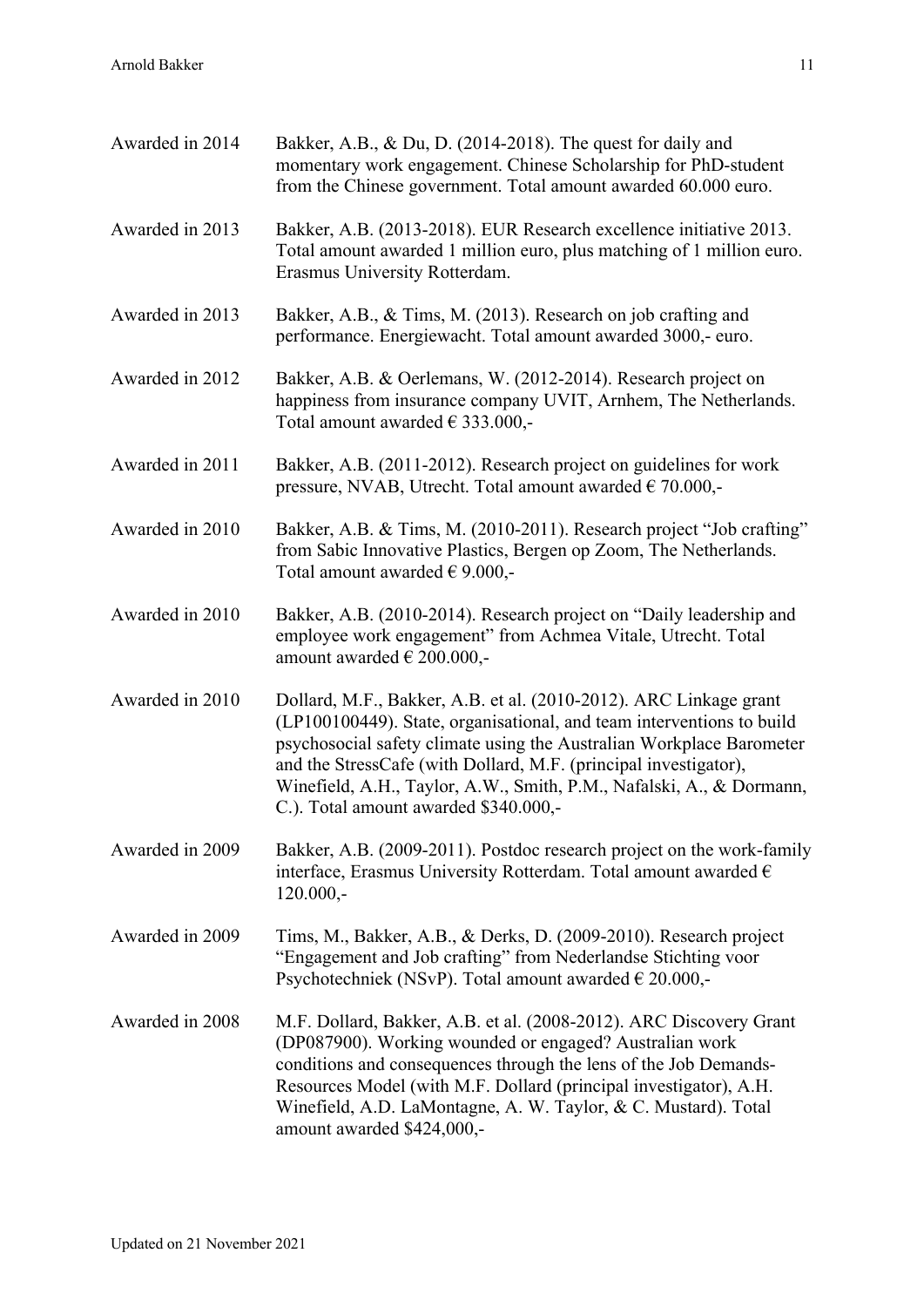Awarded in 2014 Bakker, A.B., & Du, D. (2014-2018). The quest for daily and momentary work engagement. Chinese Scholarship for PhD-student from the Chinese government. Total amount awarded 60.000 euro.

Awarded in 2013 Bakker, A.B. (2013-2018). EUR Research excellence initiative 2013. Total amount awarded 1 million euro, plus matching of 1 million euro. Erasmus University Rotterdam.

Awarded in 2013 Bakker, A.B., & Tims, M. (2013). Research on job crafting and performance. Energiewacht. Total amount awarded 3000,- euro.

Awarded in 2012 Bakker, A.B. & Oerlemans, W. (2012-2014). Research project on happiness from insurance company UVIT, Arnhem, The Netherlands. Total amount awarded € 333.000,-

Awarded in 2011 Bakker, A.B. (2011-2012). Research project on guidelines for work pressure, NVAB, Utrecht. Total amount awarded € 70.000,-

Awarded in 2010 Bakker, A.B. & Tims, M. (2010-2011). Research project "Job crafting" from Sabic Innovative Plastics, Bergen op Zoom, The Netherlands. Total amount awarded € 9.000,-

Awarded in 2010 Bakker, A.B. (2010-2014). Research project on "Daily leadership and employee work engagement" from Achmea Vitale, Utrecht. Total amount awarded € 200.000,-

Awarded in 2010 Dollard, M.F., Bakker, A.B. et al. (2010-2012). ARC Linkage grant (LP100100449). State, organisational, and team interventions to build psychosocial safety climate using the Australian Workplace Barometer and the StressCafe (with Dollard, M.F. (principal investigator), Winefield, A.H., Taylor, A.W., Smith, P.M., Nafalski, A., & Dormann, C.). Total amount awarded $340.000,-

Awarded in 2009 Bakker, A.B. (2009-2011). Postdoc research project on the work-family interface, Erasmus University Rotterdam. Total amount awarded € 120.000,-

Awarded in 2009 Tims, M., Bakker, A.B., & Derks, D. (2009-2010). Research project "Engagement and Job crafting" from Nederlandse Stichting voor Psychotechniek (NSvP). Total amount awarded € 20.000,-

Awarded in 2008 M.F. Dollard, Bakker, A.B. et al. (2008-2012). ARC Discovery Grant (DP087900). Working wounded or engaged? Australian work conditions and consequences through the lens of the Job Demands-Resources Model (with M.F. Dollard (principal investigator), A.H. Winefield, A.D. LaMontagne, A. W. Taylor, & C. Mustard). Total amount awarded $424,000,-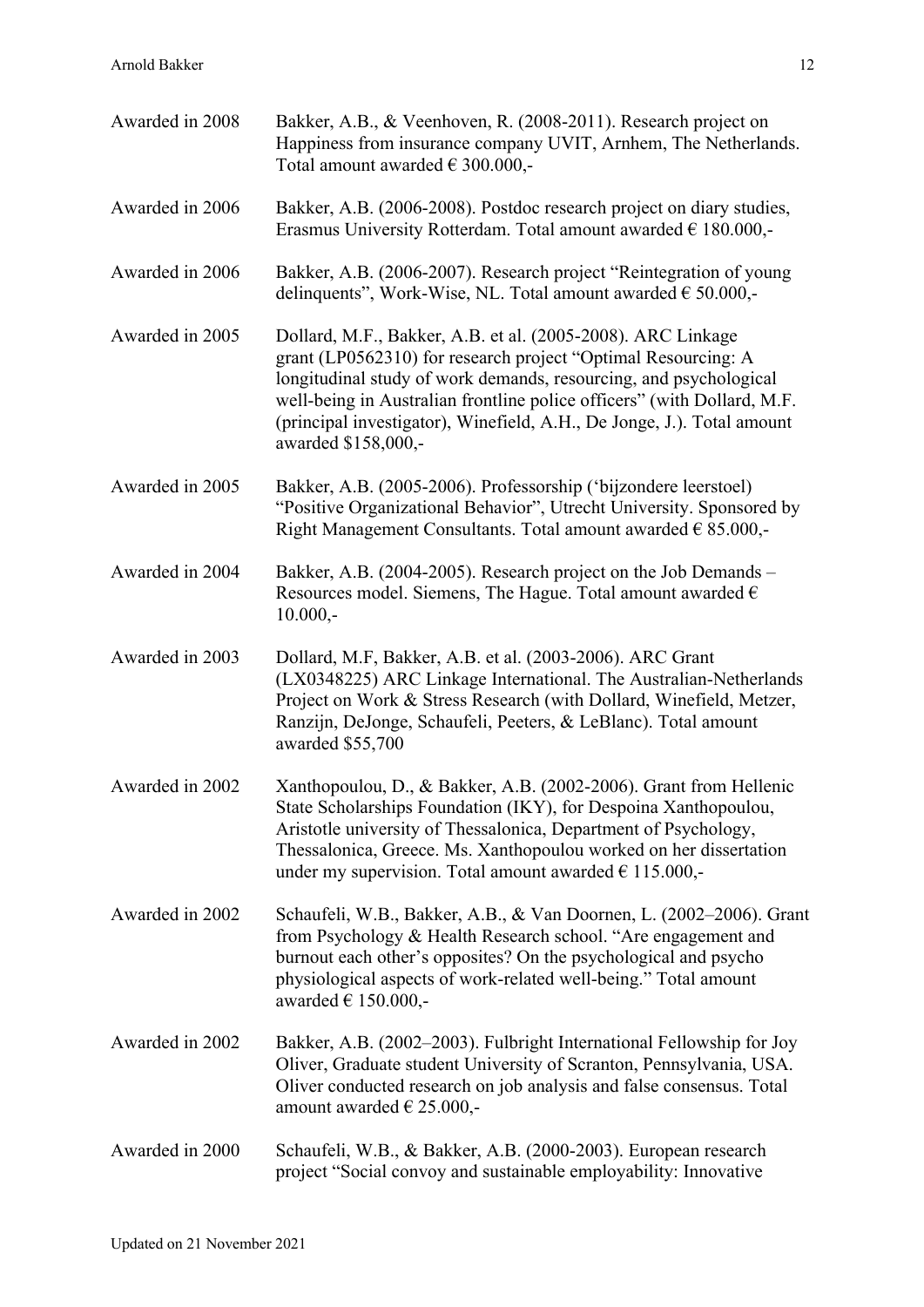Awarded in 2008 Bakker, A.B., & Veenhoven, R. (2008-2011). Research project on Happiness from insurance company UVIT, Arnhem, The Netherlands. Total amount awarded € 300.000,-

Awarded in 2006 Bakker, A.B. (2006-2008). Postdoc research project on diary studies, Erasmus University Rotterdam. Total amount awarded € 180.000,-

Awarded in 2006 Bakker, A.B. (2006-2007). Research project "Reintegration of young delinquents", Work-Wise, NL. Total amount awarded € 50.000,-

Awarded in 2005 Dollard, M.F., Bakker, A.B. et al. (2005-2008). ARC Linkage grant (LP0562310) for research project "Optimal Resourcing: A longitudinal study of work demands, resourcing, and psychological well-being in Australian frontline police officers" (with Dollard, M.F. (principal investigator), Winefield, A.H., De Jonge, J.). Total amount awarded $158,000,-

Awarded in 2005 Bakker, A.B. (2005-2006). Professorship ('bijzondere leerstoel) "Positive Organizational Behavior", Utrecht University. Sponsored by Right Management Consultants. Total amount awarded € 85.000,-

Awarded in 2004 Bakker, A.B. (2004-2005). Research project on the Job Demands – Resources model. Siemens, The Hague. Total amount awarded € 10.000,-

Awarded in 2003 Dollard, M.F, Bakker, A.B. et al. (2003-2006). ARC Grant (LX0348225) ARC Linkage International. The Australian-Netherlands Project on Work & Stress Research (with Dollard, Winefield, Metzer, Ranzijn, DeJonge, Schaufeli, Peeters, & LeBlanc). Total amount awarded $55,700

Awarded in 2002 Xanthopoulou, D., & Bakker, A.B. (2002-2006). Grant from Hellenic State Scholarships Foundation (IKY), for Despoina Xanthopoulou, Aristotle university of Thessalonica, Department of Psychology, Thessalonica, Greece. Ms. Xanthopoulou worked on her dissertation under my supervision. Total amount awarded € 115.000,-

Awarded in 2002 Schaufeli, W.B., Bakker, A.B., & Van Doornen, L. (2002–2006). Grant from Psychology & Health Research school. "Are engagement and burnout each other's opposites? On the psychological and psycho physiological aspects of work-related well-being." Total amount awarded € 150.000,-

Awarded in 2002 Bakker, A.B. (2002–2003). Fulbright International Fellowship for Joy Oliver, Graduate student University of Scranton, Pennsylvania, USA. Oliver conducted research on job analysis and false consensus. Total amount awarded € 25.000,-

Awarded in 2000 Schaufeli, W.B., & Bakker, A.B. (2000-2003). European research project "Social convoy and sustainable employability: Innovative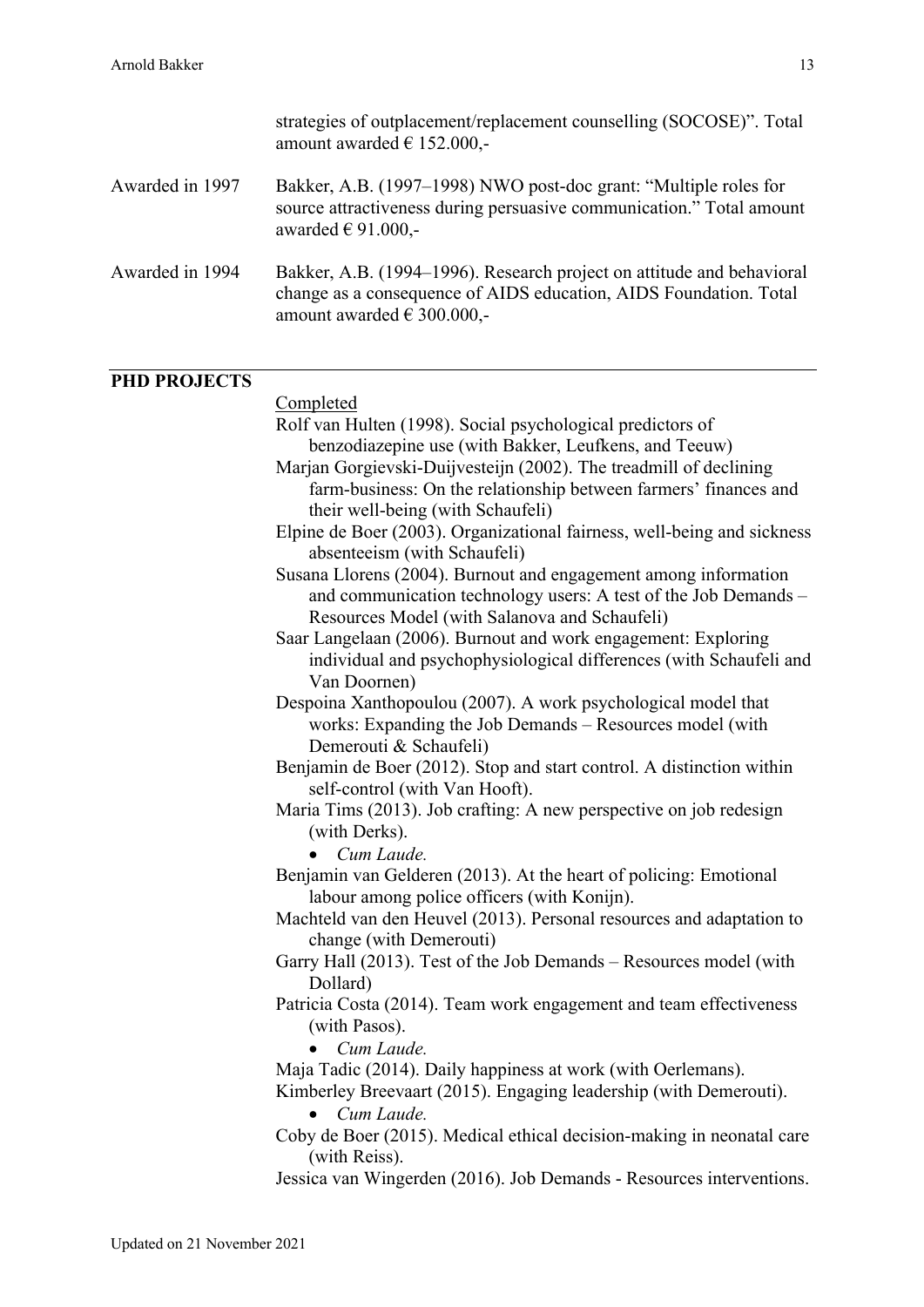strategies of outplacement/replacement counselling (SOCOSE)". Total amount awarded € 152.000,-

Awarded in 1997 — Bakker, A.B. (1997–1998) NWO post-doc grant: "Multiple roles for source attractiveness during persuasive communication." Total amount awarded € 91.000,-

Awarded in 1994 — Bakker, A.B. (1994–1996). Research project on attitude and behavioral change as a consequence of AIDS education, AIDS Foundation. Total amount awarded € 300.000,-

## PHD PROJECTS

Completed

Rolf van Hulten (1998). Social psychological predictors of benzodiazepine use (with Bakker, Leufkens, and Teeuw)

Marjan Gorgievski-Duijvesteijn (2002). The treadmill of declining farm-business: On the relationship between farmers' finances and their well-being (with Schaufeli)

Elpine de Boer (2003). Organizational fairness, well-being and sickness absenteeism (with Schaufeli)

Susana Llorens (2004). Burnout and engagement among information and communication technology users: A test of the Job Demands – Resources Model (with Salanova and Schaufeli)

Saar Langelaan (2006). Burnout and work engagement: Exploring individual and psychophysiological differences (with Schaufeli and Van Doornen)

Despoina Xanthopoulou (2007). A work psychological model that works: Expanding the Job Demands – Resources model (with Demerouti & Schaufeli)

Benjamin de Boer (2012). Stop and start control. A distinction within self-control (with Van Hooft).

Maria Tims (2013). Job crafting: A new perspective on job redesign (with Derks).
- *Cum Laude.*

Benjamin van Gelderen (2013). At the heart of policing: Emotional labour among police officers (with Konijn).

Machteld van den Heuvel (2013). Personal resources and adaptation to change (with Demerouti)

Garry Hall (2013). Test of the Job Demands – Resources model (with Dollard)

Patricia Costa (2014). Team work engagement and team effectiveness (with Pasos).
- *Cum Laude.*

Maja Tadic (2014). Daily happiness at work (with Oerlemans).

Kimberley Breevaart (2015). Engaging leadership (with Demerouti).
- *Cum Laude.*

Coby de Boer (2015). Medical ethical decision-making in neonatal care (with Reiss).

Jessica van Wingerden (2016). Job Demands - Resources interventions.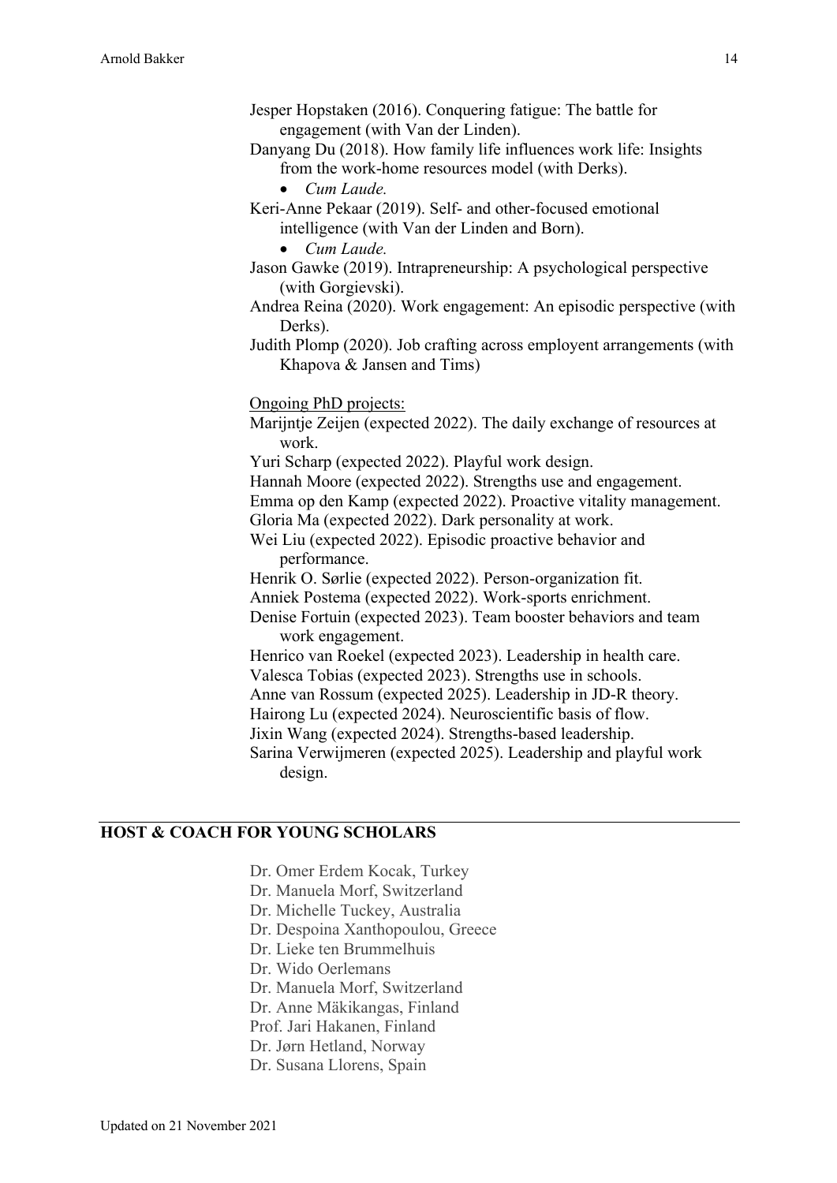Jesper Hopstaken (2016). Conquering fatigue: The battle for engagement (with Van der Linden).

Danyang Du (2018). How family life influences work life: Insights from the work-home resources model (with Derks).

- *Cum Laude.*

Keri-Anne Pekaar (2019). Self- and other-focused emotional intelligence (with Van der Linden and Born).

- *Cum Laude.*

Jason Gawke (2019). Intrapreneurship: A psychological perspective (with Gorgievski).

Andrea Reina (2020). Work engagement: An episodic perspective (with Derks).

Judith Plomp (2020). Job crafting across employent arrangements (with Khapova & Jansen and Tims)

Ongoing PhD projects:

Marijntje Zeijen (expected 2022). The daily exchange of resources at work.

Yuri Scharp (expected 2022). Playful work design.

Hannah Moore (expected 2022). Strengths use and engagement.

Emma op den Kamp (expected 2022). Proactive vitality management.

Gloria Ma (expected 2022). Dark personality at work.

Wei Liu (expected 2022). Episodic proactive behavior and performance.

Henrik O. Sørlie (expected 2022). Person-organization fit.

Anniek Postema (expected 2022). Work-sports enrichment.

Denise Fortuin (expected 2023). Team booster behaviors and team work engagement.

Henrico van Roekel (expected 2023). Leadership in health care.

Valesca Tobias (expected 2023). Strengths use in schools.

Anne van Rossum (expected 2025). Leadership in JD-R theory.

Hairong Lu (expected 2024). Neuroscientific basis of flow.

Jixin Wang (expected 2024). Strengths-based leadership.

Sarina Verwijmeren (expected 2025). Leadership and playful work design.

## HOST & COACH FOR YOUNG SCHOLARS

Dr. Omer Erdem Kocak, Turkey

Dr. Manuela Morf, Switzerland

Dr. Michelle Tuckey, Australia

Dr. Despoina Xanthopoulou, Greece

Dr. Lieke ten Brummelhuis

Dr. Wido Oerlemans

Dr. Manuela Morf, Switzerland

Dr. Anne Mäkikangas, Finland

Prof. Jari Hakanen, Finland

Dr. Jørn Hetland, Norway

Dr. Susana Llorens, Spain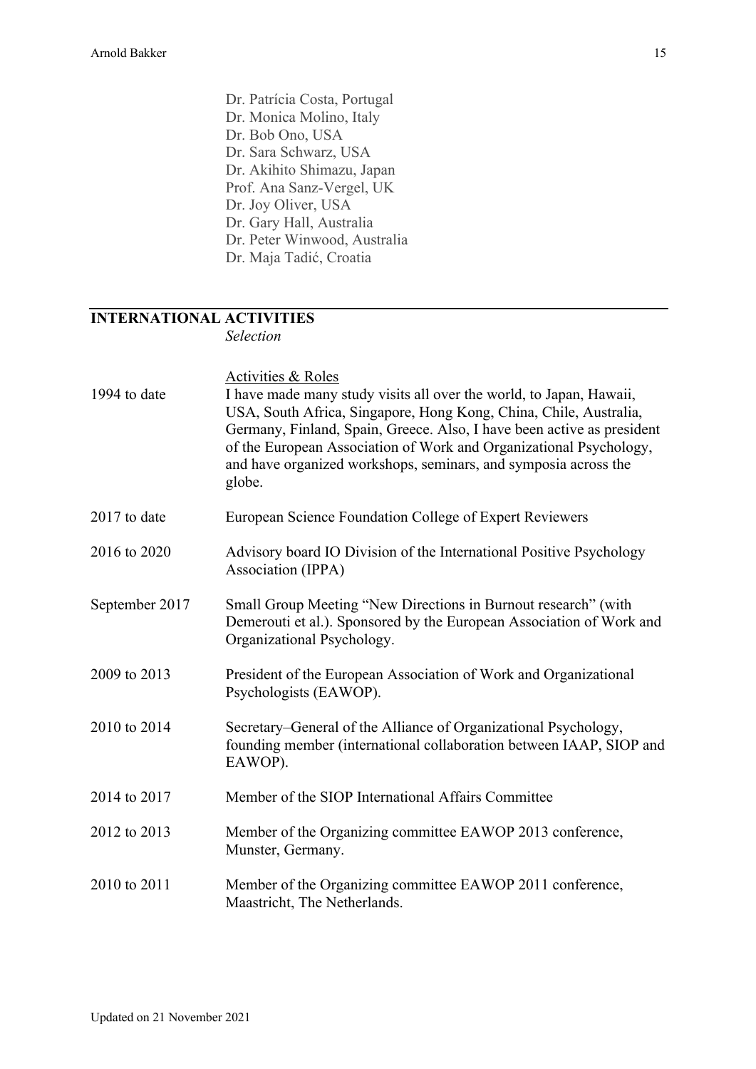Dr. Patrícia Costa, Portugal
Dr. Monica Molino, Italy
Dr. Bob Ono, USA
Dr. Sara Schwarz, USA
Dr. Akihito Shimazu, Japan
Prof. Ana Sanz-Vergel, UK
Dr. Joy Oliver, USA
Dr. Gary Hall, Australia
Dr. Peter Winwood, Australia
Dr. Maja Tadić, Croatia

## INTERNATIONAL ACTIVITIES

*Selection*

| | |
|---|---|
| | Activities & Roles |
| 1994 to date | I have made many study visits all over the world, to Japan, Hawaii, USA, South Africa, Singapore, Hong Kong, China, Chile, Australia, Germany, Finland, Spain, Greece. Also, I have been active as president of the European Association of Work and Organizational Psychology, and have organized workshops, seminars, and symposia across the globe. |
| 2017 to date | European Science Foundation College of Expert Reviewers |
| 2016 to 2020 | Advisory board IO Division of the International Positive Psychology Association (IPPA) |
| September 2017 | Small Group Meeting "New Directions in Burnout research" (with Demerouti et al.). Sponsored by the European Association of Work and Organizational Psychology. |
| 2009 to 2013 | President of the European Association of Work and Organizational Psychologists (EAWOP). |
| 2010 to 2014 | Secretary–General of the Alliance of Organizational Psychology, founding member (international collaboration between IAAP, SIOP and EAWOP). |
| 2014 to 2017 | Member of the SIOP International Affairs Committee |
| 2012 to 2013 | Member of the Organizing committee EAWOP 2013 conference, Munster, Germany. |
| 2010 to 2011 | Member of the Organizing committee EAWOP 2011 conference, Maastricht, The Netherlands. |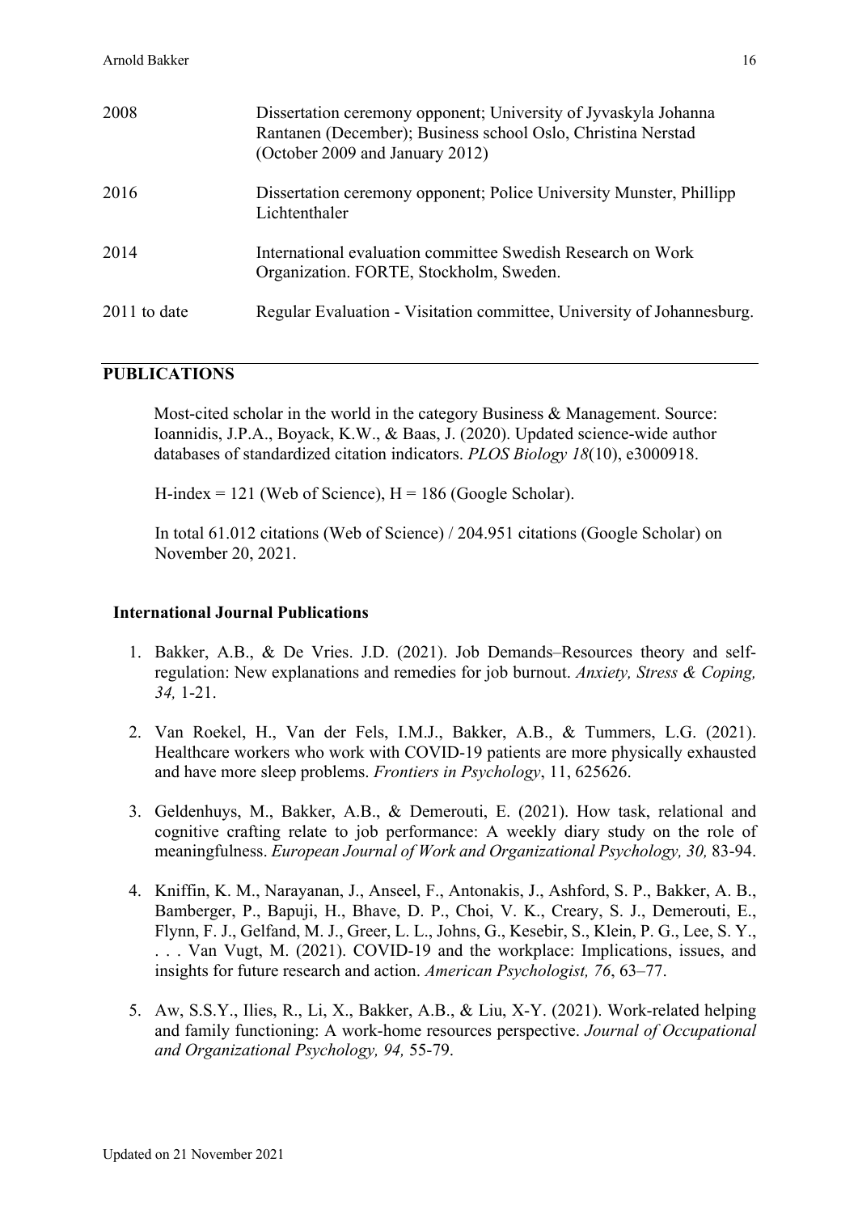| | |
|---|---|
| 2008 | Dissertation ceremony opponent; University of Jyvaskyla Johanna Rantanen (December); Business school Oslo, Christina Nerstad (October 2009 and January 2012) |
| 2016 | Dissertation ceremony opponent; Police University Munster, Phillipp Lichtenthaler |
| 2014 | International evaluation committee Swedish Research on Work Organization. FORTE, Stockholm, Sweden. |
| 2011 to date | Regular Evaluation - Visitation committee, University of Johannesburg. |

## PUBLICATIONS

Most-cited scholar in the world in the category Business & Management. Source: Ioannidis, J.P.A., Boyack, K.W., & Baas, J. (2020). Updated science-wide author databases of standardized citation indicators. *PLOS Biology 18*(10), e3000918.

H-index = 121 (Web of Science), H = 186 (Google Scholar).

In total 61.012 citations (Web of Science) / 204.951 citations (Google Scholar) on November 20, 2021.

### International Journal Publications

1. Bakker, A.B., & De Vries. J.D. (2021). Job Demands–Resources theory and self-regulation: New explanations and remedies for job burnout. *Anxiety, Stress & Coping, 34,* 1-21.

2. Van Roekel, H., Van der Fels, I.M.J., Bakker, A.B., & Tummers, L.G. (2021). Healthcare workers who work with COVID-19 patients are more physically exhausted and have more sleep problems. *Frontiers in Psychology*, 11, 625626.

3. Geldenhuys, M., Bakker, A.B., & Demerouti, E. (2021). How task, relational and cognitive crafting relate to job performance: A weekly diary study on the role of meaningfulness. *European Journal of Work and Organizational Psychology, 30,* 83-94.

4. Kniffin, K. M., Narayanan, J., Anseel, F., Antonakis, J., Ashford, S. P., Bakker, A. B., Bamberger, P., Bapuji, H., Bhave, D. P., Choi, V. K., Creary, S. J., Demerouti, E., Flynn, F. J., Gelfand, M. J., Greer, L. L., Johns, G., Kesebir, S., Klein, P. G., Lee, S. Y., . . . Van Vugt, M. (2021). COVID-19 and the workplace: Implications, issues, and insights for future research and action. *American Psychologist, 76*, 63–77.

5. Aw, S.S.Y., Ilies, R., Li, X., Bakker, A.B., & Liu, X-Y. (2021). Work-related helping and family functioning: A work-home resources perspective. *Journal of Occupational and Organizational Psychology, 94,* 55-79.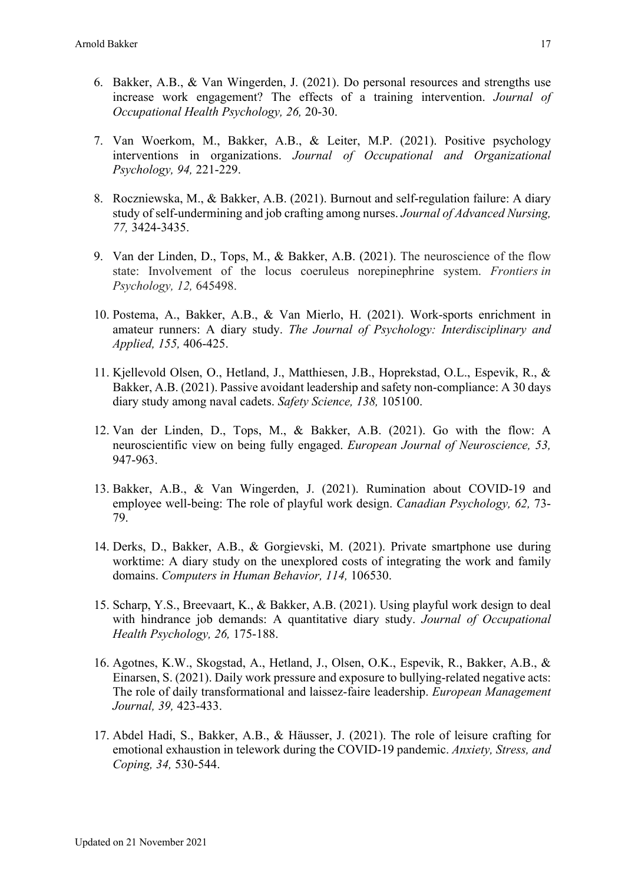6. Bakker, A.B., & Van Wingerden, J. (2021). Do personal resources and strengths use increase work engagement? The effects of a training intervention. *Journal of Occupational Health Psychology, 26,* 20-30.

7. Van Woerkom, M., Bakker, A.B., & Leiter, M.P. (2021). Positive psychology interventions in organizations. *Journal of Occupational and Organizational Psychology, 94,* 221-229.

8. Roczniewska, M., & Bakker, A.B. (2021). Burnout and self-regulation failure: A diary study of self-undermining and job crafting among nurses. *Journal of Advanced Nursing, 77,* 3424-3435.

9. Van der Linden, D., Tops, M., & Bakker, A.B. (2021). The neuroscience of the flow state: Involvement of the locus coeruleus norepinephrine system. *Frontiers in Psychology, 12,* 645498.

10. Postema, A., Bakker, A.B., & Van Mierlo, H. (2021). Work-sports enrichment in amateur runners: A diary study. *The Journal of Psychology: Interdisciplinary and Applied, 155,* 406-425.

11. Kjellevold Olsen, O., Hetland, J., Matthiesen, J.B., Hoprekstad, O.L., Espevik, R., & Bakker, A.B. (2021). Passive avoidant leadership and safety non-compliance: A 30 days diary study among naval cadets. *Safety Science, 138,* 105100.

12. Van der Linden, D., Tops, M., & Bakker, A.B. (2021). Go with the flow: A neuroscientific view on being fully engaged. *European Journal of Neuroscience, 53,* 947-963.

13. Bakker, A.B., & Van Wingerden, J. (2021). Rumination about COVID-19 and employee well-being: The role of playful work design. *Canadian Psychology, 62,* 73-79.

14. Derks, D., Bakker, A.B., & Gorgievski, M. (2021). Private smartphone use during worktime: A diary study on the unexplored costs of integrating the work and family domains. *Computers in Human Behavior, 114,* 106530.

15. Scharp, Y.S., Breevaart, K., & Bakker, A.B. (2021). Using playful work design to deal with hindrance job demands: A quantitative diary study. *Journal of Occupational Health Psychology, 26,* 175-188.

16. Agotnes, K.W., Skogstad, A., Hetland, J., Olsen, O.K., Espevik, R., Bakker, A.B., & Einarsen, S. (2021). Daily work pressure and exposure to bullying-related negative acts: The role of daily transformational and laissez-faire leadership. *European Management Journal, 39,* 423-433.

17. Abdel Hadi, S., Bakker, A.B., & Häusser, J. (2021). The role of leisure crafting for emotional exhaustion in telework during the COVID-19 pandemic. *Anxiety, Stress, and Coping, 34,* 530-544.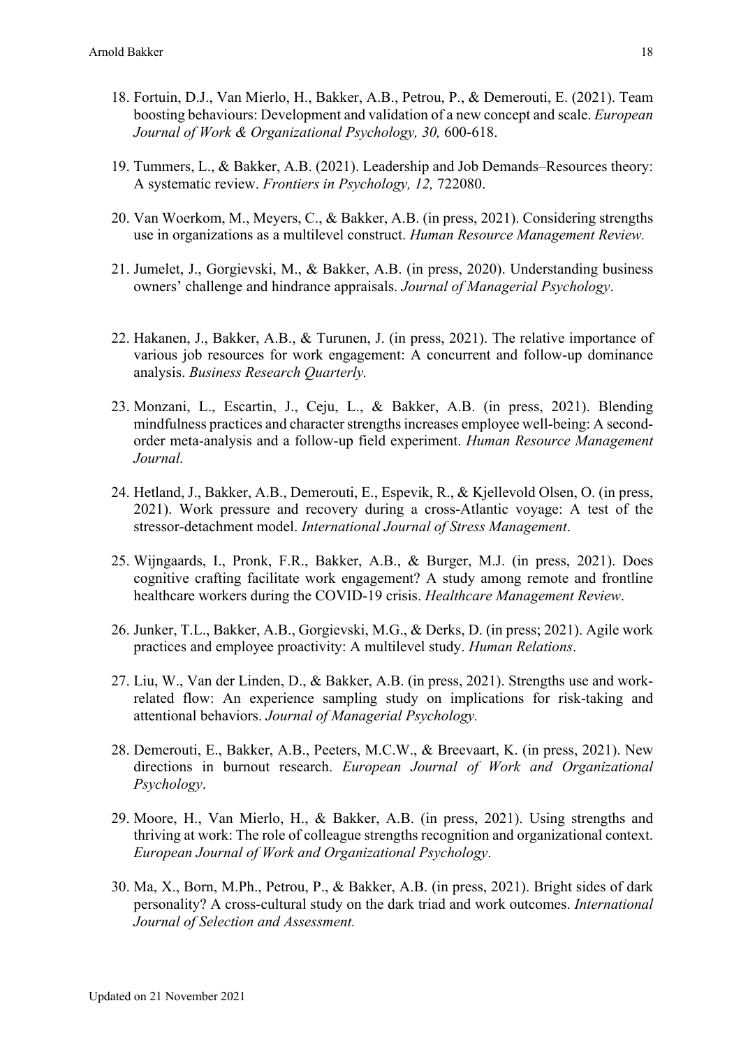18. Fortuin, D.J., Van Mierlo, H., Bakker, A.B., Petrou, P., & Demerouti, E. (2021). Team boosting behaviours: Development and validation of a new concept and scale. *European Journal of Work & Organizational Psychology, 30,* 600-618.

19. Tummers, L., & Bakker, A.B. (2021). Leadership and Job Demands–Resources theory: A systematic review. *Frontiers in Psychology, 12,* 722080.

20. Van Woerkom, M., Meyers, C., & Bakker, A.B. (in press, 2021). Considering strengths use in organizations as a multilevel construct. *Human Resource Management Review.*

21. Jumelet, J., Gorgievski, M., & Bakker, A.B. (in press, 2020). Understanding business owners' challenge and hindrance appraisals. *Journal of Managerial Psychology*.

22. Hakanen, J., Bakker, A.B., & Turunen, J. (in press, 2021). The relative importance of various job resources for work engagement: A concurrent and follow-up dominance analysis. *Business Research Quarterly.*

23. Monzani, L., Escartin, J., Ceju, L., & Bakker, A.B. (in press, 2021). Blending mindfulness practices and character strengths increases employee well-being: A second-order meta-analysis and a follow-up field experiment. *Human Resource Management Journal.*

24. Hetland, J., Bakker, A.B., Demerouti, E., Espevik, R., & Kjellevold Olsen, O. (in press, 2021). Work pressure and recovery during a cross-Atlantic voyage: A test of the stressor-detachment model. *International Journal of Stress Management*.

25. Wijngaards, I., Pronk, F.R., Bakker, A.B., & Burger, M.J. (in press, 2021). Does cognitive crafting facilitate work engagement? A study among remote and frontline healthcare workers during the COVID-19 crisis. *Healthcare Management Review*.

26. Junker, T.L., Bakker, A.B., Gorgievski, M.G., & Derks, D. (in press; 2021). Agile work practices and employee proactivity: A multilevel study. *Human Relations*.

27. Liu, W., Van der Linden, D., & Bakker, A.B. (in press, 2021). Strengths use and work-related flow: An experience sampling study on implications for risk-taking and attentional behaviors. *Journal of Managerial Psychology.*

28. Demerouti, E., Bakker, A.B., Peeters, M.C.W., & Breevaart, K. (in press, 2021). New directions in burnout research. *European Journal of Work and Organizational Psychology*.

29. Moore, H., Van Mierlo, H., & Bakker, A.B. (in press, 2021). Using strengths and thriving at work: The role of colleague strengths recognition and organizational context. *European Journal of Work and Organizational Psychology*.

30. Ma, X., Born, M.Ph., Petrou, P., & Bakker, A.B. (in press, 2021). Bright sides of dark personality? A cross-cultural study on the dark triad and work outcomes. *International Journal of Selection and Assessment.*

Updated on 21 November 2021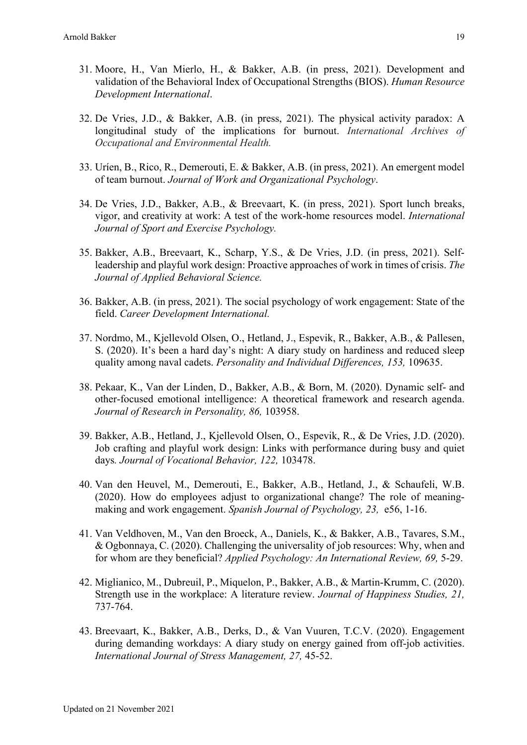31. Moore, H., Van Mierlo, H., & Bakker, A.B. (in press, 2021). Development and validation of the Behavioral Index of Occupational Strengths (BIOS). *Human Resource Development International*.

32. De Vries, J.D., & Bakker, A.B. (in press, 2021). The physical activity paradox: A longitudinal study of the implications for burnout. *International Archives of Occupational and Environmental Health.*

33. Uríen, B., Rico, R., Demerouti, E. & Bakker, A.B. (in press, 2021). An emergent model of team burnout. *Journal of Work and Organizational Psychology*.

34. De Vries, J.D., Bakker, A.B., & Breevaart, K. (in press, 2021). Sport lunch breaks, vigor, and creativity at work: A test of the work-home resources model. *International Journal of Sport and Exercise Psychology.*

35. Bakker, A.B., Breevaart, K., Scharp, Y.S., & De Vries, J.D. (in press, 2021). Self-leadership and playful work design: Proactive approaches of work in times of crisis. *The Journal of Applied Behavioral Science.*

36. Bakker, A.B. (in press, 2021). The social psychology of work engagement: State of the field. *Career Development International.*

37. Nordmo, M., Kjellevold Olsen, O., Hetland, J., Espevik, R., Bakker, A.B., & Pallesen, S. (2020). It's been a hard day's night: A diary study on hardiness and reduced sleep quality among naval cadets. *Personality and Individual Differences, 153,* 109635.

38. Pekaar, K., Van der Linden, D., Bakker, A.B., & Born, M. (2020). Dynamic self- and other-focused emotional intelligence: A theoretical framework and research agenda. *Journal of Research in Personality, 86,* 103958.

39. Bakker, A.B., Hetland, J., Kjellevold Olsen, O., Espevik, R., & De Vries, J.D. (2020). Job crafting and playful work design: Links with performance during busy and quiet days*. Journal of Vocational Behavior, 122,* 103478.

40. Van den Heuvel, M., Demerouti, E., Bakker, A.B., Hetland, J., & Schaufeli, W.B. (2020). How do employees adjust to organizational change? The role of meaning-making and work engagement. *Spanish Journal of Psychology, 23,* e56, 1-16.

41. Van Veldhoven, M., Van den Broeck, A., Daniels, K., & Bakker, A.B., Tavares, S.M., & Ogbonnaya, C. (2020). Challenging the universality of job resources: Why, when and for whom are they beneficial? *Applied Psychology: An International Review, 69,* 5-29.

42. Miglianico, M., Dubreuil, P., Miquelon, P., Bakker, A.B., & Martin-Krumm, C. (2020). Strength use in the workplace: A literature review. *Journal of Happiness Studies, 21,* 737-764.

43. Breevaart, K., Bakker, A.B., Derks, D., & Van Vuuren, T.C.V. (2020). Engagement during demanding workdays: A diary study on energy gained from off-job activities. *International Journal of Stress Management, 27,* 45-52.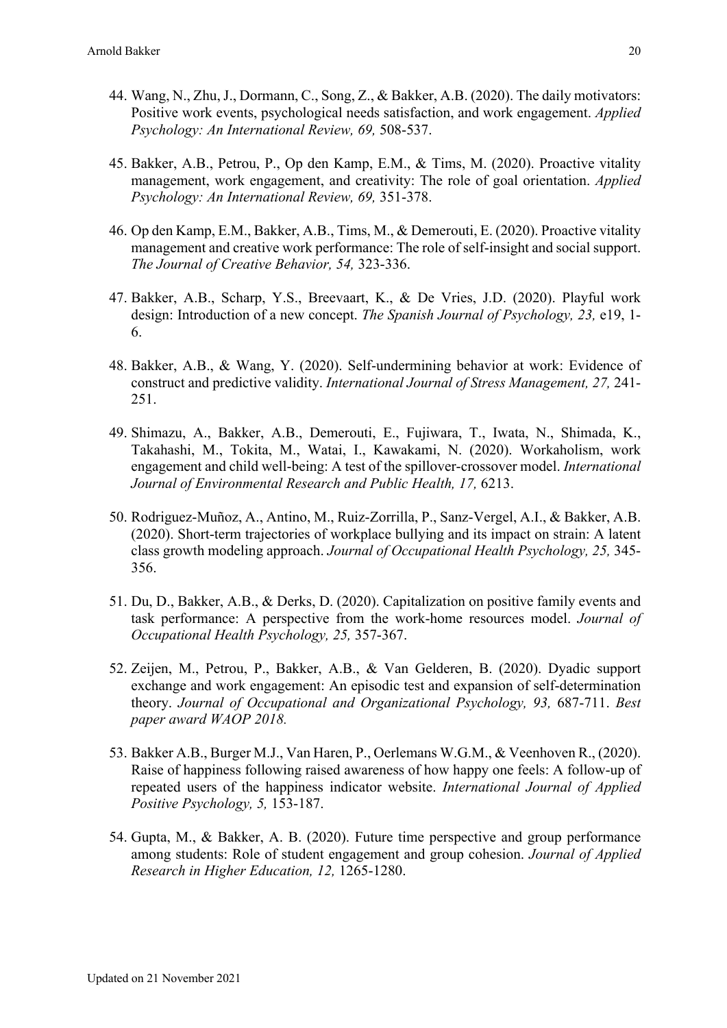44. Wang, N., Zhu, J., Dormann, C., Song, Z., & Bakker, A.B. (2020). The daily motivators: Positive work events, psychological needs satisfaction, and work engagement. *Applied Psychology: An International Review, 69,* 508-537.

45. Bakker, A.B., Petrou, P., Op den Kamp, E.M., & Tims, M. (2020). Proactive vitality management, work engagement, and creativity: The role of goal orientation. *Applied Psychology: An International Review, 69,* 351-378.

46. Op den Kamp, E.M., Bakker, A.B., Tims, M., & Demerouti, E. (2020). Proactive vitality management and creative work performance: The role of self-insight and social support. *The Journal of Creative Behavior, 54,* 323-336.

47. Bakker, A.B., Scharp, Y.S., Breevaart, K., & De Vries, J.D. (2020). Playful work design: Introduction of a new concept. *The Spanish Journal of Psychology, 23,* e19, 1-6.

48. Bakker, A.B., & Wang, Y. (2020). Self-undermining behavior at work: Evidence of construct and predictive validity. *International Journal of Stress Management, 27,* 241-251.

49. Shimazu, A., Bakker, A.B., Demerouti, E., Fujiwara, T., Iwata, N., Shimada, K., Takahashi, M., Tokita, M., Watai, I., Kawakami, N. (2020). Workaholism, work engagement and child well-being: A test of the spillover-crossover model. *International Journal of Environmental Research and Public Health, 17,* 6213.

50. Rodriguez-Muñoz, A., Antino, M., Ruiz-Zorrilla, P., Sanz-Vergel, A.I., & Bakker, A.B. (2020). Short-term trajectories of workplace bullying and its impact on strain: A latent class growth modeling approach. *Journal of Occupational Health Psychology, 25,* 345-356.

51. Du, D., Bakker, A.B., & Derks, D. (2020). Capitalization on positive family events and task performance: A perspective from the work-home resources model. *Journal of Occupational Health Psychology, 25,* 357-367.

52. Zeijen, M., Petrou, P., Bakker, A.B., & Van Gelderen, B. (2020). Dyadic support exchange and work engagement: An episodic test and expansion of self-determination theory. *Journal of Occupational and Organizational Psychology, 93,* 687-711. *Best paper award WAOP 2018.*

53. Bakker A.B., Burger M.J., Van Haren, P., Oerlemans W.G.M., & Veenhoven R., (2020). Raise of happiness following raised awareness of how happy one feels: A follow-up of repeated users of the happiness indicator website. *International Journal of Applied Positive Psychology, 5,* 153-187.

54. Gupta, M., & Bakker, A. B. (2020). Future time perspective and group performance among students: Role of student engagement and group cohesion. *Journal of Applied Research in Higher Education, 12,* 1265-1280.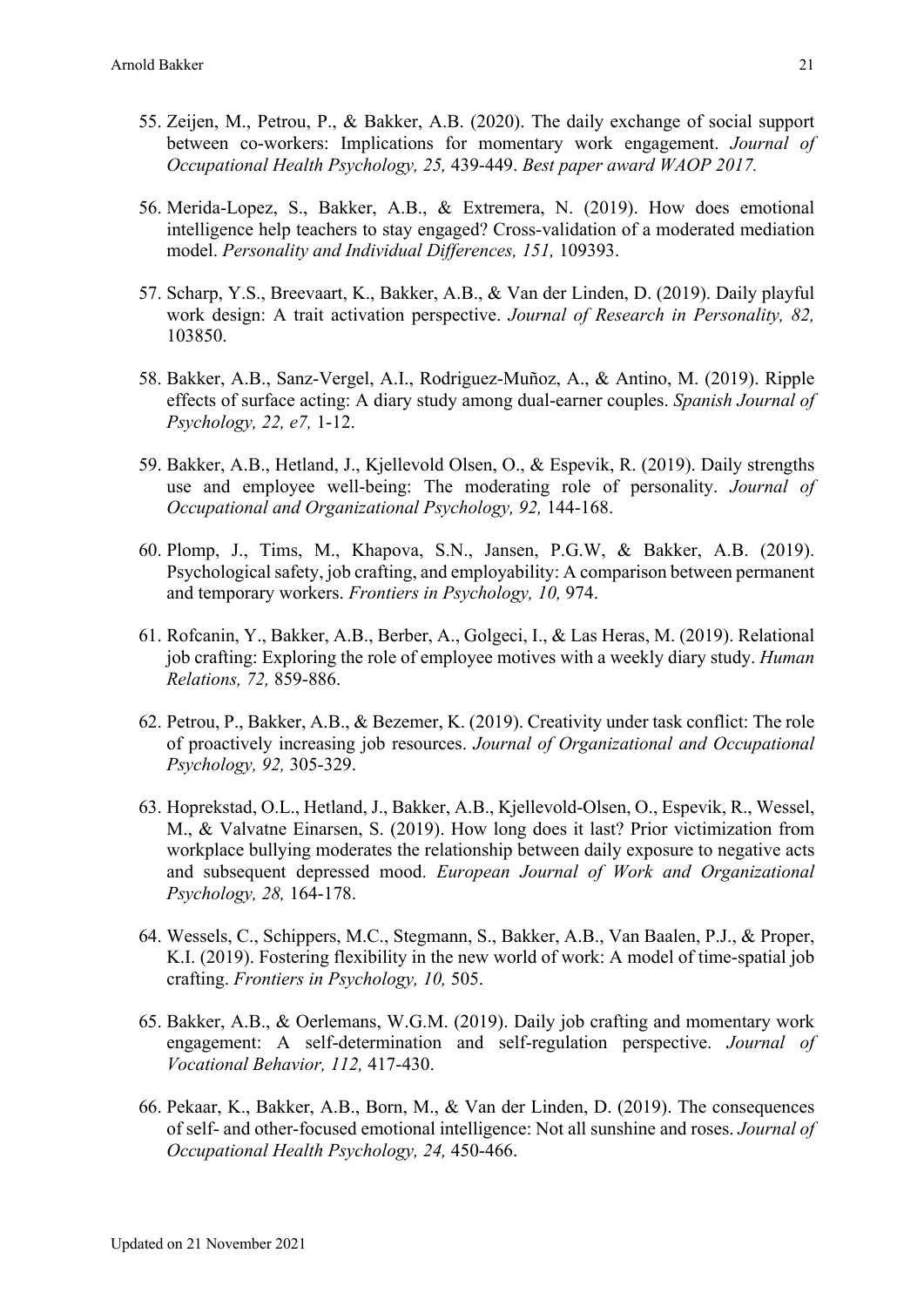55. Zeijen, M., Petrou, P., & Bakker, A.B. (2020). The daily exchange of social support between co-workers: Implications for momentary work engagement. *Journal of Occupational Health Psychology, 25,* 439-449. *Best paper award WAOP 2017.*

56. Merida-Lopez, S., Bakker, A.B., & Extremera, N. (2019). How does emotional intelligence help teachers to stay engaged? Cross-validation of a moderated mediation model. *Personality and Individual Differences, 151,* 109393.

57. Scharp, Y.S., Breevaart, K., Bakker, A.B., & Van der Linden, D. (2019). Daily playful work design: A trait activation perspective. *Journal of Research in Personality, 82,* 103850.

58. Bakker, A.B., Sanz-Vergel, A.I., Rodriguez-Muñoz, A., & Antino, M. (2019). Ripple effects of surface acting: A diary study among dual-earner couples. *Spanish Journal of Psychology, 22, e7,* 1-12.

59. Bakker, A.B., Hetland, J., Kjellevold Olsen, O., & Espevik, R. (2019). Daily strengths use and employee well-being: The moderating role of personality. *Journal of Occupational and Organizational Psychology, 92,* 144-168.

60. Plomp, J., Tims, M., Khapova, S.N., Jansen, P.G.W, & Bakker, A.B. (2019). Psychological safety, job crafting, and employability: A comparison between permanent and temporary workers. *Frontiers in Psychology, 10,* 974.

61. Rofcanin, Y., Bakker, A.B., Berber, A., Golgeci, I., & Las Heras, M. (2019). Relational job crafting: Exploring the role of employee motives with a weekly diary study. *Human Relations, 72,* 859-886.

62. Petrou, P., Bakker, A.B., & Bezemer, K. (2019). Creativity under task conflict: The role of proactively increasing job resources. *Journal of Organizational and Occupational Psychology, 92,* 305-329.

63. Hoprekstad, O.L., Hetland, J., Bakker, A.B., Kjellevold-Olsen, O., Espevik, R., Wessel, M., & Valvatne Einarsen, S. (2019). How long does it last? Prior victimization from workplace bullying moderates the relationship between daily exposure to negative acts and subsequent depressed mood. *European Journal of Work and Organizational Psychology, 28,* 164-178.

64. Wessels, C., Schippers, M.C., Stegmann, S., Bakker, A.B., Van Baalen, P.J., & Proper, K.I. (2019). Fostering flexibility in the new world of work: A model of time-spatial job crafting. *Frontiers in Psychology, 10,* 505.

65. Bakker, A.B., & Oerlemans, W.G.M. (2019). Daily job crafting and momentary work engagement: A self-determination and self-regulation perspective. *Journal of Vocational Behavior, 112,* 417-430.

66. Pekaar, K., Bakker, A.B., Born, M., & Van der Linden, D. (2019). The consequences of self- and other-focused emotional intelligence: Not all sunshine and roses. *Journal of Occupational Health Psychology, 24,* 450-466.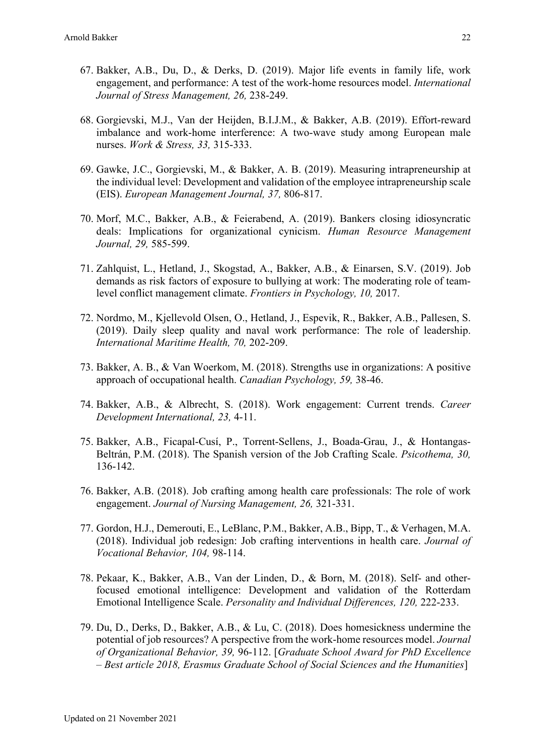67. Bakker, A.B., Du, D., & Derks, D. (2019). Major life events in family life, work engagement, and performance: A test of the work-home resources model. *International Journal of Stress Management, 26,* 238-249.

68. Gorgievski, M.J., Van der Heijden, B.I.J.M., & Bakker, A.B. (2019). Effort-reward imbalance and work-home interference: A two-wave study among European male nurses. *Work & Stress, 33,* 315-333.

69. Gawke, J.C., Gorgievski, M., & Bakker, A. B. (2019). Measuring intrapreneurship at the individual level: Development and validation of the employee intrapreneurship scale (EIS). *European Management Journal, 37,* 806-817.

70. Morf, M.C., Bakker, A.B., & Feierabend, A. (2019). Bankers closing idiosyncratic deals: Implications for organizational cynicism. *Human Resource Management Journal, 29,* 585-599.

71. Zahlquist, L., Hetland, J., Skogstad, A., Bakker, A.B., & Einarsen, S.V. (2019). Job demands as risk factors of exposure to bullying at work: The moderating role of team-level conflict management climate. *Frontiers in Psychology, 10,* 2017.

72. Nordmo, M., Kjellevold Olsen, O., Hetland, J., Espevik, R., Bakker, A.B., Pallesen, S. (2019). Daily sleep quality and naval work performance: The role of leadership. *International Maritime Health, 70,* 202-209.

73. Bakker, A. B., & Van Woerkom, M. (2018). Strengths use in organizations: A positive approach of occupational health. *Canadian Psychology, 59,* 38-46.

74. Bakker, A.B., & Albrecht, S. (2018). Work engagement: Current trends. *Career Development International, 23,* 4-11.

75. Bakker, A.B., Ficapal-Cusí, P., Torrent-Sellens, J., Boada-Grau, J., & Hontangas-Beltrán, P.M. (2018). The Spanish version of the Job Crafting Scale. *Psicothema, 30,* 136-142.

76. Bakker, A.B. (2018). Job crafting among health care professionals: The role of work engagement. *Journal of Nursing Management, 26,* 321-331.

77. Gordon, H.J., Demerouti, E., LeBlanc, P.M., Bakker, A.B., Bipp, T., & Verhagen, M.A. (2018). Individual job redesign: Job crafting interventions in health care. *Journal of Vocational Behavior, 104,* 98-114.

78. Pekaar, K., Bakker, A.B., Van der Linden, D., & Born, M. (2018). Self- and other-focused emotional intelligence: Development and validation of the Rotterdam Emotional Intelligence Scale. *Personality and Individual Differences, 120,* 222-233.

79. Du, D., Derks, D., Bakker, A.B., & Lu, C. (2018). Does homesickness undermine the potential of job resources? A perspective from the work-home resources model. *Journal of Organizational Behavior, 39,* 96-112. [*Graduate School Award for PhD Excellence – Best article 2018, Erasmus Graduate School of Social Sciences and the Humanities*]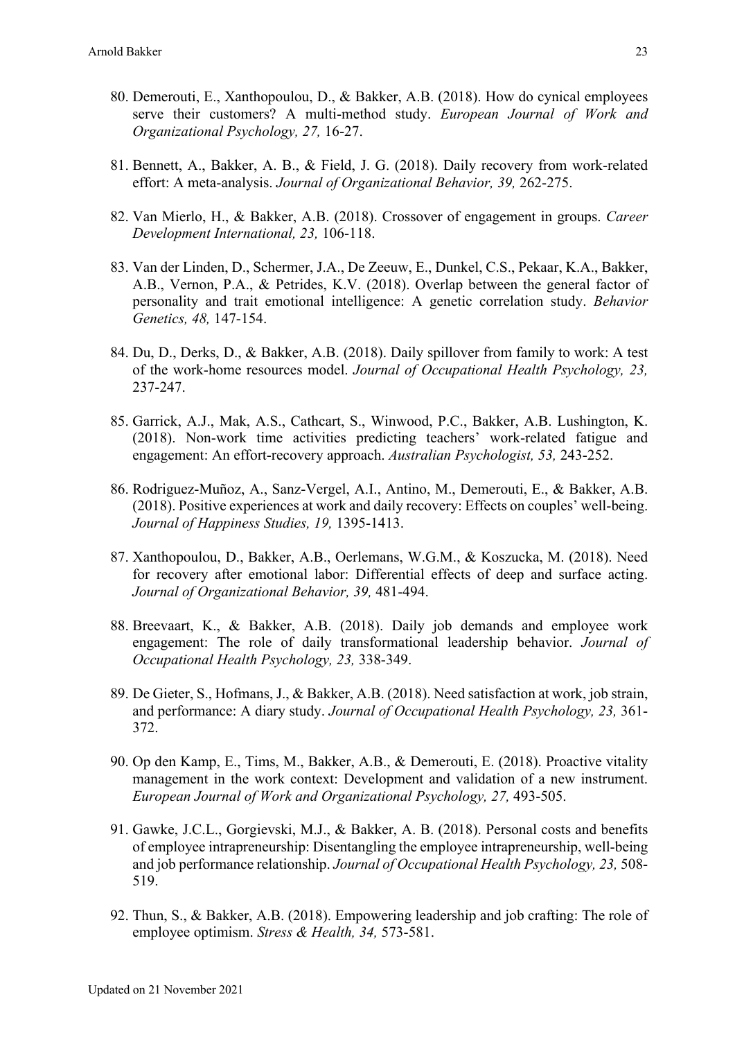80. Demerouti, E., Xanthopoulou, D., & Bakker, A.B. (2018). How do cynical employees serve their customers? A multi-method study. *European Journal of Work and Organizational Psychology, 27,* 16-27.

81. Bennett, A., Bakker, A. B., & Field, J. G. (2018). Daily recovery from work-related effort: A meta-analysis. *Journal of Organizational Behavior, 39,* 262-275.

82. Van Mierlo, H., & Bakker, A.B. (2018). Crossover of engagement in groups. *Career Development International, 23,* 106-118.

83. Van der Linden, D., Schermer, J.A., De Zeeuw, E., Dunkel, C.S., Pekaar, K.A., Bakker, A.B., Vernon, P.A., & Petrides, K.V. (2018). Overlap between the general factor of personality and trait emotional intelligence: A genetic correlation study. *Behavior Genetics, 48,* 147-154.

84. Du, D., Derks, D., & Bakker, A.B. (2018). Daily spillover from family to work: A test of the work-home resources model. *Journal of Occupational Health Psychology, 23,* 237-247.

85. Garrick, A.J., Mak, A.S., Cathcart, S., Winwood, P.C., Bakker, A.B. Lushington, K. (2018). Non-work time activities predicting teachers' work-related fatigue and engagement: An effort-recovery approach. *Australian Psychologist, 53,* 243-252.

86. Rodriguez-Muñoz, A., Sanz-Vergel, A.I., Antino, M., Demerouti, E., & Bakker, A.B. (2018). Positive experiences at work and daily recovery: Effects on couples' well-being. *Journal of Happiness Studies, 19,* 1395-1413.

87. Xanthopoulou, D., Bakker, A.B., Oerlemans, W.G.M., & Koszucka, M. (2018). Need for recovery after emotional labor: Differential effects of deep and surface acting. *Journal of Organizational Behavior, 39,* 481-494.

88. Breevaart, K., & Bakker, A.B. (2018). Daily job demands and employee work engagement: The role of daily transformational leadership behavior. *Journal of Occupational Health Psychology, 23,* 338-349.

89. De Gieter, S., Hofmans, J., & Bakker, A.B. (2018). Need satisfaction at work, job strain, and performance: A diary study. *Journal of Occupational Health Psychology, 23,* 361-372.

90. Op den Kamp, E., Tims, M., Bakker, A.B., & Demerouti, E. (2018). Proactive vitality management in the work context: Development and validation of a new instrument. *European Journal of Work and Organizational Psychology, 27,* 493-505.

91. Gawke, J.C.L., Gorgievski, M.J., & Bakker, A. B. (2018). Personal costs and benefits of employee intrapreneurship: Disentangling the employee intrapreneurship, well-being and job performance relationship. *Journal of Occupational Health Psychology, 23,* 508-519.

92. Thun, S., & Bakker, A.B. (2018). Empowering leadership and job crafting: The role of employee optimism. *Stress & Health, 34,* 573-581.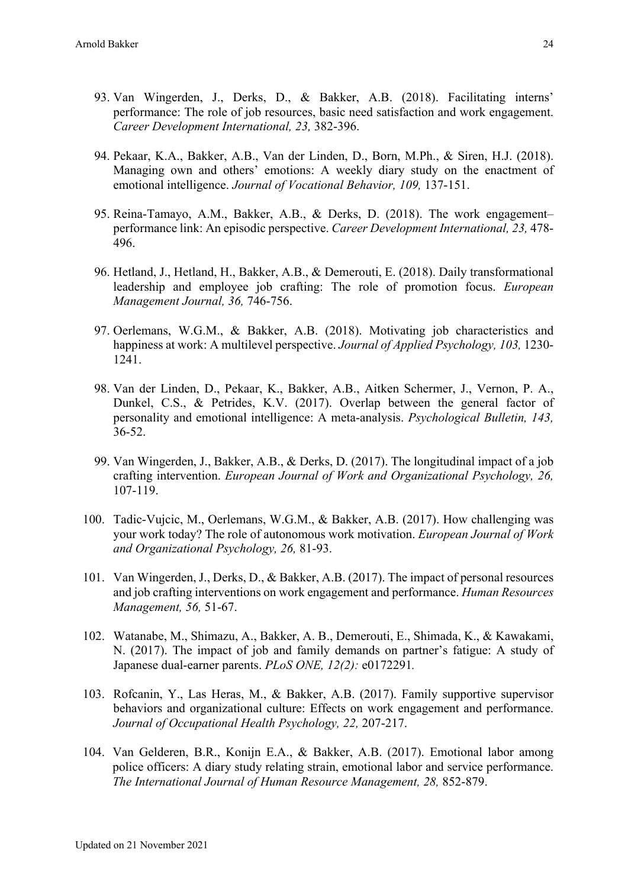93. Van Wingerden, J., Derks, D., & Bakker, A.B. (2018). Facilitating interns' performance: The role of job resources, basic need satisfaction and work engagement. *Career Development International, 23,* 382-396.

94. Pekaar, K.A., Bakker, A.B., Van der Linden, D., Born, M.Ph., & Siren, H.J. (2018). Managing own and others' emotions: A weekly diary study on the enactment of emotional intelligence. *Journal of Vocational Behavior, 109,* 137-151.

95. Reina-Tamayo, A.M., Bakker, A.B., & Derks, D. (2018). The work engagement–performance link: An episodic perspective. *Career Development International, 23,* 478-496.

96. Hetland, J., Hetland, H., Bakker, A.B., & Demerouti, E. (2018). Daily transformational leadership and employee job crafting: The role of promotion focus. *European Management Journal, 36,* 746-756.

97. Oerlemans, W.G.M., & Bakker, A.B. (2018). Motivating job characteristics and happiness at work: A multilevel perspective. *Journal of Applied Psychology, 103,* 1230-1241.

98. Van der Linden, D., Pekaar, K., Bakker, A.B., Aitken Schermer, J., Vernon, P. A., Dunkel, C.S., & Petrides, K.V. (2017). Overlap between the general factor of personality and emotional intelligence: A meta-analysis. *Psychological Bulletin, 143,* 36-52.

99. Van Wingerden, J., Bakker, A.B., & Derks, D. (2017). The longitudinal impact of a job crafting intervention. *European Journal of Work and Organizational Psychology, 26,* 107-119.

100. Tadic-Vujcic, M., Oerlemans, W.G.M., & Bakker, A.B. (2017). How challenging was your work today? The role of autonomous work motivation. *European Journal of Work and Organizational Psychology, 26,* 81-93.

101. Van Wingerden, J., Derks, D., & Bakker, A.B. (2017). The impact of personal resources and job crafting interventions on work engagement and performance. *Human Resources Management, 56,* 51-67.

102. Watanabe, M., Shimazu, A., Bakker, A. B., Demerouti, E., Shimada, K., & Kawakami, N. (2017). The impact of job and family demands on partner's fatigue: A study of Japanese dual-earner parents. *PLoS ONE, 12(2):* e0172291*.*

103. Rofcanin, Y., Las Heras, M., & Bakker, A.B. (2017). Family supportive supervisor behaviors and organizational culture: Effects on work engagement and performance. *Journal of Occupational Health Psychology, 22,* 207-217.

104. Van Gelderen, B.R., Konijn E.A., & Bakker, A.B. (2017). Emotional labor among police officers: A diary study relating strain, emotional labor and service performance. *The International Journal of Human Resource Management, 28,* 852-879.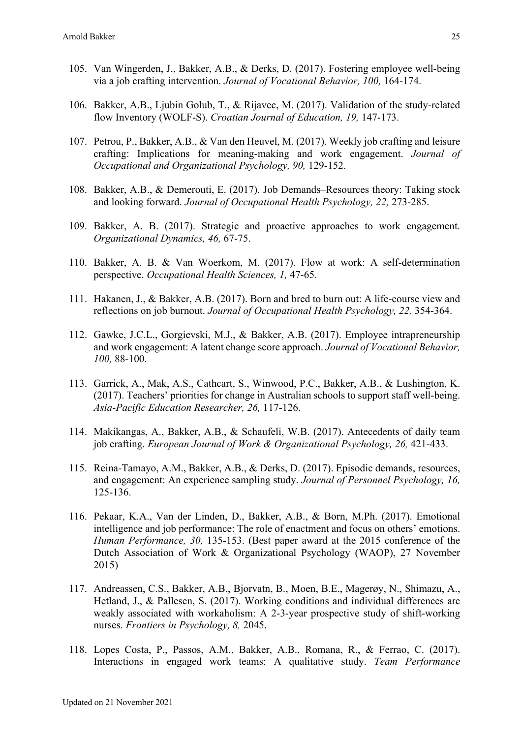105. Van Wingerden, J., Bakker, A.B., & Derks, D. (2017). Fostering employee well-being via a job crafting intervention. *Journal of Vocational Behavior, 100,* 164-174.

106. Bakker, A.B., Ljubin Golub, T., & Rijavec, M. (2017). Validation of the study-related flow Inventory (WOLF-S). *Croatian Journal of Education, 19,* 147-173.

107. Petrou, P., Bakker, A.B., & Van den Heuvel, M. (2017). Weekly job crafting and leisure crafting: Implications for meaning-making and work engagement. *Journal of Occupational and Organizational Psychology, 90,* 129-152.

108. Bakker, A.B., & Demerouti, E. (2017). Job Demands–Resources theory: Taking stock and looking forward. *Journal of Occupational Health Psychology, 22,* 273-285.

109. Bakker, A. B. (2017). Strategic and proactive approaches to work engagement. *Organizational Dynamics, 46,* 67-75.

110. Bakker, A. B. & Van Woerkom, M. (2017). Flow at work: A self-determination perspective. *Occupational Health Sciences, 1,* 47-65.

111. Hakanen, J., & Bakker, A.B. (2017). Born and bred to burn out: A life-course view and reflections on job burnout. *Journal of Occupational Health Psychology, 22,* 354-364.

112. Gawke, J.C.L., Gorgievski, M.J., & Bakker, A.B. (2017). Employee intrapreneurship and work engagement: A latent change score approach. *Journal of Vocational Behavior, 100,* 88-100.

113. Garrick, A., Mak, A.S., Cathcart, S., Winwood, P.C., Bakker, A.B., & Lushington, K. (2017). Teachers' priorities for change in Australian schools to support staff well-being. *Asia-Pacific Education Researcher, 26,* 117-126.

114. Makikangas, A., Bakker, A.B., & Schaufeli, W.B. (2017). Antecedents of daily team job crafting. *European Journal of Work & Organizational Psychology, 26,* 421-433.

115. Reina-Tamayo, A.M., Bakker, A.B., & Derks, D. (2017). Episodic demands, resources, and engagement: An experience sampling study. *Journal of Personnel Psychology, 16,* 125-136.

116. Pekaar, K.A., Van der Linden, D., Bakker, A.B., & Born, M.Ph. (2017). Emotional intelligence and job performance: The role of enactment and focus on others' emotions. *Human Performance, 30,* 135-153. (Best paper award at the 2015 conference of the Dutch Association of Work & Organizational Psychology (WAOP), 27 November 2015)

117. Andreassen, C.S., Bakker, A.B., Bjorvatn, B., Moen, B.E., Magerøy, N., Shimazu, A., Hetland, J., & Pallesen, S. (2017). Working conditions and individual differences are weakly associated with workaholism: A 2-3-year prospective study of shift-working nurses. *Frontiers in Psychology, 8,* 2045.

118. Lopes Costa, P., Passos, A.M., Bakker, A.B., Romana, R., & Ferrao, C. (2017). Interactions in engaged work teams: A qualitative study. *Team Performance*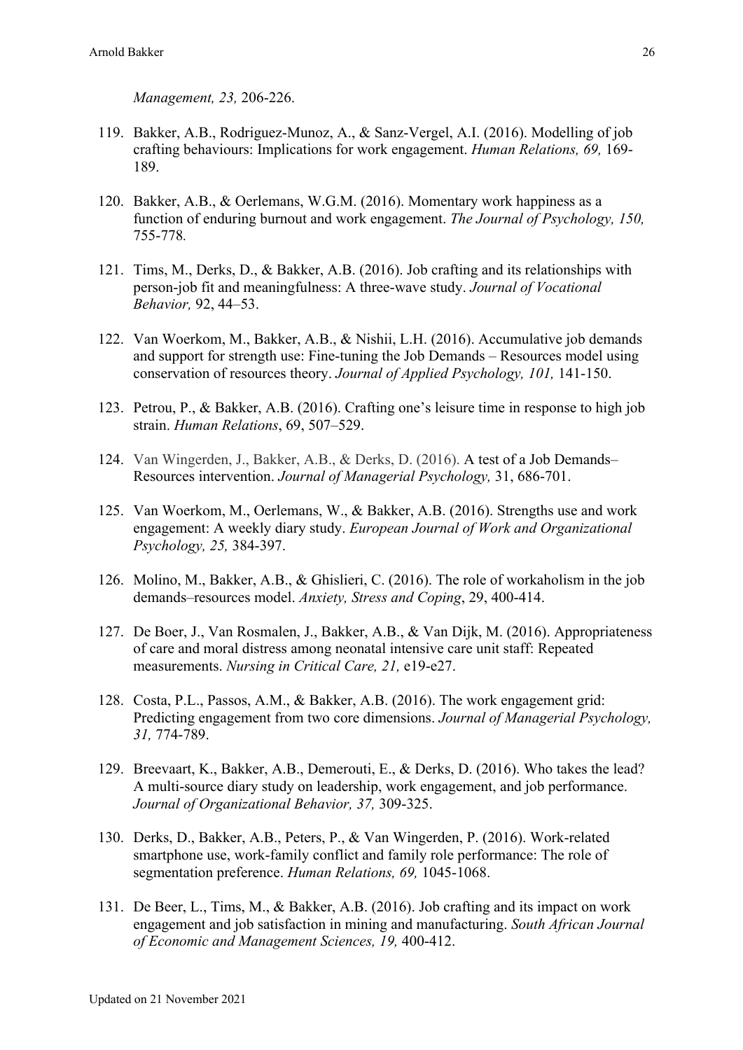*Management, 23,* 206-226.

119. Bakker, A.B., Rodriguez-Munoz, A., & Sanz-Vergel, A.I. (2016). Modelling of job crafting behaviours: Implications for work engagement. *Human Relations, 69,* 169-189.

120. Bakker, A.B., & Oerlemans, W.G.M. (2016). Momentary work happiness as a function of enduring burnout and work engagement. *The Journal of Psychology, 150,* 755-778.

121. Tims, M., Derks, D., & Bakker, A.B. (2016). Job crafting and its relationships with person-job fit and meaningfulness: A three-wave study. *Journal of Vocational Behavior,* 92, 44–53.

122. Van Woerkom, M., Bakker, A.B., & Nishii, L.H. (2016). Accumulative job demands and support for strength use: Fine-tuning the Job Demands – Resources model using conservation of resources theory. *Journal of Applied Psychology, 101,* 141-150.

123. Petrou, P., & Bakker, A.B. (2016). Crafting one's leisure time in response to high job strain. *Human Relations*, 69, 507–529.

124. Van Wingerden, J., Bakker, A.B., & Derks, D. (2016). A test of a Job Demands–Resources intervention. *Journal of Managerial Psychology,* 31, 686-701.

125. Van Woerkom, M., Oerlemans, W., & Bakker, A.B. (2016). Strengths use and work engagement: A weekly diary study. *European Journal of Work and Organizational Psychology, 25,* 384-397.

126. Molino, M., Bakker, A.B., & Ghislieri, C. (2016). The role of workaholism in the job demands–resources model. *Anxiety, Stress and Coping*, 29, 400-414.

127. De Boer, J., Van Rosmalen, J., Bakker, A.B., & Van Dijk, M. (2016). Appropriateness of care and moral distress among neonatal intensive care unit staff: Repeated measurements. *Nursing in Critical Care, 21,* e19-e27.

128. Costa, P.L., Passos, A.M., & Bakker, A.B. (2016). The work engagement grid: Predicting engagement from two core dimensions. *Journal of Managerial Psychology, 31,* 774-789.

129. Breevaart, K., Bakker, A.B., Demerouti, E., & Derks, D. (2016). Who takes the lead? A multi-source diary study on leadership, work engagement, and job performance. *Journal of Organizational Behavior, 37,* 309-325.

130. Derks, D., Bakker, A.B., Peters, P., & Van Wingerden, P. (2016). Work-related smartphone use, work-family conflict and family role performance: The role of segmentation preference. *Human Relations, 69,* 1045-1068.

131. De Beer, L., Tims, M., & Bakker, A.B. (2016). Job crafting and its impact on work engagement and job satisfaction in mining and manufacturing. *South African Journal of Economic and Management Sciences, 19,* 400-412.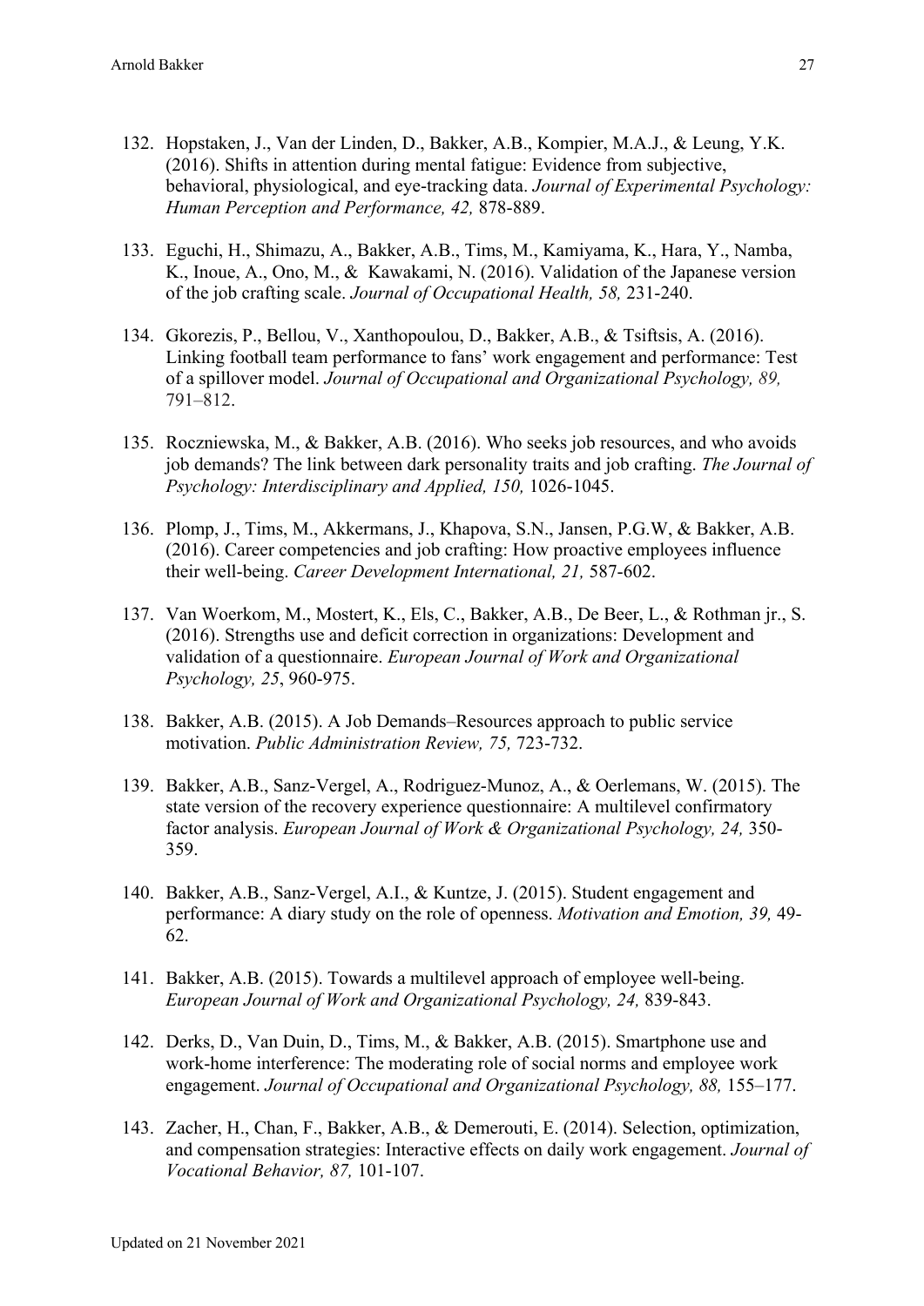132. Hopstaken, J., Van der Linden, D., Bakker, A.B., Kompier, M.A.J., & Leung, Y.K. (2016). Shifts in attention during mental fatigue: Evidence from subjective, behavioral, physiological, and eye-tracking data. *Journal of Experimental Psychology: Human Perception and Performance, 42,* 878-889.

133. Eguchi, H., Shimazu, A., Bakker, A.B., Tims, M., Kamiyama, K., Hara, Y., Namba, K., Inoue, A., Ono, M., & Kawakami, N. (2016). Validation of the Japanese version of the job crafting scale. *Journal of Occupational Health, 58,* 231-240.

134. Gkorezis, P., Bellou, V., Xanthopoulou, D., Bakker, A.B., & Tsiftsis, A. (2016). Linking football team performance to fans' work engagement and performance: Test of a spillover model. *Journal of Occupational and Organizational Psychology, 89,* 791–812.

135. Roczniewska, M., & Bakker, A.B. (2016). Who seeks job resources, and who avoids job demands? The link between dark personality traits and job crafting. *The Journal of Psychology: Interdisciplinary and Applied, 150,* 1026-1045.

136. Plomp, J., Tims, M., Akkermans, J., Khapova, S.N., Jansen, P.G.W, & Bakker, A.B. (2016). Career competencies and job crafting: How proactive employees influence their well-being. *Career Development International, 21,* 587-602.

137. Van Woerkom, M., Mostert, K., Els, C., Bakker, A.B., De Beer, L., & Rothman jr., S. (2016). Strengths use and deficit correction in organizations: Development and validation of a questionnaire. *European Journal of Work and Organizational Psychology, 25*, 960-975.

138. Bakker, A.B. (2015). A Job Demands–Resources approach to public service motivation. *Public Administration Review, 75,* 723-732.

139. Bakker, A.B., Sanz-Vergel, A., Rodriguez-Munoz, A., & Oerlemans, W. (2015). The state version of the recovery experience questionnaire: A multilevel confirmatory factor analysis. *European Journal of Work & Organizational Psychology, 24,* 350-359.

140. Bakker, A.B., Sanz-Vergel, A.I., & Kuntze, J. (2015). Student engagement and performance: A diary study on the role of openness. *Motivation and Emotion, 39,* 49-62.

141. Bakker, A.B. (2015). Towards a multilevel approach of employee well-being. *European Journal of Work and Organizational Psychology, 24,* 839-843.

142. Derks, D., Van Duin, D., Tims, M., & Bakker, A.B. (2015). Smartphone use and work-home interference: The moderating role of social norms and employee work engagement. *Journal of Occupational and Organizational Psychology, 88,* 155–177.

143. Zacher, H., Chan, F., Bakker, A.B., & Demerouti, E. (2014). Selection, optimization, and compensation strategies: Interactive effects on daily work engagement. *Journal of Vocational Behavior, 87,* 101-107.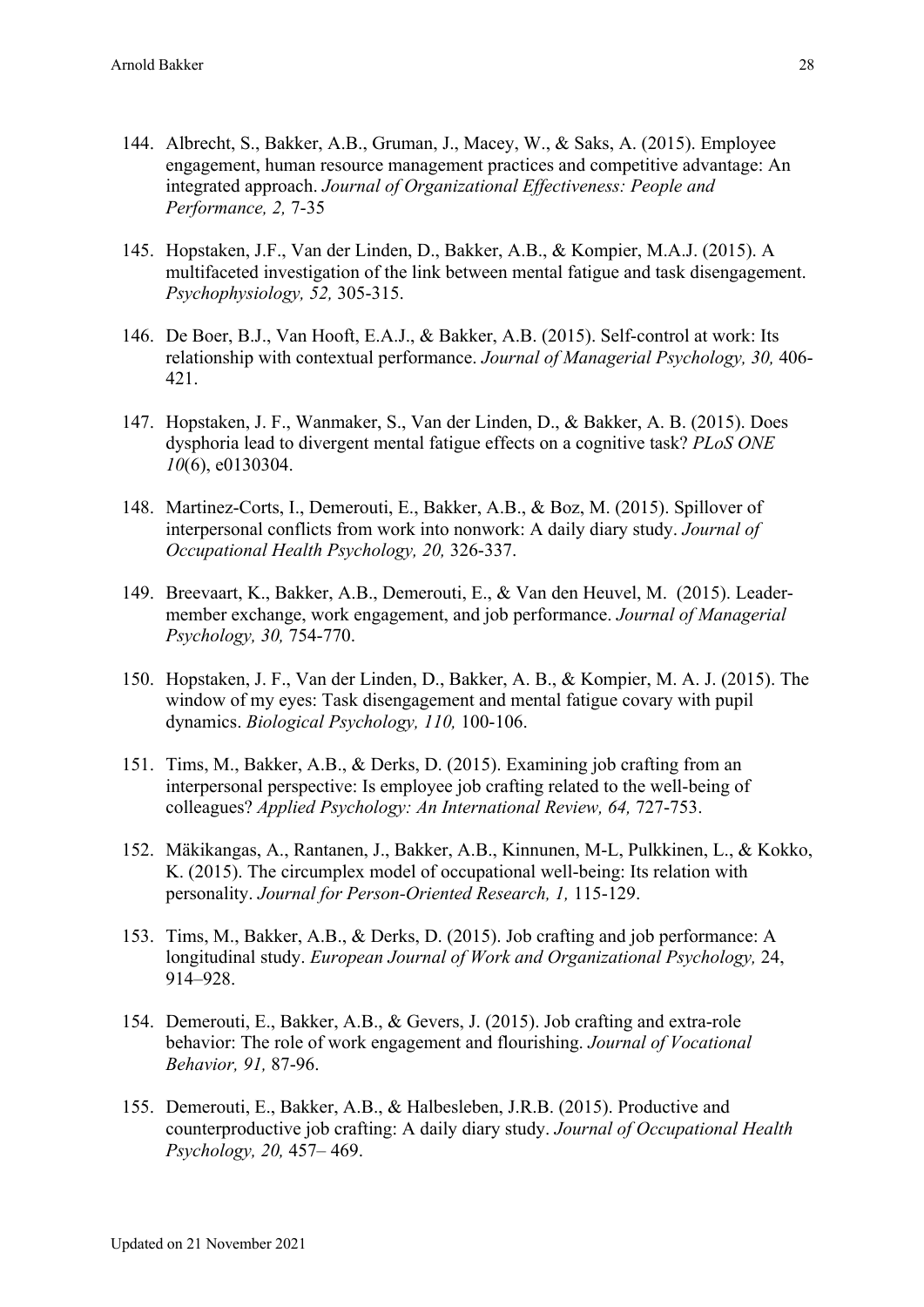144. Albrecht, S., Bakker, A.B., Gruman, J., Macey, W., & Saks, A. (2015). Employee engagement, human resource management practices and competitive advantage: An integrated approach. *Journal of Organizational Effectiveness: People and Performance, 2,* 7-35

145. Hopstaken, J.F., Van der Linden, D., Bakker, A.B., & Kompier, M.A.J. (2015). A multifaceted investigation of the link between mental fatigue and task disengagement. *Psychophysiology, 52,* 305-315.

146. De Boer, B.J., Van Hooft, E.A.J., & Bakker, A.B. (2015). Self-control at work: Its relationship with contextual performance. *Journal of Managerial Psychology, 30,* 406-421.

147. Hopstaken, J. F., Wanmaker, S., Van der Linden, D., & Bakker, A. B. (2015). Does dysphoria lead to divergent mental fatigue effects on a cognitive task? *PLoS ONE 10*(6), e0130304.

148. Martinez-Corts, I., Demerouti, E., Bakker, A.B., & Boz, M. (2015). Spillover of interpersonal conflicts from work into nonwork: A daily diary study. *Journal of Occupational Health Psychology, 20,* 326-337.

149. Breevaart, K., Bakker, A.B., Demerouti, E., & Van den Heuvel, M. (2015). Leader-member exchange, work engagement, and job performance. *Journal of Managerial Psychology, 30,* 754-770.

150. Hopstaken, J. F., Van der Linden, D., Bakker, A. B., & Kompier, M. A. J. (2015). The window of my eyes: Task disengagement and mental fatigue covary with pupil dynamics. *Biological Psychology, 110,* 100-106.

151. Tims, M., Bakker, A.B., & Derks, D. (2015). Examining job crafting from an interpersonal perspective: Is employee job crafting related to the well-being of colleagues? *Applied Psychology: An International Review, 64,* 727-753.

152. Mäkikangas, A., Rantanen, J., Bakker, A.B., Kinnunen, M-L, Pulkkinen, L., & Kokko, K. (2015). The circumplex model of occupational well-being: Its relation with personality. *Journal for Person-Oriented Research, 1,* 115-129.

153. Tims, M., Bakker, A.B., & Derks, D. (2015). Job crafting and job performance: A longitudinal study. *European Journal of Work and Organizational Psychology,* 24, 914–928.

154. Demerouti, E., Bakker, A.B., & Gevers, J. (2015). Job crafting and extra-role behavior: The role of work engagement and flourishing. *Journal of Vocational Behavior, 91,* 87-96.

155. Demerouti, E., Bakker, A.B., & Halbesleben, J.R.B. (2015). Productive and counterproductive job crafting: A daily diary study. *Journal of Occupational Health Psychology, 20,* 457– 469.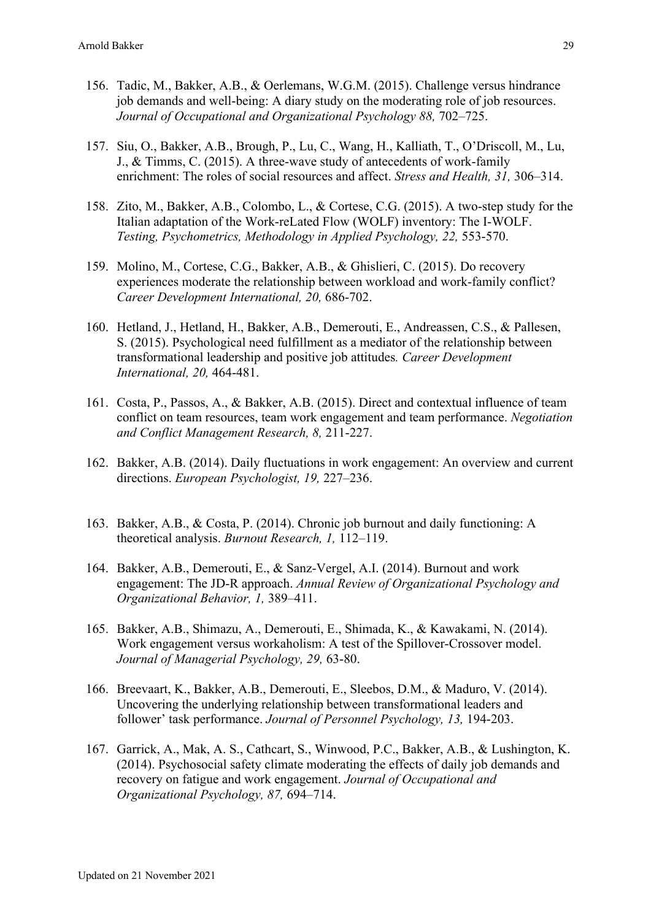156. Tadic, M., Bakker, A.B., & Oerlemans, W.G.M. (2015). Challenge versus hindrance job demands and well-being: A diary study on the moderating role of job resources. *Journal of Occupational and Organizational Psychology 88,* 702–725.

157. Siu, O., Bakker, A.B., Brough, P., Lu, C., Wang, H., Kalliath, T., O'Driscoll, M., Lu, J., & Timms, C. (2015). A three-wave study of antecedents of work-family enrichment: The roles of social resources and affect. *Stress and Health, 31,* 306–314.

158. Zito, M., Bakker, A.B., Colombo, L., & Cortese, C.G. (2015). A two-step study for the Italian adaptation of the Work-reLated Flow (WOLF) inventory: The I-WOLF. *Testing, Psychometrics, Methodology in Applied Psychology, 22,* 553-570.

159. Molino, M., Cortese, C.G., Bakker, A.B., & Ghislieri, C. (2015). Do recovery experiences moderate the relationship between workload and work-family conflict? *Career Development International, 20,* 686-702.

160. Hetland, J., Hetland, H., Bakker, A.B., Demerouti, E., Andreassen, C.S., & Pallesen, S. (2015). Psychological need fulfillment as a mediator of the relationship between transformational leadership and positive job attitudes*. Career Development International, 20,* 464-481.

161. Costa, P., Passos, A., & Bakker, A.B. (2015). Direct and contextual influence of team conflict on team resources, team work engagement and team performance. *Negotiation and Conflict Management Research, 8,* 211-227.

162. Bakker, A.B. (2014). Daily fluctuations in work engagement: An overview and current directions. *European Psychologist, 19,* 227–236.

163. Bakker, A.B., & Costa, P. (2014). Chronic job burnout and daily functioning: A theoretical analysis. *Burnout Research, 1,* 112–119.

164. Bakker, A.B., Demerouti, E., & Sanz-Vergel, A.I. (2014). Burnout and work engagement: The JD-R approach. *Annual Review of Organizational Psychology and Organizational Behavior, 1,* 389–411.

165. Bakker, A.B., Shimazu, A., Demerouti, E., Shimada, K., & Kawakami, N. (2014). Work engagement versus workaholism: A test of the Spillover-Crossover model. *Journal of Managerial Psychology, 29,* 63-80.

166. Breevaart, K., Bakker, A.B., Demerouti, E., Sleebos, D.M., & Maduro, V. (2014). Uncovering the underlying relationship between transformational leaders and follower' task performance. *Journal of Personnel Psychology, 13,* 194-203.

167. Garrick, A., Mak, A. S., Cathcart, S., Winwood, P.C., Bakker, A.B., & Lushington, K. (2014). Psychosocial safety climate moderating the effects of daily job demands and recovery on fatigue and work engagement. *Journal of Occupational and Organizational Psychology, 87,* 694–714.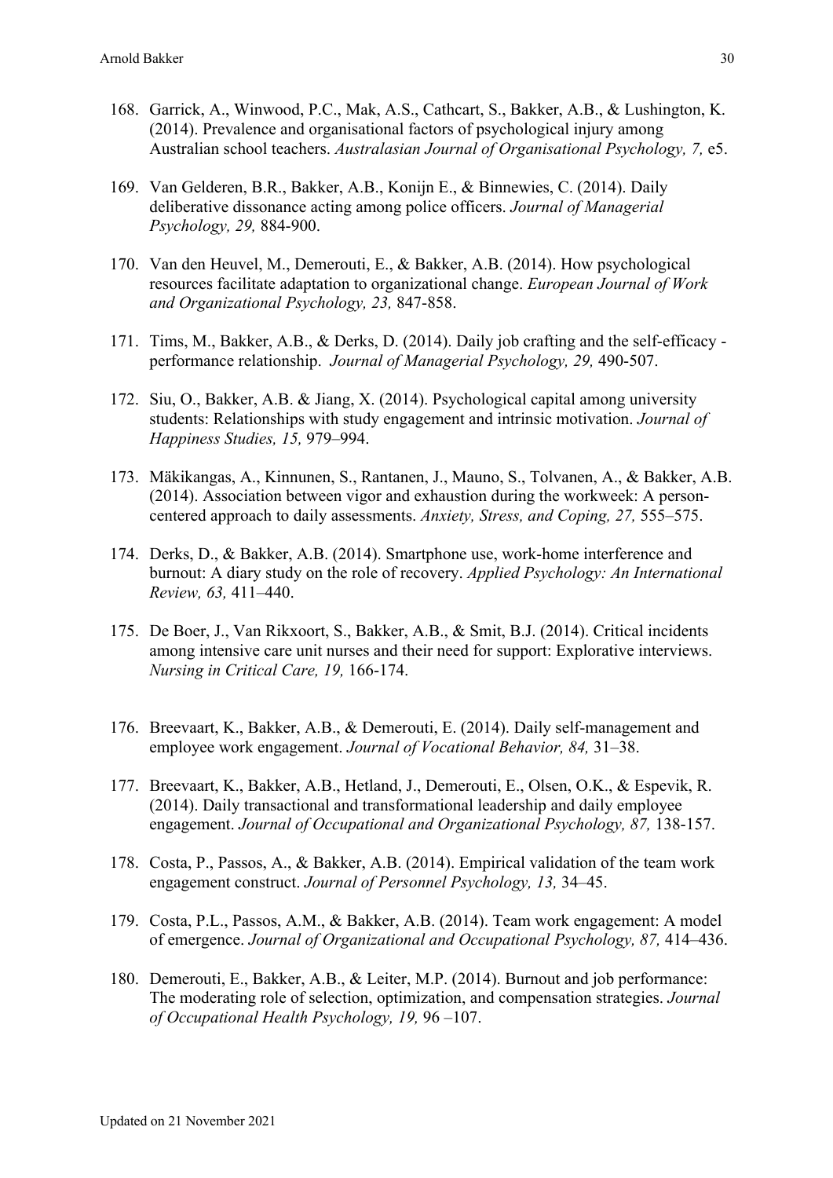168. Garrick, A., Winwood, P.C., Mak, A.S., Cathcart, S., Bakker, A.B., & Lushington, K. (2014). Prevalence and organisational factors of psychological injury among Australian school teachers. *Australasian Journal of Organisational Psychology, 7,* e5.

169. Van Gelderen, B.R., Bakker, A.B., Konijn E., & Binnewies, C. (2014). Daily deliberative dissonance acting among police officers. *Journal of Managerial Psychology, 29,* 884-900.

170. Van den Heuvel, M., Demerouti, E., & Bakker, A.B. (2014). How psychological resources facilitate adaptation to organizational change. *European Journal of Work and Organizational Psychology, 23,* 847-858.

171. Tims, M., Bakker, A.B., & Derks, D. (2014). Daily job crafting and the self-efficacy - performance relationship. *Journal of Managerial Psychology, 29,* 490-507.

172. Siu, O., Bakker, A.B. & Jiang, X. (2014). Psychological capital among university students: Relationships with study engagement and intrinsic motivation. *Journal of Happiness Studies, 15,* 979–994.

173. Mäkikangas, A., Kinnunen, S., Rantanen, J., Mauno, S., Tolvanen, A., & Bakker, A.B. (2014). Association between vigor and exhaustion during the workweek: A person-centered approach to daily assessments. *Anxiety, Stress, and Coping, 27,* 555–575.

174. Derks, D., & Bakker, A.B. (2014). Smartphone use, work-home interference and burnout: A diary study on the role of recovery. *Applied Psychology: An International Review, 63,* 411–440.

175. De Boer, J., Van Rikxoort, S., Bakker, A.B., & Smit, B.J. (2014). Critical incidents among intensive care unit nurses and their need for support: Explorative interviews. *Nursing in Critical Care, 19,* 166-174.

176. Breevaart, K., Bakker, A.B., & Demerouti, E. (2014). Daily self-management and employee work engagement. *Journal of Vocational Behavior, 84,* 31–38.

177. Breevaart, K., Bakker, A.B., Hetland, J., Demerouti, E., Olsen, O.K., & Espevik, R. (2014). Daily transactional and transformational leadership and daily employee engagement. *Journal of Occupational and Organizational Psychology, 87,* 138-157.

178. Costa, P., Passos, A., & Bakker, A.B. (2014). Empirical validation of the team work engagement construct. *Journal of Personnel Psychology, 13,* 34–45.

179. Costa, P.L., Passos, A.M., & Bakker, A.B. (2014). Team work engagement: A model of emergence. *Journal of Organizational and Occupational Psychology, 87,* 414–436.

180. Demerouti, E., Bakker, A.B., & Leiter, M.P. (2014). Burnout and job performance: The moderating role of selection, optimization, and compensation strategies. *Journal of Occupational Health Psychology, 19,* 96 –107.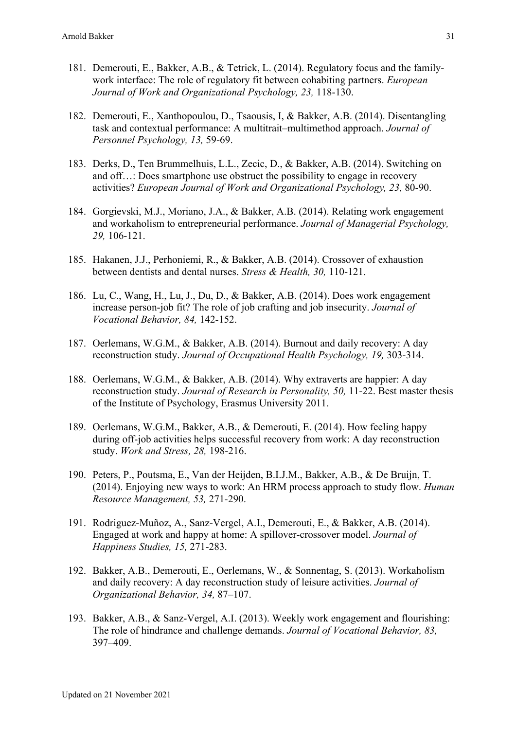181. Demerouti, E., Bakker, A.B., & Tetrick, L. (2014). Regulatory focus and the family-work interface: The role of regulatory fit between cohabiting partners. *European Journal of Work and Organizational Psychology, 23,* 118-130.

182. Demerouti, E., Xanthopoulou, D., Tsaousis, I, & Bakker, A.B. (2014). Disentangling task and contextual performance: A multitrait–multimethod approach. *Journal of Personnel Psychology, 13,* 59-69.

183. Derks, D., Ten Brummelhuis, L.L., Zecic, D., & Bakker, A.B. (2014). Switching on and off…: Does smartphone use obstruct the possibility to engage in recovery activities? *European Journal of Work and Organizational Psychology, 23,* 80-90.

184. Gorgievski, M.J., Moriano, J.A., & Bakker, A.B. (2014). Relating work engagement and workaholism to entrepreneurial performance. *Journal of Managerial Psychology, 29,* 106-121.

185. Hakanen, J.J., Perhoniemi, R., & Bakker, A.B. (2014). Crossover of exhaustion between dentists and dental nurses. *Stress & Health, 30,* 110-121.

186. Lu, C., Wang, H., Lu, J., Du, D., & Bakker, A.B. (2014). Does work engagement increase person-job fit? The role of job crafting and job insecurity. *Journal of Vocational Behavior, 84,* 142-152.

187. Oerlemans, W.G.M., & Bakker, A.B. (2014). Burnout and daily recovery: A day reconstruction study. *Journal of Occupational Health Psychology, 19,* 303-314.

188. Oerlemans, W.G.M., & Bakker, A.B. (2014). Why extraverts are happier: A day reconstruction study. *Journal of Research in Personality, 50,* 11-22. Best master thesis of the Institute of Psychology, Erasmus University 2011.

189. Oerlemans, W.G.M., Bakker, A.B., & Demerouti, E. (2014). How feeling happy during off-job activities helps successful recovery from work: A day reconstruction study. *Work and Stress, 28,* 198-216.

190. Peters, P., Poutsma, E., Van der Heijden, B.I.J.M., Bakker, A.B., & De Bruijn, T. (2014). Enjoying new ways to work: An HRM process approach to study flow. *Human Resource Management, 53,* 271-290.

191. Rodriguez-Muñoz, A., Sanz-Vergel, A.I., Demerouti, E., & Bakker, A.B. (2014). Engaged at work and happy at home: A spillover-crossover model. *Journal of Happiness Studies, 15,* 271-283.

192. Bakker, A.B., Demerouti, E., Oerlemans, W., & Sonnentag, S. (2013). Workaholism and daily recovery: A day reconstruction study of leisure activities. *Journal of Organizational Behavior, 34,* 87–107.

193. Bakker, A.B., & Sanz-Vergel, A.I. (2013). Weekly work engagement and flourishing: The role of hindrance and challenge demands. *Journal of Vocational Behavior, 83,* 397–409.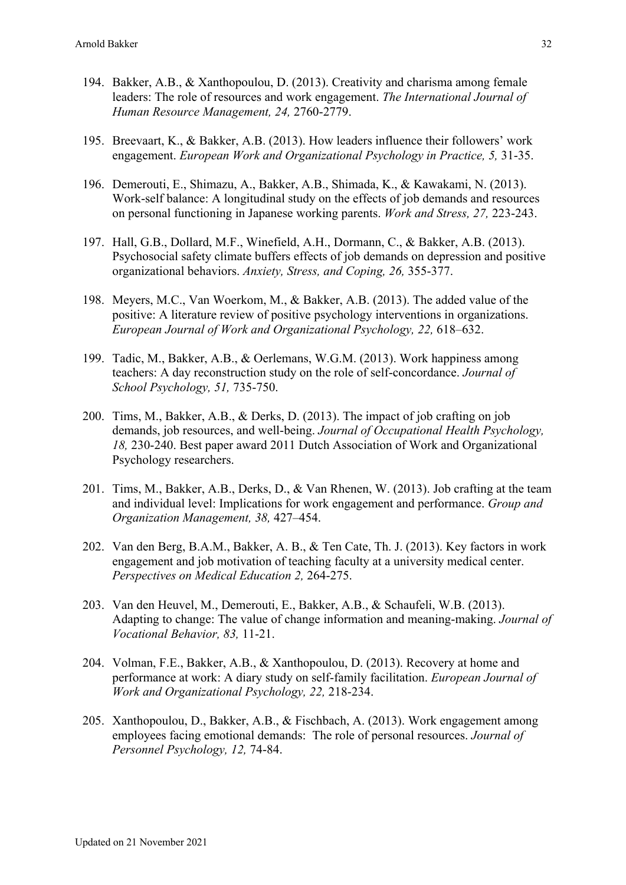194. Bakker, A.B., & Xanthopoulou, D. (2013). Creativity and charisma among female leaders: The role of resources and work engagement. *The International Journal of Human Resource Management, 24,* 2760-2779.

195. Breevaart, K., & Bakker, A.B. (2013). How leaders influence their followers' work engagement. *European Work and Organizational Psychology in Practice, 5,* 31-35.

196. Demerouti, E., Shimazu, A., Bakker, A.B., Shimada, K., & Kawakami, N. (2013). Work-self balance: A longitudinal study on the effects of job demands and resources on personal functioning in Japanese working parents. *Work and Stress, 27,* 223-243.

197. Hall, G.B., Dollard, M.F., Winefield, A.H., Dormann, C., & Bakker, A.B. (2013). Psychosocial safety climate buffers effects of job demands on depression and positive organizational behaviors. *Anxiety, Stress, and Coping, 26,* 355-377.

198. Meyers, M.C., Van Woerkom, M., & Bakker, A.B. (2013). The added value of the positive: A literature review of positive psychology interventions in organizations. *European Journal of Work and Organizational Psychology, 22,* 618–632.

199. Tadic, M., Bakker, A.B., & Oerlemans, W.G.M. (2013). Work happiness among teachers: A day reconstruction study on the role of self-concordance. *Journal of School Psychology, 51,* 735-750.

200. Tims, M., Bakker, A.B., & Derks, D. (2013). The impact of job crafting on job demands, job resources, and well-being. *Journal of Occupational Health Psychology, 18,* 230-240. Best paper award 2011 Dutch Association of Work and Organizational Psychology researchers.

201. Tims, M., Bakker, A.B., Derks, D., & Van Rhenen, W. (2013). Job crafting at the team and individual level: Implications for work engagement and performance. *Group and Organization Management, 38,* 427–454.

202. Van den Berg, B.A.M., Bakker, A. B., & Ten Cate, Th. J. (2013). Key factors in work engagement and job motivation of teaching faculty at a university medical center. *Perspectives on Medical Education 2,* 264-275.

203. Van den Heuvel, M., Demerouti, E., Bakker, A.B., & Schaufeli, W.B. (2013). Adapting to change: The value of change information and meaning-making. *Journal of Vocational Behavior, 83,* 11-21.

204. Volman, F.E., Bakker, A.B., & Xanthopoulou, D. (2013). Recovery at home and performance at work: A diary study on self-family facilitation. *European Journal of Work and Organizational Psychology, 22,* 218-234.

205. Xanthopoulou, D., Bakker, A.B., & Fischbach, A. (2013). Work engagement among employees facing emotional demands: The role of personal resources. *Journal of Personnel Psychology, 12,* 74-84.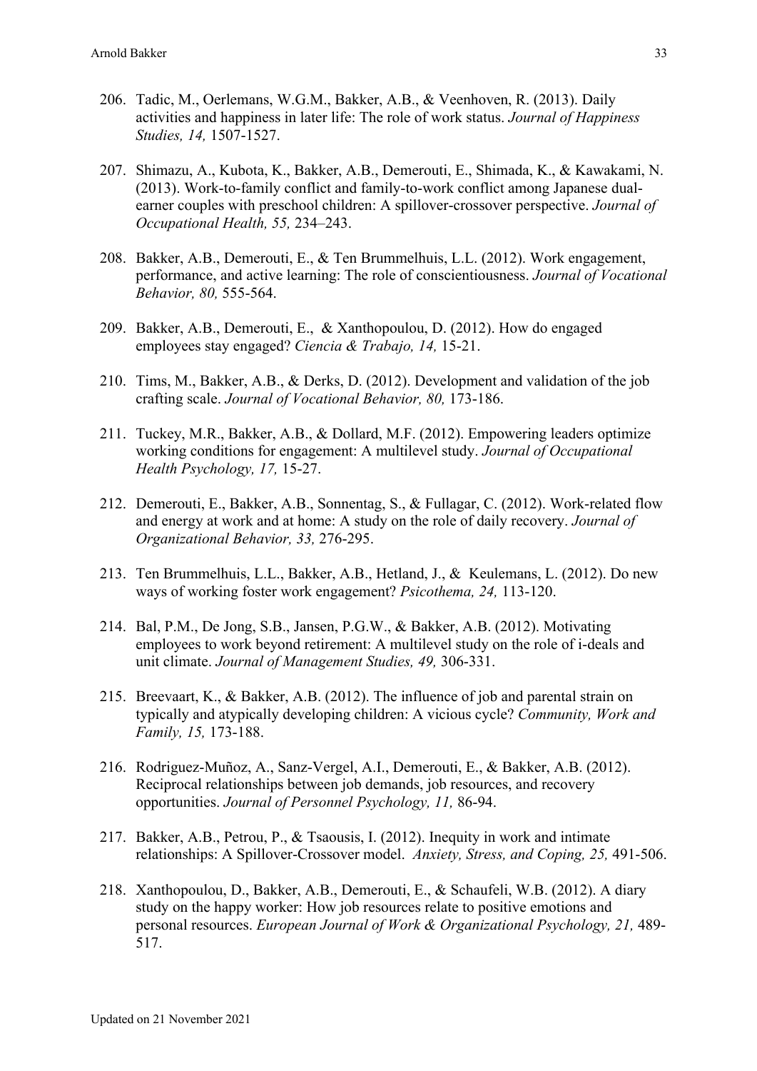206. Tadic, M., Oerlemans, W.G.M., Bakker, A.B., & Veenhoven, R. (2013). Daily activities and happiness in later life: The role of work status. *Journal of Happiness Studies, 14,* 1507-1527.

207. Shimazu, A., Kubota, K., Bakker, A.B., Demerouti, E., Shimada, K., & Kawakami, N. (2013). Work-to-family conflict and family-to-work conflict among Japanese dual-earner couples with preschool children: A spillover-crossover perspective. *Journal of Occupational Health, 55,* 234–243.

208. Bakker, A.B., Demerouti, E., & Ten Brummelhuis, L.L. (2012). Work engagement, performance, and active learning: The role of conscientiousness. *Journal of Vocational Behavior, 80,* 555-564.

209. Bakker, A.B., Demerouti, E., & Xanthopoulou, D. (2012). How do engaged employees stay engaged? *Ciencia & Trabajo, 14,* 15-21.

210. Tims, M., Bakker, A.B., & Derks, D. (2012). Development and validation of the job crafting scale. *Journal of Vocational Behavior, 80,* 173-186.

211. Tuckey, M.R., Bakker, A.B., & Dollard, M.F. (2012). Empowering leaders optimize working conditions for engagement: A multilevel study. *Journal of Occupational Health Psychology, 17,* 15-27.

212. Demerouti, E., Bakker, A.B., Sonnentag, S., & Fullagar, C. (2012). Work-related flow and energy at work and at home: A study on the role of daily recovery. *Journal of Organizational Behavior, 33,* 276-295.

213. Ten Brummelhuis, L.L., Bakker, A.B., Hetland, J., & Keulemans, L. (2012). Do new ways of working foster work engagement? *Psicothema, 24,* 113-120.

214. Bal, P.M., De Jong, S.B., Jansen, P.G.W., & Bakker, A.B. (2012). Motivating employees to work beyond retirement: A multilevel study on the role of i-deals and unit climate. *Journal of Management Studies, 49,* 306-331.

215. Breevaart, K., & Bakker, A.B. (2012). The influence of job and parental strain on typically and atypically developing children: A vicious cycle? *Community, Work and Family, 15,* 173-188.

216. Rodriguez-Muñoz, A., Sanz-Vergel, A.I., Demerouti, E., & Bakker, A.B. (2012). Reciprocal relationships between job demands, job resources, and recovery opportunities. *Journal of Personnel Psychology, 11,* 86-94.

217. Bakker, A.B., Petrou, P., & Tsaousis, I. (2012). Inequity in work and intimate relationships: A Spillover-Crossover model. *Anxiety, Stress, and Coping, 25,* 491-506.

218. Xanthopoulou, D., Bakker, A.B., Demerouti, E., & Schaufeli, W.B. (2012). A diary study on the happy worker: How job resources relate to positive emotions and personal resources. *European Journal of Work & Organizational Psychology, 21,* 489-517.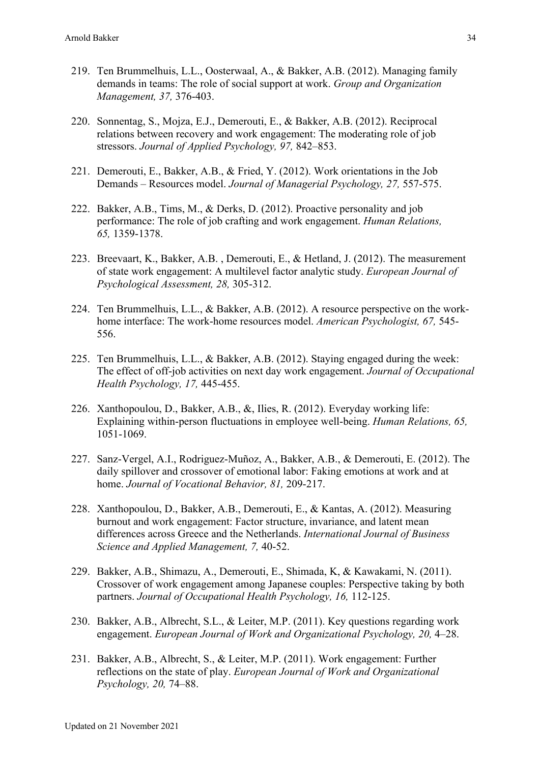219. Ten Brummelhuis, L.L., Oosterwaal, A., & Bakker, A.B. (2012). Managing family demands in teams: The role of social support at work. *Group and Organization Management, 37,* 376-403.

220. Sonnentag, S., Mojza, E.J., Demerouti, E., & Bakker, A.B. (2012). Reciprocal relations between recovery and work engagement: The moderating role of job stressors. *Journal of Applied Psychology, 97,* 842–853.

221. Demerouti, E., Bakker, A.B., & Fried, Y. (2012). Work orientations in the Job Demands – Resources model. *Journal of Managerial Psychology, 27,* 557-575.

222. Bakker, A.B., Tims, M., & Derks, D. (2012). Proactive personality and job performance: The role of job crafting and work engagement. *Human Relations, 65,* 1359-1378.

223. Breevaart, K., Bakker, A.B. , Demerouti, E., & Hetland, J. (2012). The measurement of state work engagement: A multilevel factor analytic study. *European Journal of Psychological Assessment, 28,* 305-312.

224. Ten Brummelhuis, L.L., & Bakker, A.B. (2012). A resource perspective on the work-home interface: The work-home resources model. *American Psychologist, 67,* 545-556.

225. Ten Brummelhuis, L.L., & Bakker, A.B. (2012). Staying engaged during the week: The effect of off-job activities on next day work engagement. *Journal of Occupational Health Psychology, 17,* 445-455.

226. Xanthopoulou, D., Bakker, A.B., &, Ilies, R. (2012). Everyday working life: Explaining within-person fluctuations in employee well-being. *Human Relations, 65,* 1051-1069.

227. Sanz-Vergel, A.I., Rodriguez-Muñoz, A., Bakker, A.B., & Demerouti, E. (2012). The daily spillover and crossover of emotional labor: Faking emotions at work and at home. *Journal of Vocational Behavior, 81,* 209-217.

228. Xanthopoulou, D., Bakker, A.B., Demerouti, E., & Kantas, A. (2012). Measuring burnout and work engagement: Factor structure, invariance, and latent mean differences across Greece and the Netherlands. *International Journal of Business Science and Applied Management, 7,* 40-52.

229. Bakker, A.B., Shimazu, A., Demerouti, E., Shimada, K, & Kawakami, N. (2011). Crossover of work engagement among Japanese couples: Perspective taking by both partners. *Journal of Occupational Health Psychology, 16,* 112-125.

230. Bakker, A.B., Albrecht, S.L., & Leiter, M.P. (2011). Key questions regarding work engagement. *European Journal of Work and Organizational Psychology, 20,* 4–28.

231. Bakker, A.B., Albrecht, S., & Leiter, M.P. (2011). Work engagement: Further reflections on the state of play. *European Journal of Work and Organizational Psychology, 20,* 74–88.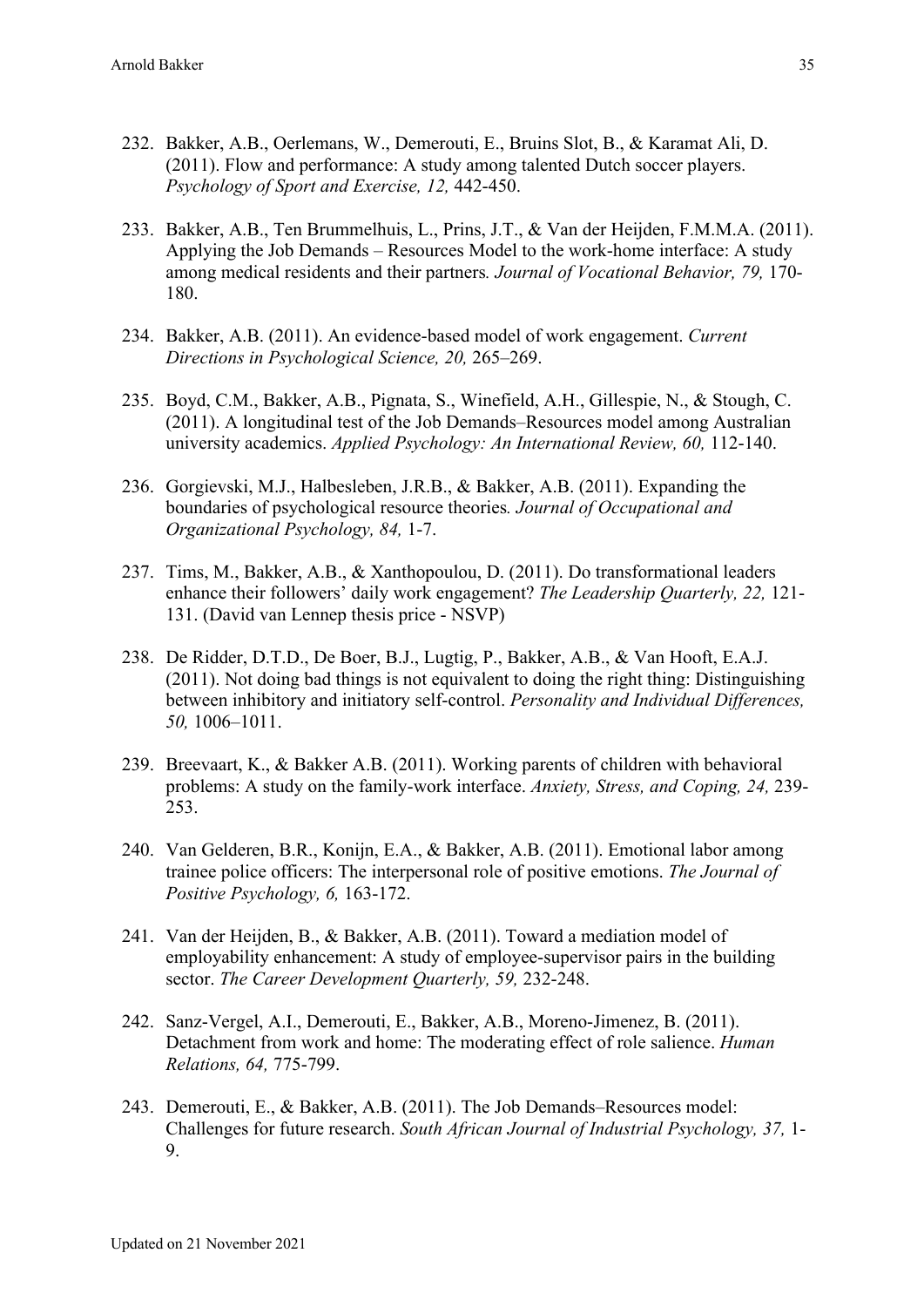232. Bakker, A.B., Oerlemans, W., Demerouti, E., Bruins Slot, B., & Karamat Ali, D. (2011). Flow and performance: A study among talented Dutch soccer players. *Psychology of Sport and Exercise, 12,* 442-450.

233. Bakker, A.B., Ten Brummelhuis, L., Prins, J.T., & Van der Heijden, F.M.M.A. (2011). Applying the Job Demands – Resources Model to the work-home interface: A study among medical residents and their partners*. Journal of Vocational Behavior, 79,* 170-180.

234. Bakker, A.B. (2011). An evidence-based model of work engagement. *Current Directions in Psychological Science, 20,* 265–269.

235. Boyd, C.M., Bakker, A.B., Pignata, S., Winefield, A.H., Gillespie, N., & Stough, C. (2011). A longitudinal test of the Job Demands–Resources model among Australian university academics. *Applied Psychology: An International Review, 60,* 112-140.

236. Gorgievski, M.J., Halbesleben, J.R.B., & Bakker, A.B. (2011). Expanding the boundaries of psychological resource theories*. Journal of Occupational and Organizational Psychology, 84,* 1-7.

237. Tims, M., Bakker, A.B., & Xanthopoulou, D. (2011). Do transformational leaders enhance their followers' daily work engagement? *The Leadership Quarterly, 22,* 121-131. (David van Lennep thesis price - NSVP)

238. De Ridder, D.T.D., De Boer, B.J., Lugtig, P., Bakker, A.B., & Van Hooft, E.A.J. (2011). Not doing bad things is not equivalent to doing the right thing: Distinguishing between inhibitory and initiatory self-control. *Personality and Individual Differences, 50,* 1006–1011.

239. Breevaart, K., & Bakker A.B. (2011). Working parents of children with behavioral problems: A study on the family-work interface. *Anxiety, Stress, and Coping, 24,* 239-253.

240. Van Gelderen, B.R., Konijn, E.A., & Bakker, A.B. (2011). Emotional labor among trainee police officers: The interpersonal role of positive emotions. *The Journal of Positive Psychology, 6,* 163-172.

241. Van der Heijden, B., & Bakker, A.B. (2011). Toward a mediation model of employability enhancement: A study of employee-supervisor pairs in the building sector. *The Career Development Quarterly, 59,* 232-248.

242. Sanz-Vergel, A.I., Demerouti, E., Bakker, A.B., Moreno-Jimenez, B. (2011). Detachment from work and home: The moderating effect of role salience. *Human Relations, 64,* 775-799.

243. Demerouti, E., & Bakker, A.B. (2011). The Job Demands–Resources model: Challenges for future research. *South African Journal of Industrial Psychology, 37,* 1-9.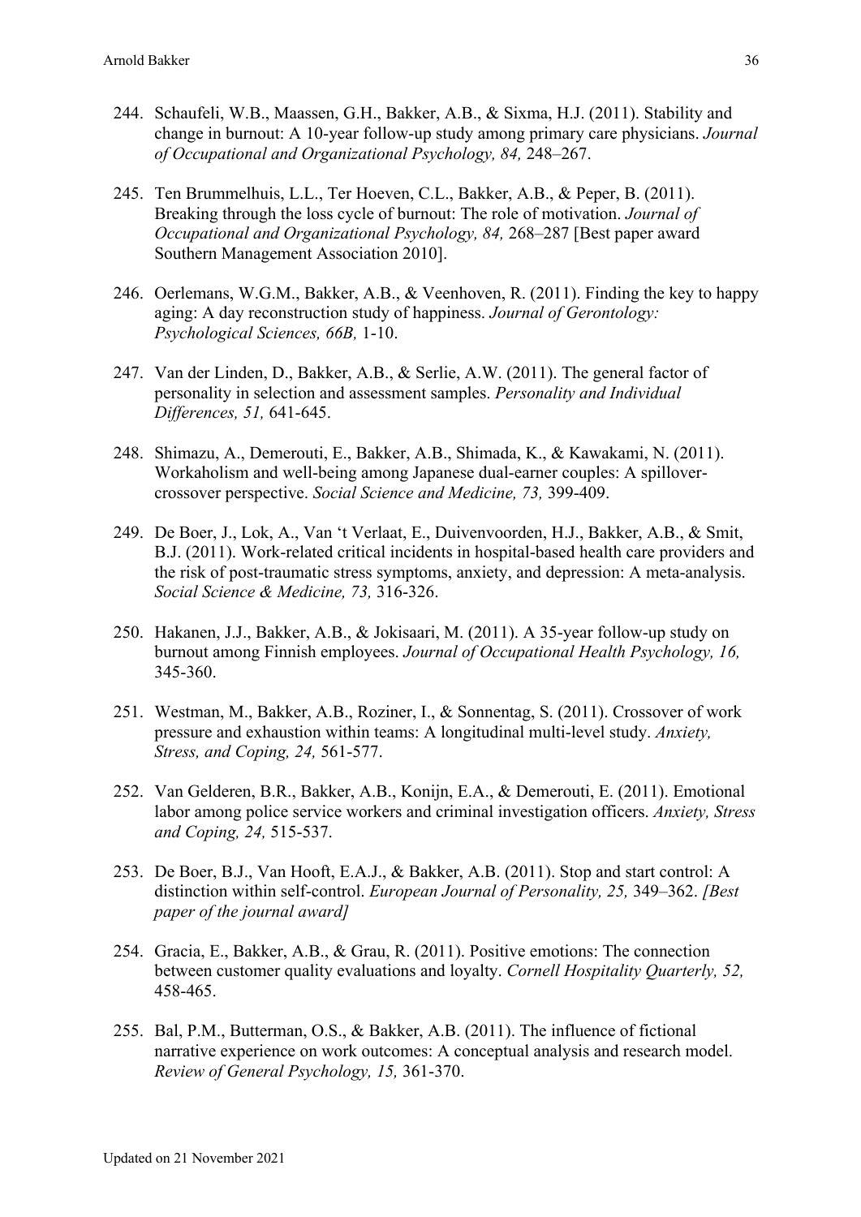244. Schaufeli, W.B., Maassen, G.H., Bakker, A.B., & Sixma, H.J. (2011). Stability and change in burnout: A 10-year follow-up study among primary care physicians. *Journal of Occupational and Organizational Psychology, 84,* 248–267.

245. Ten Brummelhuis, L.L., Ter Hoeven, C.L., Bakker, A.B., & Peper, B. (2011). Breaking through the loss cycle of burnout: The role of motivation. *Journal of Occupational and Organizational Psychology, 84,* 268–287 [Best paper award Southern Management Association 2010].

246. Oerlemans, W.G.M., Bakker, A.B., & Veenhoven, R. (2011). Finding the key to happy aging: A day reconstruction study of happiness. *Journal of Gerontology: Psychological Sciences, 66B,* 1-10.

247. Van der Linden, D., Bakker, A.B., & Serlie, A.W. (2011). The general factor of personality in selection and assessment samples. *Personality and Individual Differences, 51,* 641-645.

248. Shimazu, A., Demerouti, E., Bakker, A.B., Shimada, K., & Kawakami, N. (2011). Workaholism and well-being among Japanese dual-earner couples: A spillover-crossover perspective. *Social Science and Medicine, 73,* 399-409.

249. De Boer, J., Lok, A., Van 't Verlaat, E., Duivenvoorden, H.J., Bakker, A.B., & Smit, B.J. (2011). Work-related critical incidents in hospital-based health care providers and the risk of post-traumatic stress symptoms, anxiety, and depression: A meta-analysis. *Social Science & Medicine, 73,* 316-326.

250. Hakanen, J.J., Bakker, A.B., & Jokisaari, M. (2011). A 35-year follow-up study on burnout among Finnish employees. *Journal of Occupational Health Psychology, 16,* 345-360.

251. Westman, M., Bakker, A.B., Roziner, I., & Sonnentag, S. (2011). Crossover of work pressure and exhaustion within teams: A longitudinal multi-level study. *Anxiety, Stress, and Coping, 24,* 561-577.

252. Van Gelderen, B.R., Bakker, A.B., Konijn, E.A., & Demerouti, E. (2011). Emotional labor among police service workers and criminal investigation officers. *Anxiety, Stress and Coping, 24,* 515-537.

253. De Boer, B.J., Van Hooft, E.A.J., & Bakker, A.B. (2011). Stop and start control: A distinction within self-control. *European Journal of Personality, 25,* 349–362. *[Best paper of the journal award]*

254. Gracia, E., Bakker, A.B., & Grau, R. (2011). Positive emotions: The connection between customer quality evaluations and loyalty. *Cornell Hospitality Quarterly, 52,* 458-465.

255. Bal, P.M., Butterman, O.S., & Bakker, A.B. (2011). The influence of fictional narrative experience on work outcomes: A conceptual analysis and research model. *Review of General Psychology, 15,* 361-370.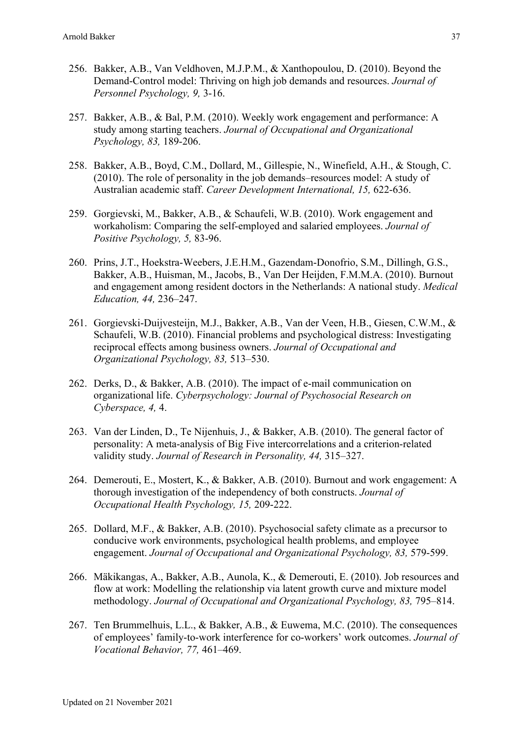256. Bakker, A.B., Van Veldhoven, M.J.P.M., & Xanthopoulou, D. (2010). Beyond the Demand-Control model: Thriving on high job demands and resources. *Journal of Personnel Psychology, 9,* 3-16.

257. Bakker, A.B., & Bal, P.M. (2010). Weekly work engagement and performance: A study among starting teachers. *Journal of Occupational and Organizational Psychology, 83,* 189-206.

258. Bakker, A.B., Boyd, C.M., Dollard, M., Gillespie, N., Winefield, A.H., & Stough, C. (2010). The role of personality in the job demands–resources model: A study of Australian academic staff. *Career Development International, 15,* 622-636.

259. Gorgievski, M., Bakker, A.B., & Schaufeli, W.B. (2010). Work engagement and workaholism: Comparing the self-employed and salaried employees. *Journal of Positive Psychology, 5,* 83-96.

260. Prins, J.T., Hoekstra-Weebers, J.E.H.M., Gazendam-Donofrio, S.M., Dillingh, G.S., Bakker, A.B., Huisman, M., Jacobs, B., Van Der Heijden, F.M.M.A. (2010). Burnout and engagement among resident doctors in the Netherlands: A national study. *Medical Education, 44,* 236–247.

261. Gorgievski-Duijvesteijn, M.J., Bakker, A.B., Van der Veen, H.B., Giesen, C.W.M., & Schaufeli, W.B. (2010). Financial problems and psychological distress: Investigating reciprocal effects among business owners. *Journal of Occupational and Organizational Psychology, 83,* 513–530.

262. Derks, D., & Bakker, A.B. (2010). The impact of e-mail communication on organizational life. *Cyberpsychology: Journal of Psychosocial Research on Cyberspace, 4,* 4.

263. Van der Linden, D., Te Nijenhuis, J., & Bakker, A.B. (2010). The general factor of personality: A meta-analysis of Big Five intercorrelations and a criterion-related validity study. *Journal of Research in Personality, 44,* 315–327.

264. Demerouti, E., Mostert, K., & Bakker, A.B. (2010). Burnout and work engagement: A thorough investigation of the independency of both constructs. *Journal of Occupational Health Psychology, 15,* 209-222.

265. Dollard, M.F., & Bakker, A.B. (2010). Psychosocial safety climate as a precursor to conducive work environments, psychological health problems, and employee engagement. *Journal of Occupational and Organizational Psychology, 83,* 579-599.

266. Mäkikangas, A., Bakker, A.B., Aunola, K., & Demerouti, E. (2010). Job resources and flow at work: Modelling the relationship via latent growth curve and mixture model methodology. *Journal of Occupational and Organizational Psychology, 83,* 795–814.

267. Ten Brummelhuis, L.L., & Bakker, A.B., & Euwema, M.C. (2010). The consequences of employees' family-to-work interference for co-workers' work outcomes. *Journal of Vocational Behavior, 77,* 461–469.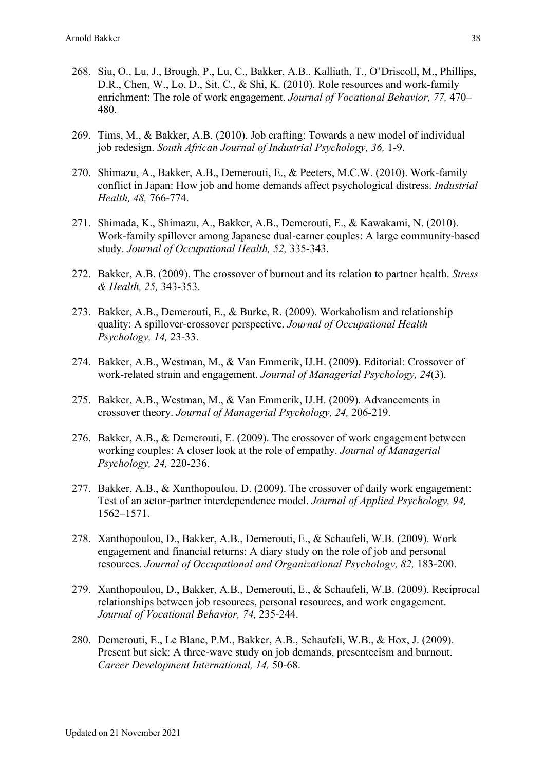268. Siu, O., Lu, J., Brough, P., Lu, C., Bakker, A.B., Kalliath, T., O'Driscoll, M., Phillips, D.R., Chen, W., Lo, D., Sit, C., & Shi, K. (2010). Role resources and work-family enrichment: The role of work engagement. *Journal of Vocational Behavior, 77,* 470–480.

269. Tims, M., & Bakker, A.B. (2010). Job crafting: Towards a new model of individual job redesign. *South African Journal of Industrial Psychology, 36,* 1-9.

270. Shimazu, A., Bakker, A.B., Demerouti, E., & Peeters, M.C.W. (2010). Work-family conflict in Japan: How job and home demands affect psychological distress. *Industrial Health, 48,* 766-774.

271. Shimada, K., Shimazu, A., Bakker, A.B., Demerouti, E., & Kawakami, N. (2010). Work-family spillover among Japanese dual-earner couples: A large community-based study. *Journal of Occupational Health, 52,* 335-343.

272. Bakker, A.B. (2009). The crossover of burnout and its relation to partner health. *Stress & Health, 25,* 343-353.

273. Bakker, A.B., Demerouti, E., & Burke, R. (2009). Workaholism and relationship quality: A spillover-crossover perspective. *Journal of Occupational Health Psychology, 14,* 23-33.

274. Bakker, A.B., Westman, M., & Van Emmerik, IJ.H. (2009). Editorial: Crossover of work-related strain and engagement. *Journal of Managerial Psychology, 24*(3).

275. Bakker, A.B., Westman, M., & Van Emmerik, IJ.H. (2009). Advancements in crossover theory. *Journal of Managerial Psychology, 24,* 206-219.

276. Bakker, A.B., & Demerouti, E. (2009). The crossover of work engagement between working couples: A closer look at the role of empathy. *Journal of Managerial Psychology, 24,* 220-236.

277. Bakker, A.B., & Xanthopoulou, D. (2009). The crossover of daily work engagement: Test of an actor-partner interdependence model. *Journal of Applied Psychology, 94,* 1562–1571.

278. Xanthopoulou, D., Bakker, A.B., Demerouti, E., & Schaufeli, W.B. (2009). Work engagement and financial returns: A diary study on the role of job and personal resources. *Journal of Occupational and Organizational Psychology, 82,* 183-200.

279. Xanthopoulou, D., Bakker, A.B., Demerouti, E., & Schaufeli, W.B. (2009). Reciprocal relationships between job resources, personal resources, and work engagement. *Journal of Vocational Behavior, 74,* 235-244.

280. Demerouti, E., Le Blanc, P.M., Bakker, A.B., Schaufeli, W.B., & Hox, J. (2009). Present but sick: A three-wave study on job demands, presenteeism and burnout. *Career Development International, 14,* 50-68.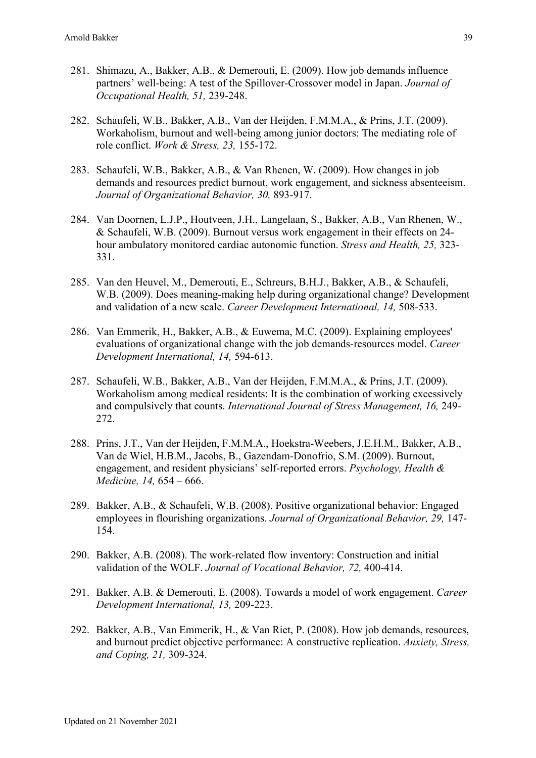281. Shimazu, A., Bakker, A.B., & Demerouti, E. (2009). How job demands influence partners' well-being: A test of the Spillover-Crossover model in Japan. *Journal of Occupational Health, 51,* 239-248.

282. Schaufeli, W.B., Bakker, A.B., Van der Heijden, F.M.M.A., & Prins, J.T. (2009). Workaholism, burnout and well-being among junior doctors: The mediating role of role conflict. *Work & Stress, 23,* 155-172.

283. Schaufeli, W.B., Bakker, A.B., & Van Rhenen, W. (2009). How changes in job demands and resources predict burnout, work engagement, and sickness absenteeism. *Journal of Organizational Behavior, 30,* 893-917.

284. Van Doornen, L.J.P., Houtveen, J.H., Langelaan, S., Bakker, A.B., Van Rhenen, W., & Schaufeli, W.B. (2009). Burnout versus work engagement in their effects on 24-hour ambulatory monitored cardiac autonomic function. *Stress and Health, 25,* 323-331.

285. Van den Heuvel, M., Demerouti, E., Schreurs, B.H.J., Bakker, A.B., & Schaufeli, W.B. (2009). Does meaning-making help during organizational change? Development and validation of a new scale. *Career Development International, 14,* 508-533.

286. Van Emmerik, H., Bakker, A.B., & Euwema, M.C. (2009). Explaining employees' evaluations of organizational change with the job demands-resources model. *Career Development International, 14,* 594-613.

287. Schaufeli, W.B., Bakker, A.B., Van der Heijden, F.M.M.A., & Prins, J.T. (2009). Workaholism among medical residents: It is the combination of working excessively and compulsively that counts. *International Journal of Stress Management, 16,* 249-272.

288. Prins, J.T., Van der Heijden, F.M.M.A., Hoekstra-Weebers, J.E.H.M., Bakker, A.B., Van de Wiel, H.B.M., Jacobs, B., Gazendam-Donofrio, S.M. (2009). Burnout, engagement, and resident physicians' self-reported errors. *Psychology, Health & Medicine, 14,* 654 – 666.

289. Bakker, A.B., & Schaufeli, W.B. (2008). Positive organizational behavior: Engaged employees in flourishing organizations. *Journal of Organizational Behavior, 29,* 147-154.

290. Bakker, A.B. (2008). The work-related flow inventory: Construction and initial validation of the WOLF. *Journal of Vocational Behavior, 72,* 400-414.

291. Bakker, A.B. & Demerouti, E. (2008). Towards a model of work engagement. *Career Development International, 13,* 209-223.

292. Bakker, A.B., Van Emmerik, H., & Van Riet, P. (2008). How job demands, resources, and burnout predict objective performance: A constructive replication. *Anxiety, Stress, and Coping, 21,* 309-324.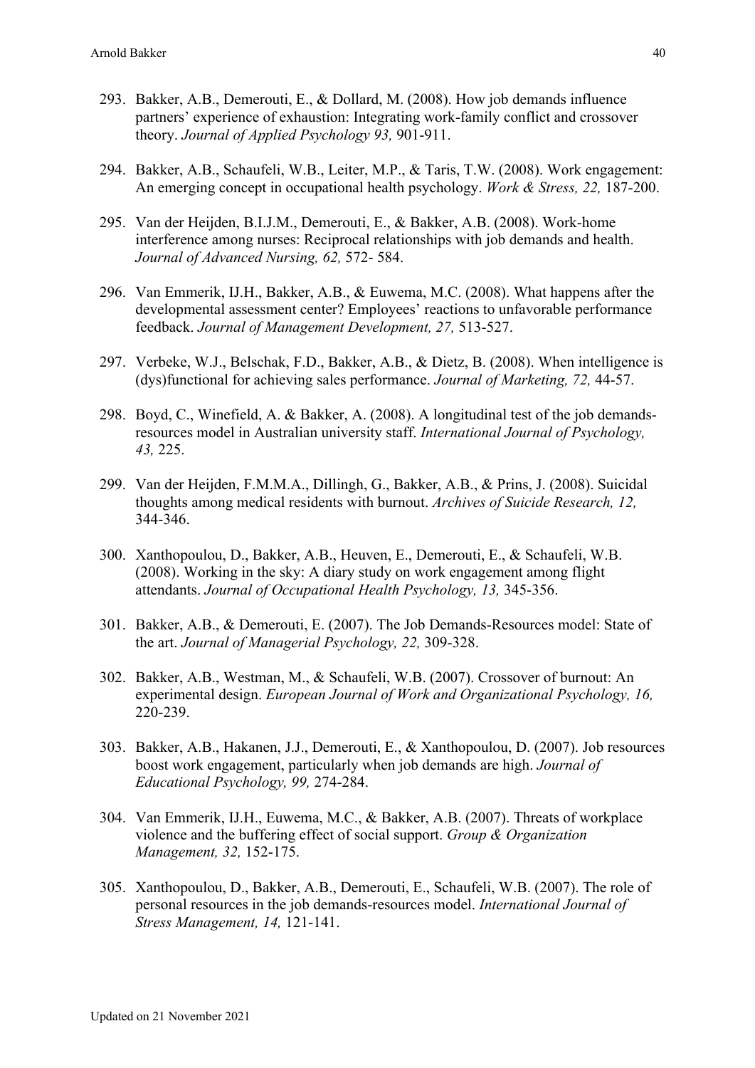293. Bakker, A.B., Demerouti, E., & Dollard, M. (2008). How job demands influence partners' experience of exhaustion: Integrating work-family conflict and crossover theory. *Journal of Applied Psychology 93,* 901-911.

294. Bakker, A.B., Schaufeli, W.B., Leiter, M.P., & Taris, T.W. (2008). Work engagement: An emerging concept in occupational health psychology. *Work & Stress, 22,* 187-200.

295. Van der Heijden, B.I.J.M., Demerouti, E., & Bakker, A.B. (2008). Work-home interference among nurses: Reciprocal relationships with job demands and health. *Journal of Advanced Nursing, 62,* 572- 584.

296. Van Emmerik, IJ.H., Bakker, A.B., & Euwema, M.C. (2008). What happens after the developmental assessment center? Employees' reactions to unfavorable performance feedback. *Journal of Management Development, 27,* 513-527.

297. Verbeke, W.J., Belschak, F.D., Bakker, A.B., & Dietz, B. (2008). When intelligence is (dys)functional for achieving sales performance. *Journal of Marketing, 72,* 44-57.

298. Boyd, C., Winefield, A. & Bakker, A. (2008). A longitudinal test of the job demands-resources model in Australian university staff. *International Journal of Psychology, 43,* 225.

299. Van der Heijden, F.M.M.A., Dillingh, G., Bakker, A.B., & Prins, J. (2008). Suicidal thoughts among medical residents with burnout. *Archives of Suicide Research, 12,* 344-346.

300. Xanthopoulou, D., Bakker, A.B., Heuven, E., Demerouti, E., & Schaufeli, W.B. (2008). Working in the sky: A diary study on work engagement among flight attendants. *Journal of Occupational Health Psychology, 13,* 345-356.

301. Bakker, A.B., & Demerouti, E. (2007). The Job Demands-Resources model: State of the art. *Journal of Managerial Psychology, 22,* 309-328.

302. Bakker, A.B., Westman, M., & Schaufeli, W.B. (2007). Crossover of burnout: An experimental design. *European Journal of Work and Organizational Psychology, 16,* 220-239.

303. Bakker, A.B., Hakanen, J.J., Demerouti, E., & Xanthopoulou, D. (2007). Job resources boost work engagement, particularly when job demands are high. *Journal of Educational Psychology, 99,* 274-284.

304. Van Emmerik, IJ.H., Euwema, M.C., & Bakker, A.B. (2007). Threats of workplace violence and the buffering effect of social support. *Group & Organization Management, 32,* 152-175.

305. Xanthopoulou, D., Bakker, A.B., Demerouti, E., Schaufeli, W.B. (2007). The role of personal resources in the job demands-resources model. *International Journal of Stress Management, 14,* 121-141.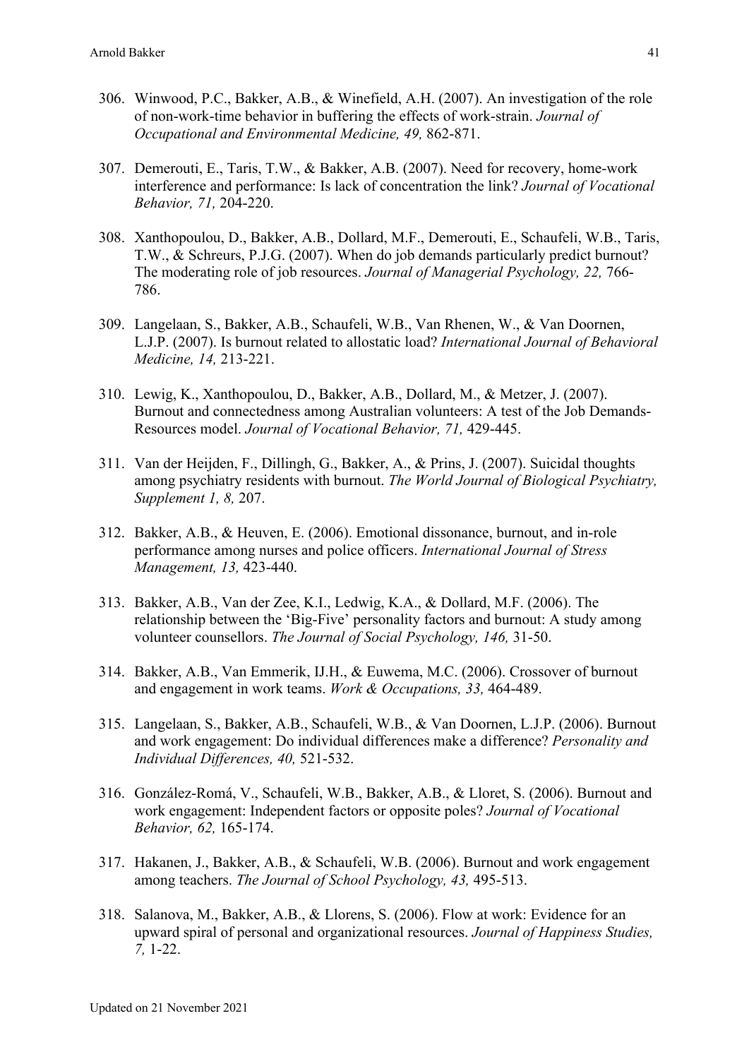306. Winwood, P.C., Bakker, A.B., & Winefield, A.H. (2007). An investigation of the role of non-work-time behavior in buffering the effects of work-strain. *Journal of Occupational and Environmental Medicine, 49,* 862-871.

307. Demerouti, E., Taris, T.W., & Bakker, A.B. (2007). Need for recovery, home-work interference and performance: Is lack of concentration the link? *Journal of Vocational Behavior, 71,* 204-220.

308. Xanthopoulou, D., Bakker, A.B., Dollard, M.F., Demerouti, E., Schaufeli, W.B., Taris, T.W., & Schreurs, P.J.G. (2007). When do job demands particularly predict burnout? The moderating role of job resources. *Journal of Managerial Psychology, 22,* 766-786.

309. Langelaan, S., Bakker, A.B., Schaufeli, W.B., Van Rhenen, W., & Van Doornen, L.J.P. (2007). Is burnout related to allostatic load? *International Journal of Behavioral Medicine, 14,* 213-221.

310. Lewig, K., Xanthopoulou, D., Bakker, A.B., Dollard, M., & Metzer, J. (2007). Burnout and connectedness among Australian volunteers: A test of the Job Demands-Resources model. *Journal of Vocational Behavior, 71,* 429-445.

311. Van der Heijden, F., Dillingh, G., Bakker, A., & Prins, J. (2007). Suicidal thoughts among psychiatry residents with burnout. *The World Journal of Biological Psychiatry, Supplement 1, 8,* 207.

312. Bakker, A.B., & Heuven, E. (2006). Emotional dissonance, burnout, and in-role performance among nurses and police officers. *International Journal of Stress Management, 13,* 423-440.

313. Bakker, A.B., Van der Zee, K.I., Ledwig, K.A., & Dollard, M.F. (2006). The relationship between the 'Big-Five' personality factors and burnout: A study among volunteer counsellors. *The Journal of Social Psychology, 146,* 31-50.

314. Bakker, A.B., Van Emmerik, IJ.H., & Euwema, M.C. (2006). Crossover of burnout and engagement in work teams. *Work & Occupations, 33,* 464-489.

315. Langelaan, S., Bakker, A.B., Schaufeli, W.B., & Van Doornen, L.J.P. (2006). Burnout and work engagement: Do individual differences make a difference? *Personality and Individual Differences, 40,* 521-532.

316. González-Romá, V., Schaufeli, W.B., Bakker, A.B., & Lloret, S. (2006). Burnout and work engagement: Independent factors or opposite poles? *Journal of Vocational Behavior, 62,* 165-174.

317. Hakanen, J., Bakker, A.B., & Schaufeli, W.B. (2006). Burnout and work engagement among teachers. *The Journal of School Psychology, 43,* 495-513.

318. Salanova, M., Bakker, A.B., & Llorens, S. (2006). Flow at work: Evidence for an upward spiral of personal and organizational resources. *Journal of Happiness Studies, 7,* 1-22.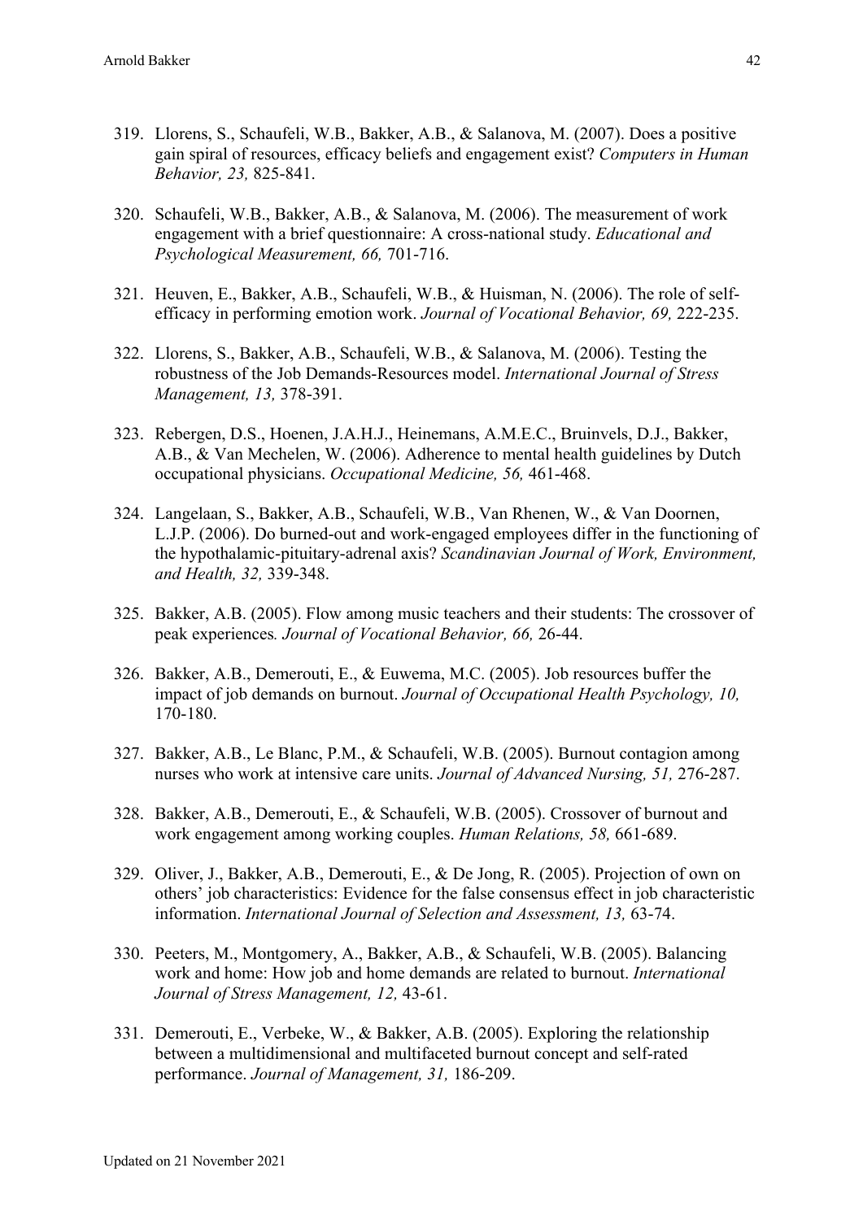319. Llorens, S., Schaufeli, W.B., Bakker, A.B., & Salanova, M. (2007). Does a positive gain spiral of resources, efficacy beliefs and engagement exist? *Computers in Human Behavior, 23,* 825-841.

320. Schaufeli, W.B., Bakker, A.B., & Salanova, M. (2006). The measurement of work engagement with a brief questionnaire: A cross-national study. *Educational and Psychological Measurement, 66,* 701-716.

321. Heuven, E., Bakker, A.B., Schaufeli, W.B., & Huisman, N. (2006). The role of self-efficacy in performing emotion work. *Journal of Vocational Behavior, 69,* 222-235.

322. Llorens, S., Bakker, A.B., Schaufeli, W.B., & Salanova, M. (2006). Testing the robustness of the Job Demands-Resources model. *International Journal of Stress Management, 13,* 378-391.

323. Rebergen, D.S., Hoenen, J.A.H.J., Heinemans, A.M.E.C., Bruinvels, D.J., Bakker, A.B., & Van Mechelen, W. (2006). Adherence to mental health guidelines by Dutch occupational physicians. *Occupational Medicine, 56,* 461-468.

324. Langelaan, S., Bakker, A.B., Schaufeli, W.B., Van Rhenen, W., & Van Doornen, L.J.P. (2006). Do burned-out and work-engaged employees differ in the functioning of the hypothalamic-pituitary-adrenal axis? *Scandinavian Journal of Work, Environment, and Health, 32,* 339-348.

325. Bakker, A.B. (2005). Flow among music teachers and their students: The crossover of peak experiences*. Journal of Vocational Behavior, 66,* 26-44.

326. Bakker, A.B., Demerouti, E., & Euwema, M.C. (2005). Job resources buffer the impact of job demands on burnout. *Journal of Occupational Health Psychology, 10,* 170-180.

327. Bakker, A.B., Le Blanc, P.M., & Schaufeli, W.B. (2005). Burnout contagion among nurses who work at intensive care units. *Journal of Advanced Nursing, 51,* 276-287.

328. Bakker, A.B., Demerouti, E., & Schaufeli, W.B. (2005). Crossover of burnout and work engagement among working couples. *Human Relations, 58,* 661-689.

329. Oliver, J., Bakker, A.B., Demerouti, E., & De Jong, R. (2005). Projection of own on others' job characteristics: Evidence for the false consensus effect in job characteristic information. *International Journal of Selection and Assessment, 13,* 63-74.

330. Peeters, M., Montgomery, A., Bakker, A.B., & Schaufeli, W.B. (2005). Balancing work and home: How job and home demands are related to burnout. *International Journal of Stress Management, 12,* 43-61.

331. Demerouti, E., Verbeke, W., & Bakker, A.B. (2005). Exploring the relationship between a multidimensional and multifaceted burnout concept and self-rated performance. *Journal of Management, 31,* 186-209.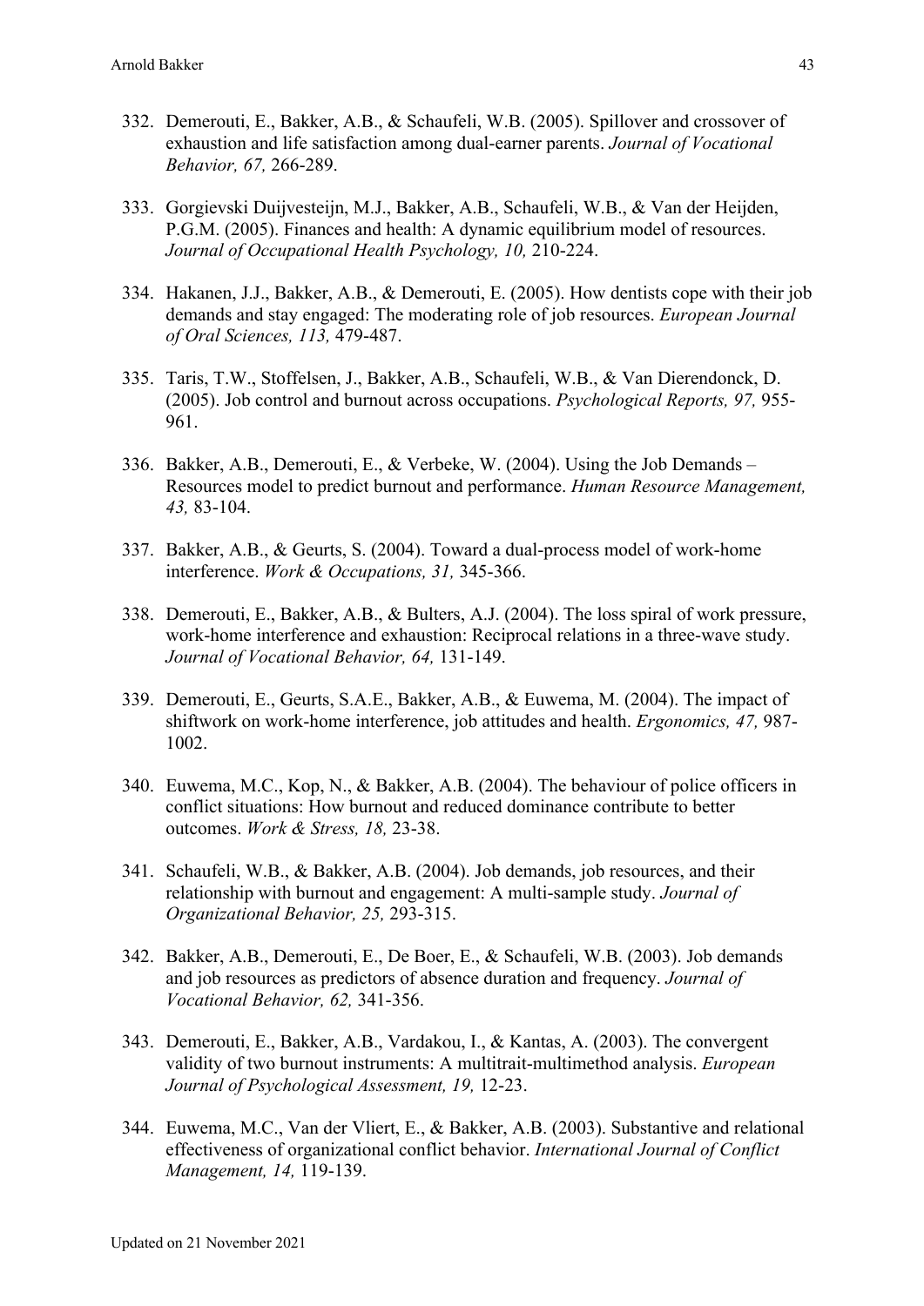332. Demerouti, E., Bakker, A.B., & Schaufeli, W.B. (2005). Spillover and crossover of exhaustion and life satisfaction among dual-earner parents. *Journal of Vocational Behavior, 67,* 266-289.

333. Gorgievski Duijvesteijn, M.J., Bakker, A.B., Schaufeli, W.B., & Van der Heijden, P.G.M. (2005). Finances and health: A dynamic equilibrium model of resources. *Journal of Occupational Health Psychology, 10,* 210-224.

334. Hakanen, J.J., Bakker, A.B., & Demerouti, E. (2005). How dentists cope with their job demands and stay engaged: The moderating role of job resources. *European Journal of Oral Sciences, 113,* 479-487.

335. Taris, T.W., Stoffelsen, J., Bakker, A.B., Schaufeli, W.B., & Van Dierendonck, D. (2005). Job control and burnout across occupations. *Psychological Reports, 97,* 955-961.

336. Bakker, A.B., Demerouti, E., & Verbeke, W. (2004). Using the Job Demands – Resources model to predict burnout and performance. *Human Resource Management, 43,* 83-104.

337. Bakker, A.B., & Geurts, S. (2004). Toward a dual-process model of work-home interference. *Work & Occupations, 31,* 345-366.

338. Demerouti, E., Bakker, A.B., & Bulters, A.J. (2004). The loss spiral of work pressure, work-home interference and exhaustion: Reciprocal relations in a three-wave study. *Journal of Vocational Behavior, 64,* 131-149.

339. Demerouti, E., Geurts, S.A.E., Bakker, A.B., & Euwema, M. (2004). The impact of shiftwork on work-home interference, job attitudes and health. *Ergonomics, 47,* 987-1002.

340. Euwema, M.C., Kop, N., & Bakker, A.B. (2004). The behaviour of police officers in conflict situations: How burnout and reduced dominance contribute to better outcomes. *Work & Stress, 18,* 23-38.

341. Schaufeli, W.B., & Bakker, A.B. (2004). Job demands, job resources, and their relationship with burnout and engagement: A multi-sample study. *Journal of Organizational Behavior, 25,* 293-315.

342. Bakker, A.B., Demerouti, E., De Boer, E., & Schaufeli, W.B. (2003). Job demands and job resources as predictors of absence duration and frequency. *Journal of Vocational Behavior, 62,* 341-356.

343. Demerouti, E., Bakker, A.B., Vardakou, I., & Kantas, A. (2003). The convergent validity of two burnout instruments: A multitrait-multimethod analysis. *European Journal of Psychological Assessment, 19,* 12-23.

344. Euwema, M.C., Van der Vliert, E., & Bakker, A.B. (2003). Substantive and relational effectiveness of organizational conflict behavior. *International Journal of Conflict Management, 14,* 119-139.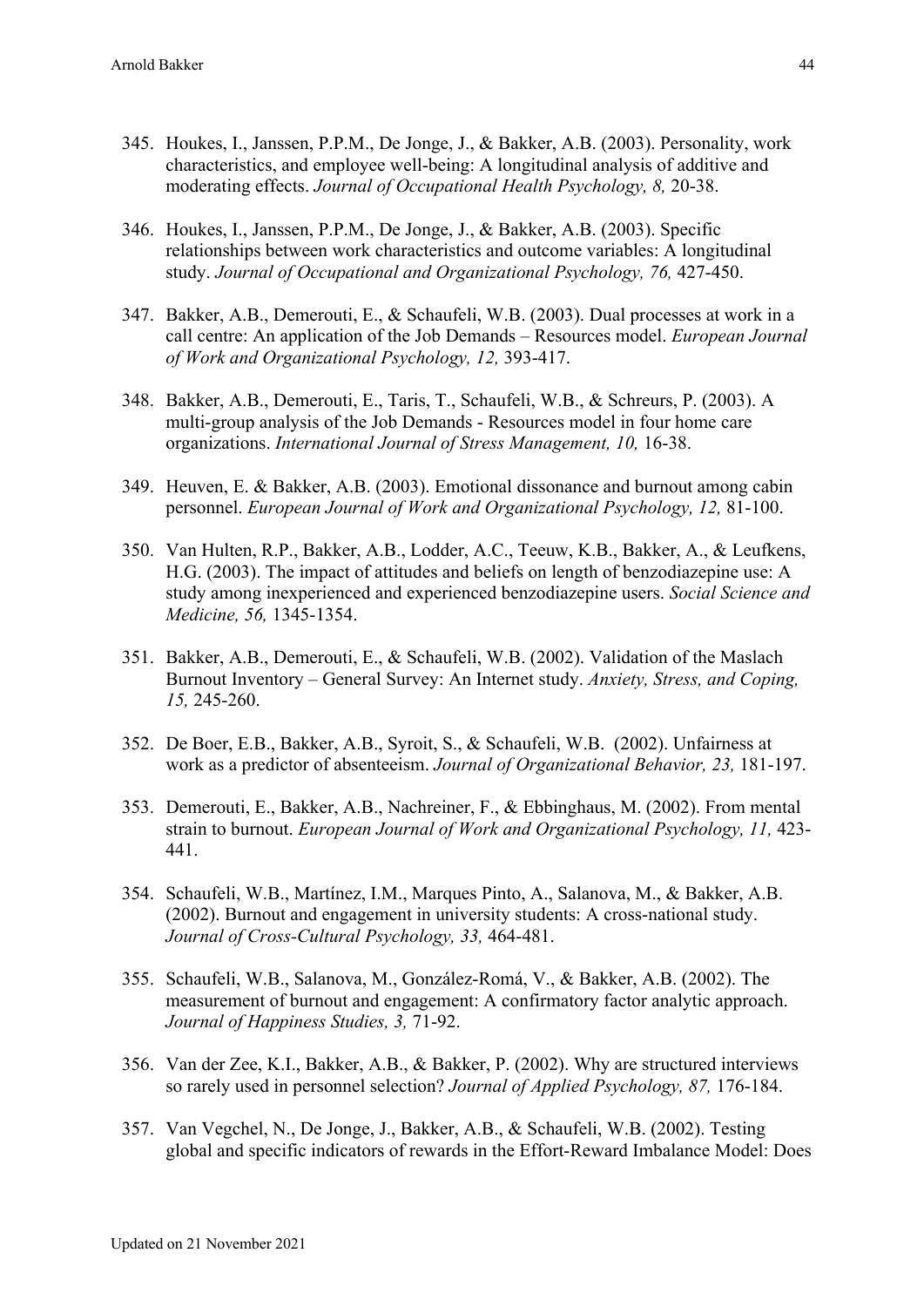345. Houkes, I., Janssen, P.P.M., De Jonge, J., & Bakker, A.B. (2003). Personality, work characteristics, and employee well-being: A longitudinal analysis of additive and moderating effects. *Journal of Occupational Health Psychology, 8,* 20-38.

346. Houkes, I., Janssen, P.P.M., De Jonge, J., & Bakker, A.B. (2003). Specific relationships between work characteristics and outcome variables: A longitudinal study. *Journal of Occupational and Organizational Psychology, 76,* 427-450.

347. Bakker, A.B., Demerouti, E., & Schaufeli, W.B. (2003). Dual processes at work in a call centre: An application of the Job Demands – Resources model. *European Journal of Work and Organizational Psychology, 12,* 393-417.

348. Bakker, A.B., Demerouti, E., Taris, T., Schaufeli, W.B., & Schreurs, P. (2003). A multi-group analysis of the Job Demands - Resources model in four home care organizations. *International Journal of Stress Management, 10,* 16-38.

349. Heuven, E. & Bakker, A.B. (2003). Emotional dissonance and burnout among cabin personnel. *European Journal of Work and Organizational Psychology, 12,* 81-100.

350. Van Hulten, R.P., Bakker, A.B., Lodder, A.C., Teeuw, K.B., Bakker, A., & Leufkens, H.G. (2003). The impact of attitudes and beliefs on length of benzodiazepine use: A study among inexperienced and experienced benzodiazepine users. *Social Science and Medicine, 56,* 1345-1354.

351. Bakker, A.B., Demerouti, E., & Schaufeli, W.B. (2002). Validation of the Maslach Burnout Inventory – General Survey: An Internet study. *Anxiety, Stress, and Coping, 15,* 245-260.

352. De Boer, E.B., Bakker, A.B., Syroit, S., & Schaufeli, W.B. (2002). Unfairness at work as a predictor of absenteeism. *Journal of Organizational Behavior, 23,* 181-197.

353. Demerouti, E., Bakker, A.B., Nachreiner, F., & Ebbinghaus, M. (2002). From mental strain to burnout. *European Journal of Work and Organizational Psychology, 11,* 423-441.

354. Schaufeli, W.B., Martínez, I.M., Marques Pinto, A., Salanova, M., & Bakker, A.B. (2002). Burnout and engagement in university students: A cross-national study. *Journal of Cross-Cultural Psychology, 33,* 464-481.

355. Schaufeli, W.B., Salanova, M., González-Romá, V., & Bakker, A.B. (2002). The measurement of burnout and engagement: A confirmatory factor analytic approach. *Journal of Happiness Studies, 3,* 71-92.

356. Van der Zee, K.I., Bakker, A.B., & Bakker, P. (2002). Why are structured interviews so rarely used in personnel selection? *Journal of Applied Psychology, 87,* 176-184.

357. Van Vegchel, N., De Jonge, J., Bakker, A.B., & Schaufeli, W.B. (2002). Testing global and specific indicators of rewards in the Effort-Reward Imbalance Model: Does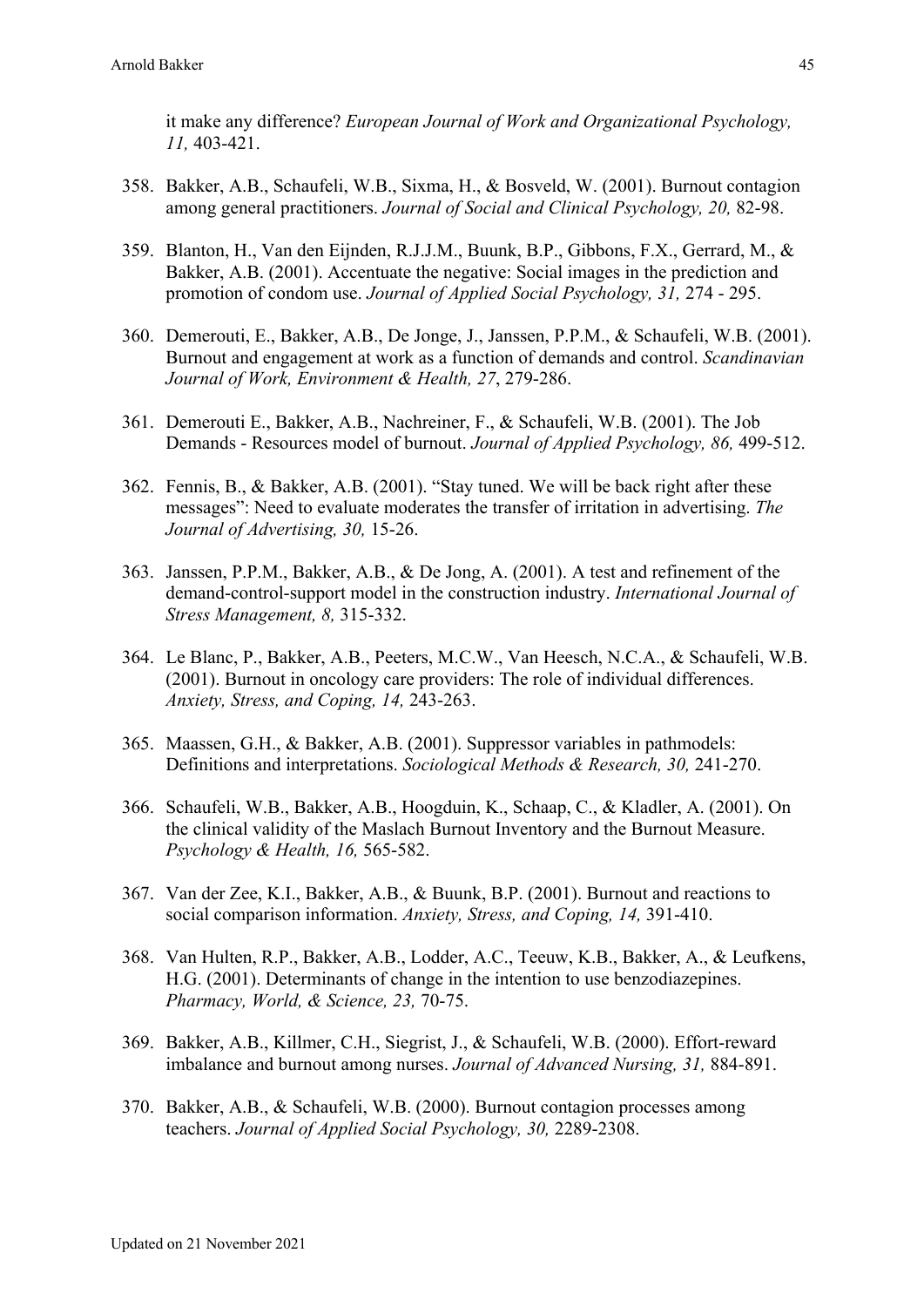it make any difference? *European Journal of Work and Organizational Psychology, 11,* 403-421.

358. Bakker, A.B., Schaufeli, W.B., Sixma, H., & Bosveld, W. (2001). Burnout contagion among general practitioners. *Journal of Social and Clinical Psychology, 20,* 82-98.

359. Blanton, H., Van den Eijnden, R.J.J.M., Buunk, B.P., Gibbons, F.X., Gerrard, M., & Bakker, A.B. (2001). Accentuate the negative: Social images in the prediction and promotion of condom use. *Journal of Applied Social Psychology, 31,* 274 - 295.

360. Demerouti, E., Bakker, A.B., De Jonge, J., Janssen, P.P.M., & Schaufeli, W.B. (2001). Burnout and engagement at work as a function of demands and control. *Scandinavian Journal of Work, Environment & Health, 27*, 279-286.

361. Demerouti E., Bakker, A.B., Nachreiner, F., & Schaufeli, W.B. (2001). The Job Demands - Resources model of burnout. *Journal of Applied Psychology, 86,* 499-512.

362. Fennis, B., & Bakker, A.B. (2001). "Stay tuned. We will be back right after these messages": Need to evaluate moderates the transfer of irritation in advertising. *The Journal of Advertising, 30,* 15-26.

363. Janssen, P.P.M., Bakker, A.B., & De Jong, A. (2001). A test and refinement of the demand-control-support model in the construction industry. *International Journal of Stress Management, 8,* 315-332.

364. Le Blanc, P., Bakker, A.B., Peeters, M.C.W., Van Heesch, N.C.A., & Schaufeli, W.B. (2001). Burnout in oncology care providers: The role of individual differences. *Anxiety, Stress, and Coping, 14,* 243-263.

365. Maassen, G.H., & Bakker, A.B. (2001). Suppressor variables in pathmodels: Definitions and interpretations. *Sociological Methods & Research, 30,* 241-270.

366. Schaufeli, W.B., Bakker, A.B., Hoogduin, K., Schaap, C., & Kladler, A. (2001). On the clinical validity of the Maslach Burnout Inventory and the Burnout Measure. *Psychology & Health, 16,* 565-582.

367. Van der Zee, K.I., Bakker, A.B., & Buunk, B.P. (2001). Burnout and reactions to social comparison information. *Anxiety, Stress, and Coping, 14,* 391-410.

368. Van Hulten, R.P., Bakker, A.B., Lodder, A.C., Teeuw, K.B., Bakker, A., & Leufkens, H.G. (2001). Determinants of change in the intention to use benzodiazepines. *Pharmacy, World, & Science, 23,* 70-75.

369. Bakker, A.B., Killmer, C.H., Siegrist, J., & Schaufeli, W.B. (2000). Effort-reward imbalance and burnout among nurses. *Journal of Advanced Nursing, 31,* 884-891.

370. Bakker, A.B., & Schaufeli, W.B. (2000). Burnout contagion processes among teachers. *Journal of Applied Social Psychology, 30,* 2289-2308.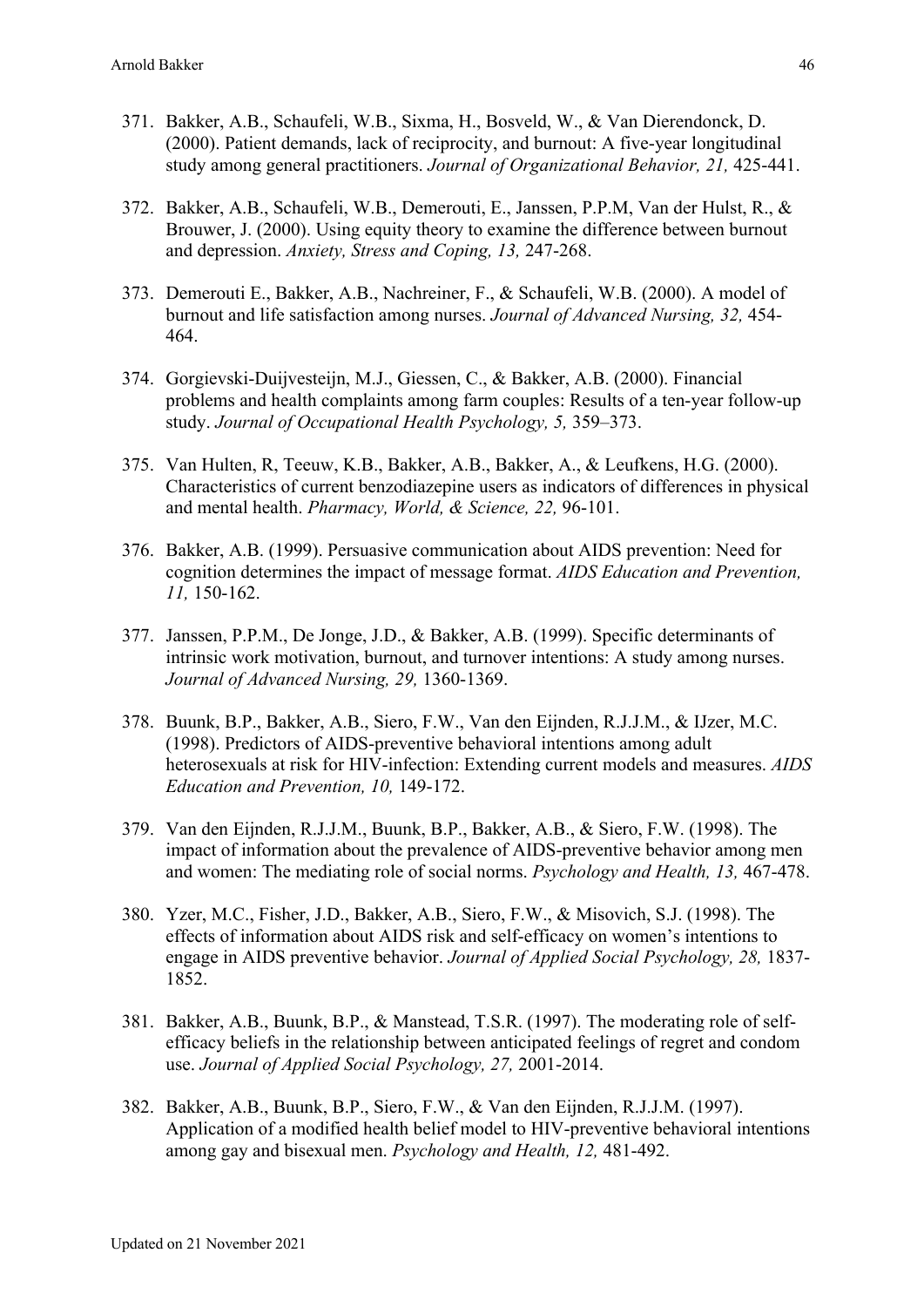371. Bakker, A.B., Schaufeli, W.B., Sixma, H., Bosveld, W., & Van Dierendonck, D. (2000). Patient demands, lack of reciprocity, and burnout: A five-year longitudinal study among general practitioners. *Journal of Organizational Behavior, 21,* 425-441.

372. Bakker, A.B., Schaufeli, W.B., Demerouti, E., Janssen, P.P.M, Van der Hulst, R., & Brouwer, J. (2000). Using equity theory to examine the difference between burnout and depression. *Anxiety, Stress and Coping, 13,* 247-268.

373. Demerouti E., Bakker, A.B., Nachreiner, F., & Schaufeli, W.B. (2000). A model of burnout and life satisfaction among nurses. *Journal of Advanced Nursing, 32,* 454-464.

374. Gorgievski-Duijvesteijn, M.J., Giessen, C., & Bakker, A.B. (2000). Financial problems and health complaints among farm couples: Results of a ten-year follow-up study. *Journal of Occupational Health Psychology, 5,* 359–373.

375. Van Hulten, R, Teeuw, K.B., Bakker, A.B., Bakker, A., & Leufkens, H.G. (2000). Characteristics of current benzodiazepine users as indicators of differences in physical and mental health. *Pharmacy, World, & Science, 22,* 96-101.

376. Bakker, A.B. (1999). Persuasive communication about AIDS prevention: Need for cognition determines the impact of message format. *AIDS Education and Prevention, 11,* 150-162.

377. Janssen, P.P.M., De Jonge, J.D., & Bakker, A.B. (1999). Specific determinants of intrinsic work motivation, burnout, and turnover intentions: A study among nurses. *Journal of Advanced Nursing, 29,* 1360-1369.

378. Buunk, B.P., Bakker, A.B., Siero, F.W., Van den Eijnden, R.J.J.M., & IJzer, M.C. (1998). Predictors of AIDS-preventive behavioral intentions among adult heterosexuals at risk for HIV-infection: Extending current models and measures. *AIDS Education and Prevention, 10,* 149-172.

379. Van den Eijnden, R.J.J.M., Buunk, B.P., Bakker, A.B., & Siero, F.W. (1998). The impact of information about the prevalence of AIDS-preventive behavior among men and women: The mediating role of social norms. *Psychology and Health, 13,* 467-478.

380. Yzer, M.C., Fisher, J.D., Bakker, A.B., Siero, F.W., & Misovich, S.J. (1998). The effects of information about AIDS risk and self-efficacy on women's intentions to engage in AIDS preventive behavior. *Journal of Applied Social Psychology, 28,* 1837-1852.

381. Bakker, A.B., Buunk, B.P., & Manstead, T.S.R. (1997). The moderating role of self-efficacy beliefs in the relationship between anticipated feelings of regret and condom use. *Journal of Applied Social Psychology, 27,* 2001-2014.

382. Bakker, A.B., Buunk, B.P., Siero, F.W., & Van den Eijnden, R.J.J.M. (1997). Application of a modified health belief model to HIV-preventive behavioral intentions among gay and bisexual men. *Psychology and Health, 12,* 481-492.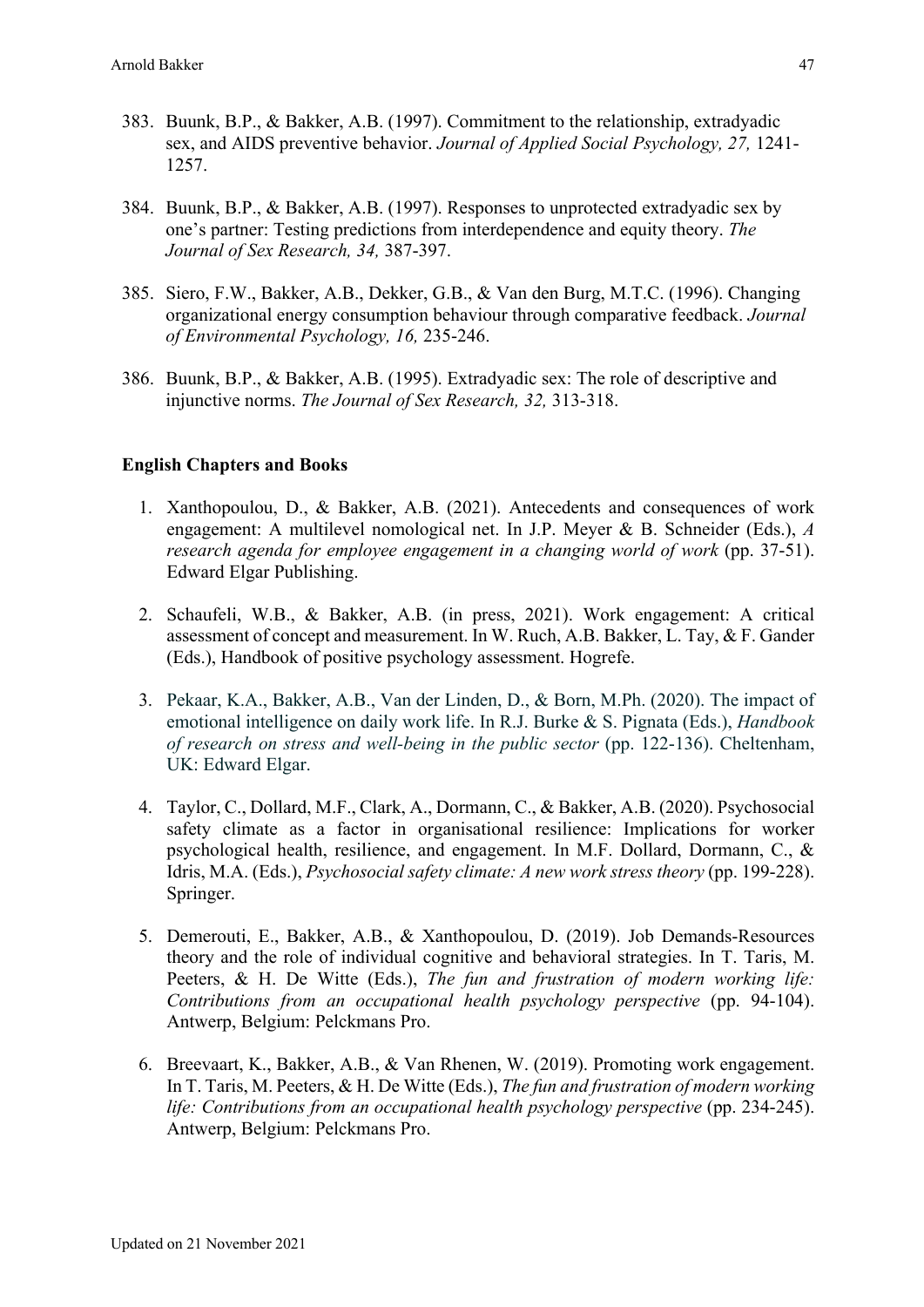383. Buunk, B.P., & Bakker, A.B. (1997). Commitment to the relationship, extradyadic sex, and AIDS preventive behavior. *Journal of Applied Social Psychology, 27,* 1241-1257.

384. Buunk, B.P., & Bakker, A.B. (1997). Responses to unprotected extradyadic sex by one's partner: Testing predictions from interdependence and equity theory. *The Journal of Sex Research, 34,* 387-397.

385. Siero, F.W., Bakker, A.B., Dekker, G.B., & Van den Burg, M.T.C. (1996). Changing organizational energy consumption behaviour through comparative feedback. *Journal of Environmental Psychology, 16,* 235-246.

386. Buunk, B.P., & Bakker, A.B. (1995). Extradyadic sex: The role of descriptive and injunctive norms. *The Journal of Sex Research, 32,* 313-318.

**English Chapters and Books**

1. Xanthopoulou, D., & Bakker, A.B. (2021). Antecedents and consequences of work engagement: A multilevel nomological net. In J.P. Meyer & B. Schneider (Eds.), *A research agenda for employee engagement in a changing world of work* (pp. 37-51). Edward Elgar Publishing.

2. Schaufeli, W.B., & Bakker, A.B. (in press, 2021). Work engagement: A critical assessment of concept and measurement. In W. Ruch, A.B. Bakker, L. Tay, & F. Gander (Eds.), Handbook of positive psychology assessment. Hogrefe.

3. Pekaar, K.A., Bakker, A.B., Van der Linden, D., & Born, M.Ph. (2020). The impact of emotional intelligence on daily work life. In R.J. Burke & S. Pignata (Eds.), *Handbook of research on stress and well-being in the public sector* (pp. 122-136). Cheltenham, UK: Edward Elgar.

4. Taylor, C., Dollard, M.F., Clark, A., Dormann, C., & Bakker, A.B. (2020). Psychosocial safety climate as a factor in organisational resilience: Implications for worker psychological health, resilience, and engagement. In M.F. Dollard, Dormann, C., & Idris, M.A. (Eds.), *Psychosocial safety climate: A new work stress theory* (pp. 199-228). Springer.

5. Demerouti, E., Bakker, A.B., & Xanthopoulou, D. (2019). Job Demands-Resources theory and the role of individual cognitive and behavioral strategies. In T. Taris, M. Peeters, & H. De Witte (Eds.), *The fun and frustration of modern working life: Contributions from an occupational health psychology perspective* (pp. 94-104). Antwerp, Belgium: Pelckmans Pro.

6. Breevaart, K., Bakker, A.B., & Van Rhenen, W. (2019). Promoting work engagement. In T. Taris, M. Peeters, & H. De Witte (Eds.), *The fun and frustration of modern working life: Contributions from an occupational health psychology perspective* (pp. 234-245). Antwerp, Belgium: Pelckmans Pro.

Updated on 21 November 2021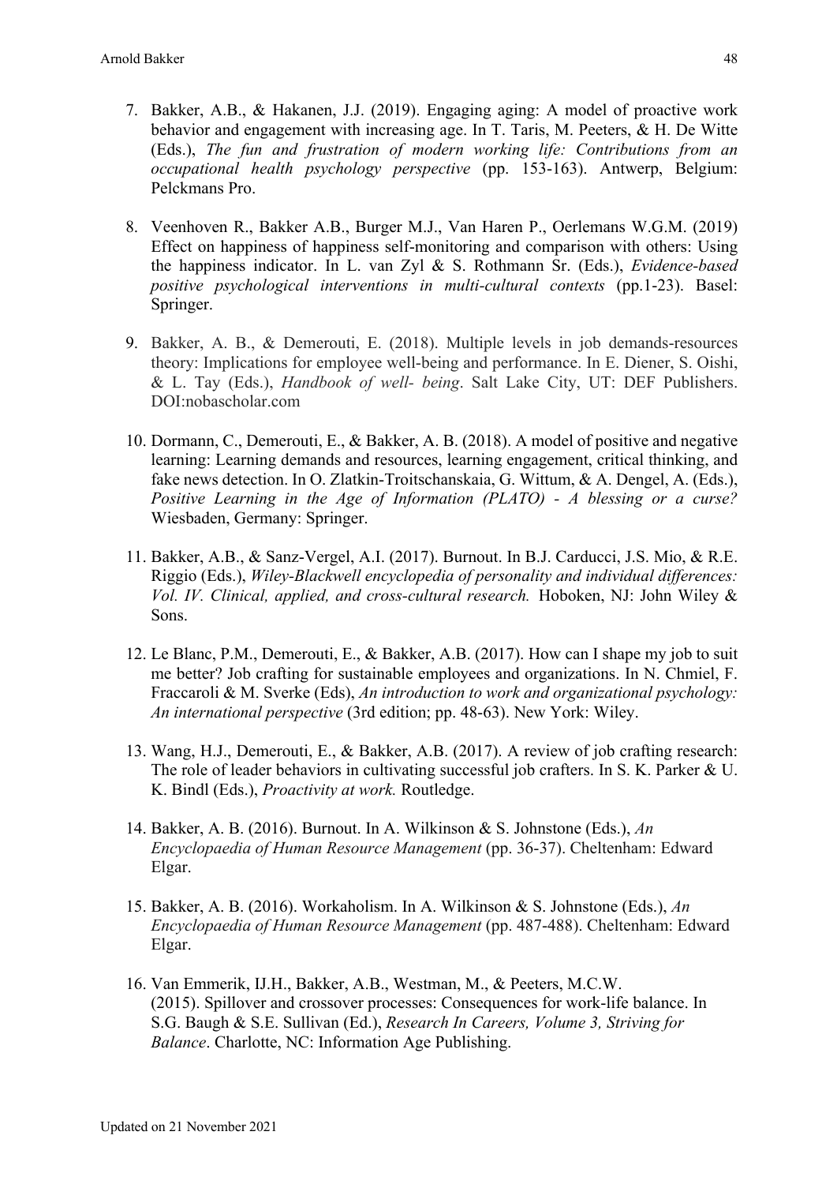7. Bakker, A.B., & Hakanen, J.J. (2019). Engaging aging: A model of proactive work behavior and engagement with increasing age. In T. Taris, M. Peeters, & H. De Witte (Eds.), *The fun and frustration of modern working life: Contributions from an occupational health psychology perspective* (pp. 153-163). Antwerp, Belgium: Pelckmans Pro.

8. Veenhoven R., Bakker A.B., Burger M.J., Van Haren P., Oerlemans W.G.M. (2019) Effect on happiness of happiness self-monitoring and comparison with others: Using the happiness indicator. In L. van Zyl & S. Rothmann Sr. (Eds.), *Evidence-based positive psychological interventions in multi-cultural contexts* (pp.1-23). Basel: Springer.

9. Bakker, A. B., & Demerouti, E. (2018). Multiple levels in job demands-resources theory: Implications for employee well-being and performance. In E. Diener, S. Oishi, & L. Tay (Eds.), *Handbook of well- being*. Salt Lake City, UT: DEF Publishers. DOI:nobascholar.com

10. Dormann, C., Demerouti, E., & Bakker, A. B. (2018). A model of positive and negative learning: Learning demands and resources, learning engagement, critical thinking, and fake news detection. In O. Zlatkin-Troitschanskaia, G. Wittum, & A. Dengel, A. (Eds.), *Positive Learning in the Age of Information (PLATO) - A blessing or a curse?* Wiesbaden, Germany: Springer.

11. Bakker, A.B., & Sanz-Vergel, A.I. (2017). Burnout. In B.J. Carducci, J.S. Mio, & R.E. Riggio (Eds.), *Wiley-Blackwell encyclopedia of personality and individual differences: Vol. IV. Clinical, applied, and cross-cultural research.* Hoboken, NJ: John Wiley & Sons.

12. Le Blanc, P.M., Demerouti, E., & Bakker, A.B. (2017). How can I shape my job to suit me better? Job crafting for sustainable employees and organizations. In N. Chmiel, F. Fraccaroli & M. Sverke (Eds), *An introduction to work and organizational psychology: An international perspective* (3rd edition; pp. 48-63). New York: Wiley.

13. Wang, H.J., Demerouti, E., & Bakker, A.B. (2017). A review of job crafting research: The role of leader behaviors in cultivating successful job crafters. In S. K. Parker & U. K. Bindl (Eds.), *Proactivity at work.* Routledge.

14. Bakker, A. B. (2016). Burnout. In A. Wilkinson & S. Johnstone (Eds.), *An Encyclopaedia of Human Resource Management* (pp. 36-37). Cheltenham: Edward Elgar.

15. Bakker, A. B. (2016). Workaholism. In A. Wilkinson & S. Johnstone (Eds.), *An Encyclopaedia of Human Resource Management* (pp. 487-488). Cheltenham: Edward Elgar.

16. Van Emmerik, IJ.H., Bakker, A.B., Westman, M., & Peeters, M.C.W. (2015). Spillover and crossover processes: Consequences for work-life balance. In S.G. Baugh & S.E. Sullivan (Ed.), *Research In Careers, Volume 3, Striving for Balance*. Charlotte, NC: Information Age Publishing.

Updated on 21 November 2021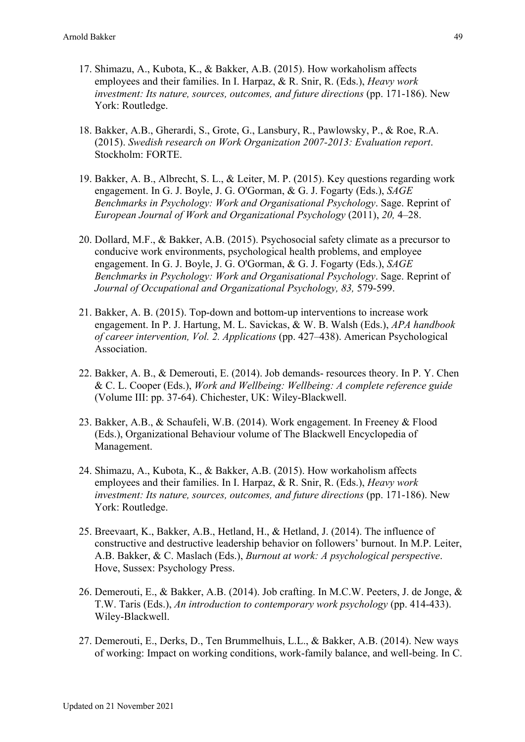17. Shimazu, A., Kubota, K., & Bakker, A.B. (2015). How workaholism affects employees and their families. In I. Harpaz, & R. Snir, R. (Eds.), *Heavy work investment: Its nature, sources, outcomes, and future directions* (pp. 171-186). New York: Routledge.

18. Bakker, A.B., Gherardi, S., Grote, G., Lansbury, R., Pawlowsky, P., & Roe, R.A. (2015). *Swedish research on Work Organization 2007-2013: Evaluation report*. Stockholm: FORTE.

19. Bakker, A. B., Albrecht, S. L., & Leiter, M. P. (2015). Key questions regarding work engagement. In G. J. Boyle, J. G. O'Gorman, & G. J. Fogarty (Eds.), *SAGE Benchmarks in Psychology: Work and Organisational Psychology*. Sage. Reprint of *European Journal of Work and Organizational Psychology* (2011), *20,* 4–28.

20. Dollard, M.F., & Bakker, A.B. (2015). Psychosocial safety climate as a precursor to conducive work environments, psychological health problems, and employee engagement. In G. J. Boyle, J. G. O'Gorman, & G. J. Fogarty (Eds.), *SAGE Benchmarks in Psychology: Work and Organisational Psychology*. Sage. Reprint of *Journal of Occupational and Organizational Psychology, 83,* 579-599.

21. Bakker, A. B. (2015). Top-down and bottom-up interventions to increase work engagement. In P. J. Hartung, M. L. Savickas, & W. B. Walsh (Eds.), *APA handbook of career intervention, Vol. 2. Applications* (pp. 427–438). American Psychological Association.

22. Bakker, A. B., & Demerouti, E. (2014). Job demands- resources theory. In P. Y. Chen & C. L. Cooper (Eds.), *Work and Wellbeing: Wellbeing: A complete reference guide* (Volume III: pp. 37-64). Chichester, UK: Wiley-Blackwell.

23. Bakker, A.B., & Schaufeli, W.B. (2014). Work engagement. In Freeney & Flood (Eds.), Organizational Behaviour volume of The Blackwell Encyclopedia of Management.

24. Shimazu, A., Kubota, K., & Bakker, A.B. (2015). How workaholism affects employees and their families. In I. Harpaz, & R. Snir, R. (Eds.), *Heavy work investment: Its nature, sources, outcomes, and future directions* (pp. 171-186). New York: Routledge.

25. Breevaart, K., Bakker, A.B., Hetland, H., & Hetland, J. (2014). The influence of constructive and destructive leadership behavior on followers' burnout. In M.P. Leiter, A.B. Bakker, & C. Maslach (Eds.), *Burnout at work: A psychological perspective*. Hove, Sussex: Psychology Press.

26. Demerouti, E., & Bakker, A.B. (2014). Job crafting. In M.C.W. Peeters, J. de Jonge, & T.W. Taris (Eds.), *An introduction to contemporary work psychology* (pp. 414-433). Wiley-Blackwell.

27. Demerouti, E., Derks, D., Ten Brummelhuis, L.L., & Bakker, A.B. (2014). New ways of working: Impact on working conditions, work-family balance, and well-being. In C.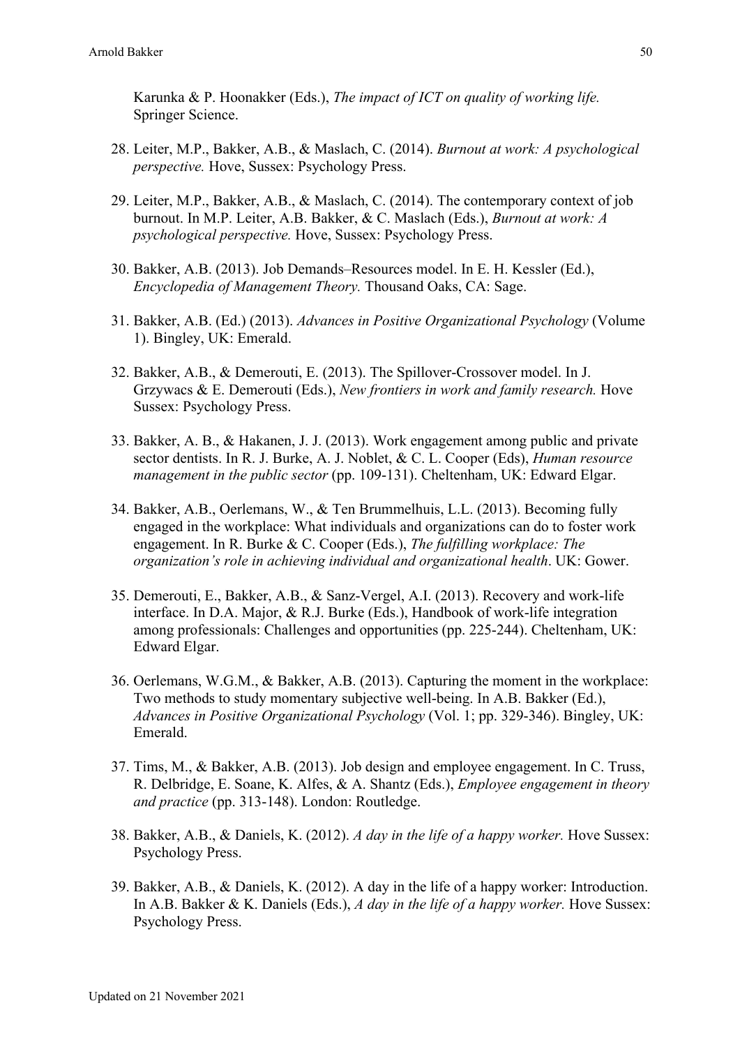Karunka & P. Hoonakker (Eds.), *The impact of ICT on quality of working life.* Springer Science.

28. Leiter, M.P., Bakker, A.B., & Maslach, C. (2014). *Burnout at work: A psychological perspective.* Hove, Sussex: Psychology Press.

29. Leiter, M.P., Bakker, A.B., & Maslach, C. (2014). The contemporary context of job burnout. In M.P. Leiter, A.B. Bakker, & C. Maslach (Eds.), *Burnout at work: A psychological perspective.* Hove, Sussex: Psychology Press.

30. Bakker, A.B. (2013). Job Demands–Resources model. In E. H. Kessler (Ed.), *Encyclopedia of Management Theory.* Thousand Oaks, CA: Sage.

31. Bakker, A.B. (Ed.) (2013). *Advances in Positive Organizational Psychology* (Volume 1). Bingley, UK: Emerald.

32. Bakker, A.B., & Demerouti, E. (2013). The Spillover-Crossover model. In J. Grzywacs & E. Demerouti (Eds.), *New frontiers in work and family research.* Hove Sussex: Psychology Press.

33. Bakker, A. B., & Hakanen, J. J. (2013). Work engagement among public and private sector dentists. In R. J. Burke, A. J. Noblet, & C. L. Cooper (Eds), *Human resource management in the public sector* (pp. 109-131). Cheltenham, UK: Edward Elgar.

34. Bakker, A.B., Oerlemans, W., & Ten Brummelhuis, L.L. (2013). Becoming fully engaged in the workplace: What individuals and organizations can do to foster work engagement. In R. Burke & C. Cooper (Eds.), *The fulfilling workplace: The organization's role in achieving individual and organizational health*. UK: Gower.

35. Demerouti, E., Bakker, A.B., & Sanz-Vergel, A.I. (2013). Recovery and work-life interface. In D.A. Major, & R.J. Burke (Eds.), Handbook of work-life integration among professionals: Challenges and opportunities (pp. 225-244). Cheltenham, UK: Edward Elgar.

36. Oerlemans, W.G.M., & Bakker, A.B. (2013). Capturing the moment in the workplace: Two methods to study momentary subjective well-being. In A.B. Bakker (Ed.), *Advances in Positive Organizational Psychology* (Vol. 1; pp. 329-346). Bingley, UK: Emerald.

37. Tims, M., & Bakker, A.B. (2013). Job design and employee engagement. In C. Truss, R. Delbridge, E. Soane, K. Alfes, & A. Shantz (Eds.), *Employee engagement in theory and practice* (pp. 313-148). London: Routledge.

38. Bakker, A.B., & Daniels, K. (2012). *A day in the life of a happy worker.* Hove Sussex: Psychology Press.

39. Bakker, A.B., & Daniels, K. (2012). A day in the life of a happy worker: Introduction. In A.B. Bakker & K. Daniels (Eds.), *A day in the life of a happy worker.* Hove Sussex: Psychology Press.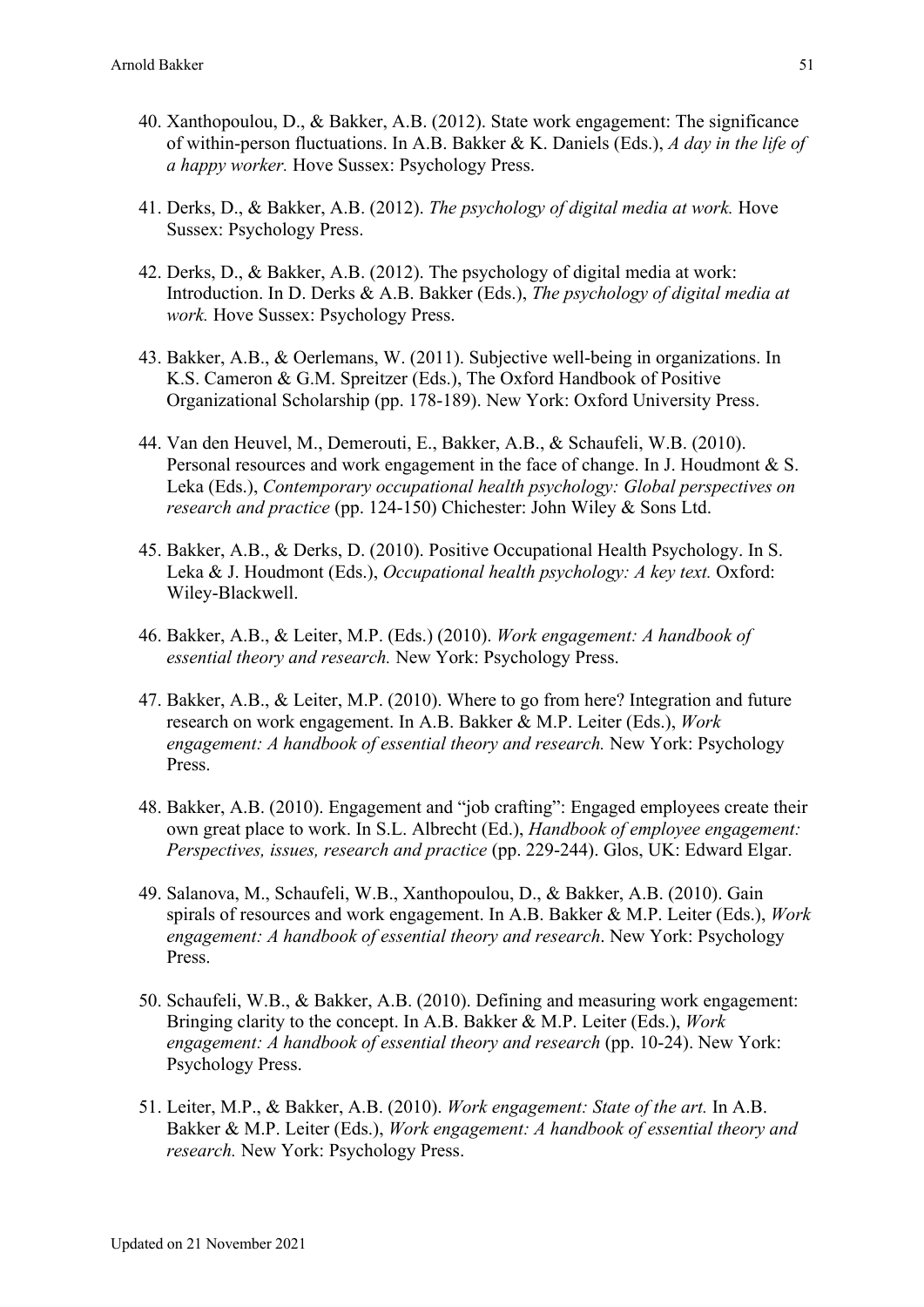40. Xanthopoulou, D., & Bakker, A.B. (2012). State work engagement: The significance of within-person fluctuations. In A.B. Bakker & K. Daniels (Eds.), *A day in the life of a happy worker.* Hove Sussex: Psychology Press.

41. Derks, D., & Bakker, A.B. (2012). *The psychology of digital media at work.* Hove Sussex: Psychology Press.

42. Derks, D., & Bakker, A.B. (2012). The psychology of digital media at work: Introduction. In D. Derks & A.B. Bakker (Eds.), *The psychology of digital media at work.* Hove Sussex: Psychology Press.

43. Bakker, A.B., & Oerlemans, W. (2011). Subjective well-being in organizations. In K.S. Cameron & G.M. Spreitzer (Eds.), The Oxford Handbook of Positive Organizational Scholarship (pp. 178-189). New York: Oxford University Press.

44. Van den Heuvel, M., Demerouti, E., Bakker, A.B., & Schaufeli, W.B. (2010). Personal resources and work engagement in the face of change. In J. Houdmont & S. Leka (Eds.), *Contemporary occupational health psychology: Global perspectives on research and practice* (pp. 124-150) Chichester: John Wiley & Sons Ltd.

45. Bakker, A.B., & Derks, D. (2010). Positive Occupational Health Psychology. In S. Leka & J. Houdmont (Eds.), *Occupational health psychology: A key text.* Oxford: Wiley-Blackwell.

46. Bakker, A.B., & Leiter, M.P. (Eds.) (2010). *Work engagement: A handbook of essential theory and research.* New York: Psychology Press.

47. Bakker, A.B., & Leiter, M.P. (2010). Where to go from here? Integration and future research on work engagement. In A.B. Bakker & M.P. Leiter (Eds.), *Work engagement: A handbook of essential theory and research.* New York: Psychology Press.

48. Bakker, A.B. (2010). Engagement and "job crafting": Engaged employees create their own great place to work. In S.L. Albrecht (Ed.), *Handbook of employee engagement: Perspectives, issues, research and practice* (pp. 229-244). Glos, UK: Edward Elgar.

49. Salanova, M., Schaufeli, W.B., Xanthopoulou, D., & Bakker, A.B. (2010). Gain spirals of resources and work engagement. In A.B. Bakker & M.P. Leiter (Eds.), *Work engagement: A handbook of essential theory and research*. New York: Psychology Press.

50. Schaufeli, W.B., & Bakker, A.B. (2010). Defining and measuring work engagement: Bringing clarity to the concept. In A.B. Bakker & M.P. Leiter (Eds.), *Work engagement: A handbook of essential theory and research* (pp. 10-24). New York: Psychology Press.

51. Leiter, M.P., & Bakker, A.B. (2010). *Work engagement: State of the art.* In A.B. Bakker & M.P. Leiter (Eds.), *Work engagement: A handbook of essential theory and research.* New York: Psychology Press.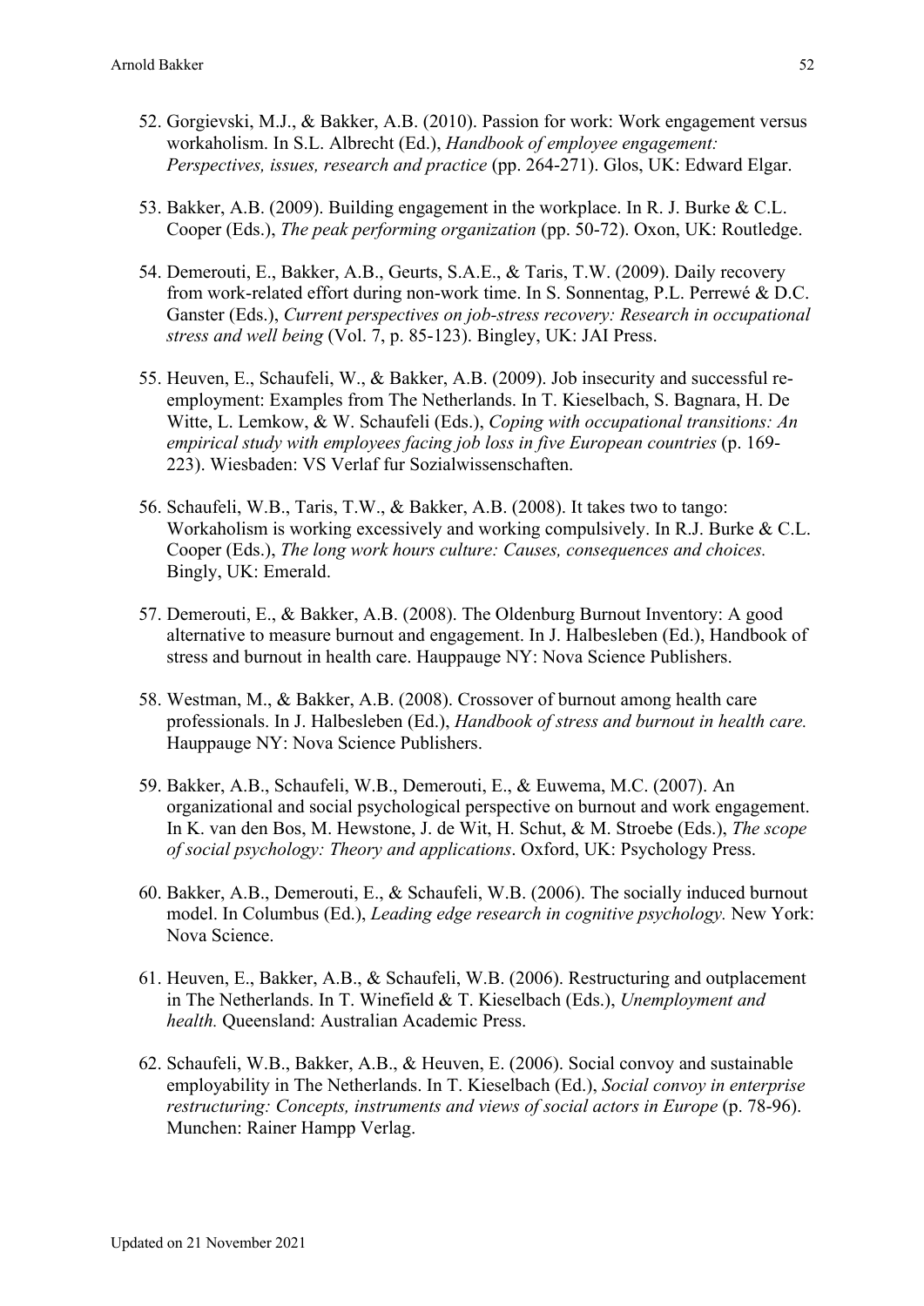52. Gorgievski, M.J., & Bakker, A.B. (2010). Passion for work: Work engagement versus workaholism. In S.L. Albrecht (Ed.), *Handbook of employee engagement: Perspectives, issues, research and practice* (pp. 264-271). Glos, UK: Edward Elgar.

53. Bakker, A.B. (2009). Building engagement in the workplace. In R. J. Burke & C.L. Cooper (Eds.), *The peak performing organization* (pp. 50-72). Oxon, UK: Routledge.

54. Demerouti, E., Bakker, A.B., Geurts, S.A.E., & Taris, T.W. (2009). Daily recovery from work-related effort during non-work time. In S. Sonnentag, P.L. Perrewé & D.C. Ganster (Eds.), *Current perspectives on job-stress recovery: Research in occupational stress and well being* (Vol. 7, p. 85-123). Bingley, UK: JAI Press.

55. Heuven, E., Schaufeli, W., & Bakker, A.B. (2009). Job insecurity and successful re-employment: Examples from The Netherlands. In T. Kieselbach, S. Bagnara, H. De Witte, L. Lemkow, & W. Schaufeli (Eds.), *Coping with occupational transitions: An empirical study with employees facing job loss in five European countries* (p. 169-223). Wiesbaden: VS Verlaf fur Sozialwissenschaften.

56. Schaufeli, W.B., Taris, T.W., & Bakker, A.B. (2008). It takes two to tango: Workaholism is working excessively and working compulsively. In R.J. Burke & C.L. Cooper (Eds.), *The long work hours culture: Causes, consequences and choices.* Bingly, UK: Emerald.

57. Demerouti, E., & Bakker, A.B. (2008). The Oldenburg Burnout Inventory: A good alternative to measure burnout and engagement. In J. Halbesleben (Ed.), Handbook of stress and burnout in health care. Hauppauge NY: Nova Science Publishers.

58. Westman, M., & Bakker, A.B. (2008). Crossover of burnout among health care professionals. In J. Halbesleben (Ed.), *Handbook of stress and burnout in health care.* Hauppauge NY: Nova Science Publishers.

59. Bakker, A.B., Schaufeli, W.B., Demerouti, E., & Euwema, M.C. (2007). An organizational and social psychological perspective on burnout and work engagement. In K. van den Bos, M. Hewstone, J. de Wit, H. Schut, & M. Stroebe (Eds.), *The scope of social psychology: Theory and applications*. Oxford, UK: Psychology Press.

60. Bakker, A.B., Demerouti, E., & Schaufeli, W.B. (2006). The socially induced burnout model. In Columbus (Ed.), *Leading edge research in cognitive psychology.* New York: Nova Science.

61. Heuven, E., Bakker, A.B., & Schaufeli, W.B. (2006). Restructuring and outplacement in The Netherlands. In T. Winefield & T. Kieselbach (Eds.), *Unemployment and health.* Queensland: Australian Academic Press.

62. Schaufeli, W.B., Bakker, A.B., & Heuven, E. (2006). Social convoy and sustainable employability in The Netherlands. In T. Kieselbach (Ed.), *Social convoy in enterprise restructuring: Concepts, instruments and views of social actors in Europe* (p. 78-96). Munchen: Rainer Hampp Verlag.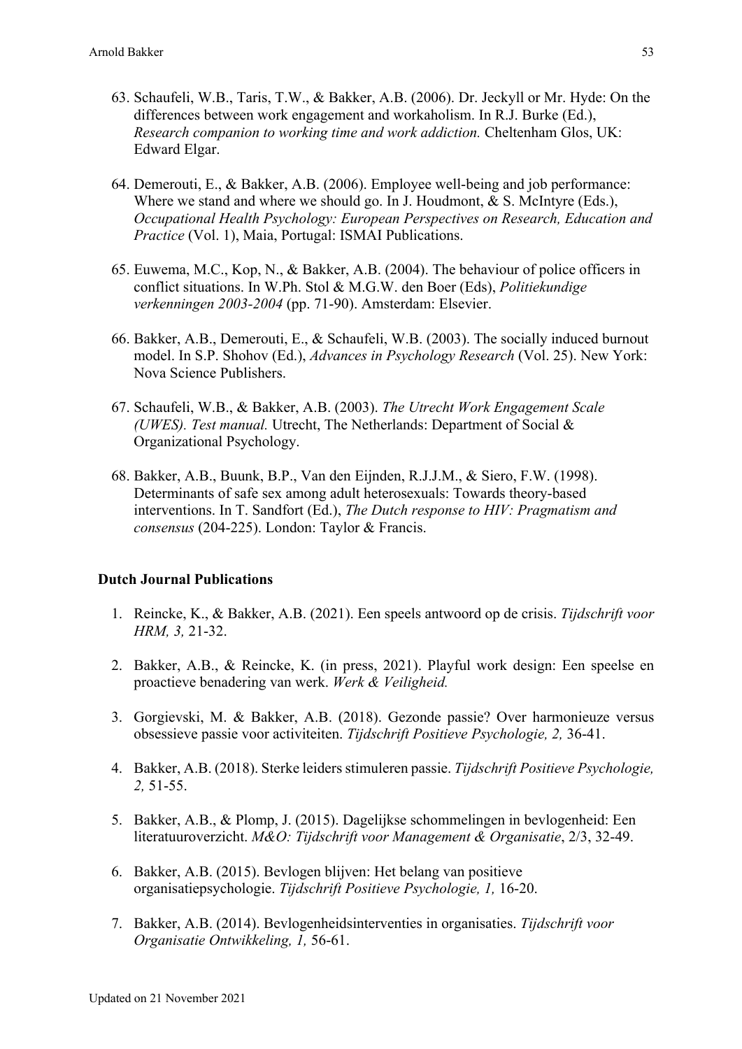63. Schaufeli, W.B., Taris, T.W., & Bakker, A.B. (2006). Dr. Jeckyll or Mr. Hyde: On the differences between work engagement and workaholism. In R.J. Burke (Ed.), *Research companion to working time and work addiction.* Cheltenham Glos, UK: Edward Elgar.

64. Demerouti, E., & Bakker, A.B. (2006). Employee well-being and job performance: Where we stand and where we should go. In J. Houdmont, & S. McIntyre (Eds.), *Occupational Health Psychology: European Perspectives on Research, Education and Practice* (Vol. 1), Maia, Portugal: ISMAI Publications.

65. Euwema, M.C., Kop, N., & Bakker, A.B. (2004). The behaviour of police officers in conflict situations. In W.Ph. Stol & M.G.W. den Boer (Eds), *Politiekundige verkenningen 2003-2004* (pp. 71-90). Amsterdam: Elsevier.

66. Bakker, A.B., Demerouti, E., & Schaufeli, W.B. (2003). The socially induced burnout model. In S.P. Shohov (Ed.), *Advances in Psychology Research* (Vol. 25). New York: Nova Science Publishers.

67. Schaufeli, W.B., & Bakker, A.B. (2003). *The Utrecht Work Engagement Scale (UWES). Test manual.* Utrecht, The Netherlands: Department of Social & Organizational Psychology.

68. Bakker, A.B., Buunk, B.P., Van den Eijnden, R.J.J.M., & Siero, F.W. (1998). Determinants of safe sex among adult heterosexuals: Towards theory-based interventions. In T. Sandfort (Ed.), *The Dutch response to HIV: Pragmatism and consensus* (204-225). London: Taylor & Francis.

## Dutch Journal Publications

1. Reincke, K., & Bakker, A.B. (2021). Een speels antwoord op de crisis. *Tijdschrift voor HRM, 3,* 21-32.

2. Bakker, A.B., & Reincke, K. (in press, 2021). Playful work design: Een speelse en proactieve benadering van werk. *Werk & Veiligheid.*

3. Gorgievski, M. & Bakker, A.B. (2018). Gezonde passie? Over harmonieuze versus obsessieve passie voor activiteiten. *Tijdschrift Positieve Psychologie, 2,* 36-41.

4. Bakker, A.B. (2018). Sterke leiders stimuleren passie. *Tijdschrift Positieve Psychologie, 2,* 51-55.

5. Bakker, A.B., & Plomp, J. (2015). Dagelijkse schommelingen in bevlogenheid: Een literatuuroverzicht. *M&O: Tijdschrift voor Management & Organisatie*, 2/3, 32-49.

6. Bakker, A.B. (2015). Bevlogen blijven: Het belang van positieve organisatiepsychologie. *Tijdschrift Positieve Psychologie, 1,* 16-20.

7. Bakker, A.B. (2014). Bevlogenheidsinterventies in organisaties. *Tijdschrift voor Organisatie Ontwikkeling, 1,* 56-61.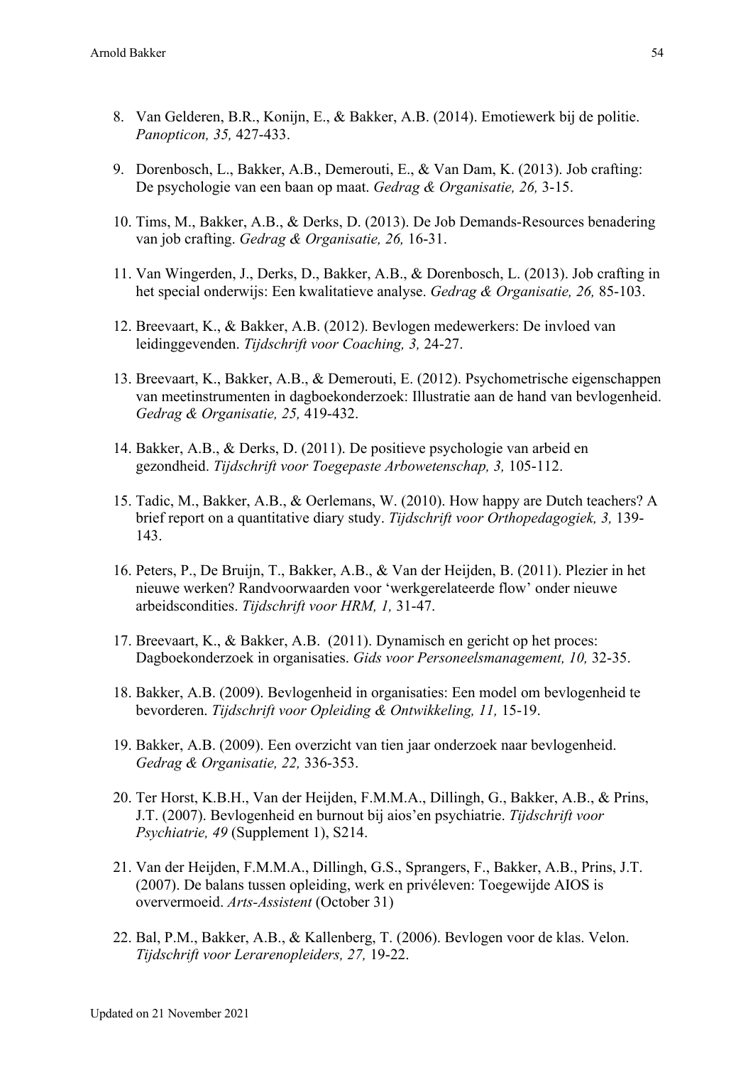8. Van Gelderen, B.R., Konijn, E., & Bakker, A.B. (2014). Emotiewerk bij de politie. *Panopticon, 35,* 427-433.

9. Dorenbosch, L., Bakker, A.B., Demerouti, E., & Van Dam, K. (2013). Job crafting: De psychologie van een baan op maat. *Gedrag & Organisatie, 26,* 3-15.

10. Tims, M., Bakker, A.B., & Derks, D. (2013). De Job Demands-Resources benadering van job crafting. *Gedrag & Organisatie, 26,* 16-31.

11. Van Wingerden, J., Derks, D., Bakker, A.B., & Dorenbosch, L. (2013). Job crafting in het special onderwijs: Een kwalitatieve analyse. *Gedrag & Organisatie, 26,* 85-103.

12. Breevaart, K., & Bakker, A.B. (2012). Bevlogen medewerkers: De invloed van leidinggevenden. *Tijdschrift voor Coaching, 3,* 24-27.

13. Breevaart, K., Bakker, A.B., & Demerouti, E. (2012). Psychometrische eigenschappen van meetinstrumenten in dagboekonderzoek: Illustratie aan de hand van bevlogenheid. *Gedrag & Organisatie, 25,* 419-432.

14. Bakker, A.B., & Derks, D. (2011). De positieve psychologie van arbeid en gezondheid. *Tijdschrift voor Toegepaste Arbowetenschap, 3,* 105-112.

15. Tadic, M., Bakker, A.B., & Oerlemans, W. (2010). How happy are Dutch teachers? A brief report on a quantitative diary study. *Tijdschrift voor Orthopedagogiek, 3,* 139-143.

16. Peters, P., De Bruijn, T., Bakker, A.B., & Van der Heijden, B. (2011). Plezier in het nieuwe werken? Randvoorwaarden voor 'werkgerelateerde flow' onder nieuwe arbeidscondities. *Tijdschrift voor HRM, 1,* 31-47.

17. Breevaart, K., & Bakker, A.B. (2011). Dynamisch en gericht op het proces: Dagboekonderzoek in organisaties. *Gids voor Personeelsmanagement, 10,* 32-35.

18. Bakker, A.B. (2009). Bevlogenheid in organisaties: Een model om bevlogenheid te bevorderen. *Tijdschrift voor Opleiding & Ontwikkeling, 11,* 15-19.

19. Bakker, A.B. (2009). Een overzicht van tien jaar onderzoek naar bevlogenheid. *Gedrag & Organisatie, 22,* 336-353.

20. Ter Horst, K.B.H., Van der Heijden, F.M.M.A., Dillingh, G., Bakker, A.B., & Prins, J.T. (2007). Bevlogenheid en burnout bij aios'en psychiatrie. *Tijdschrift voor Psychiatrie, 49* (Supplement 1), S214.

21. Van der Heijden, F.M.M.A., Dillingh, G.S., Sprangers, F., Bakker, A.B., Prins, J.T. (2007). De balans tussen opleiding, werk en privéleven: Toegewijde AIOS is oververmoeid. *Arts-Assistent* (October 31)

22. Bal, P.M., Bakker, A.B., & Kallenberg, T. (2006). Bevlogen voor de klas. Velon. *Tijdschrift voor Lerarenopleiders, 27,* 19-22.

Updated on 21 November 2021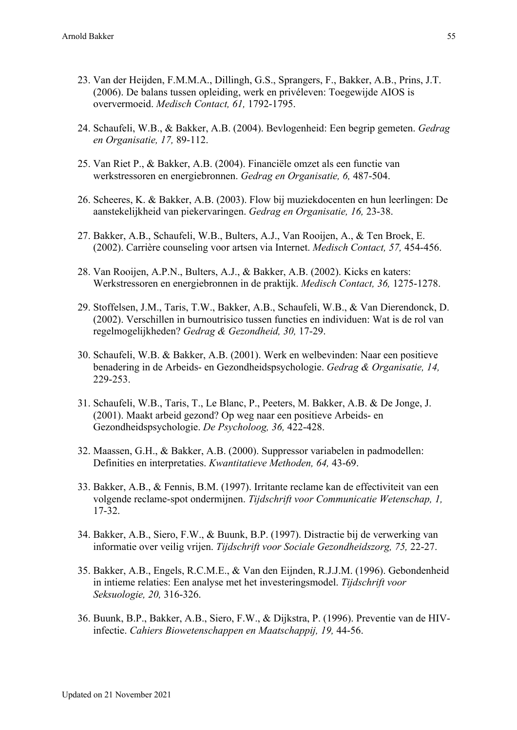23. Van der Heijden, F.M.M.A., Dillingh, G.S., Sprangers, F., Bakker, A.B., Prins, J.T. (2006). De balans tussen opleiding, werk en privéleven: Toegewijde AIOS is oververmoeid. *Medisch Contact, 61,* 1792-1795.

24. Schaufeli, W.B., & Bakker, A.B. (2004). Bevlogenheid: Een begrip gemeten. *Gedrag en Organisatie, 17,* 89-112.

25. Van Riet P., & Bakker, A.B. (2004). Financiële omzet als een functie van werkstressoren en energiebronnen. *Gedrag en Organisatie, 6,* 487-504.

26. Scheeres, K. & Bakker, A.B. (2003). Flow bij muziekdocenten en hun leerlingen: De aanstekelijkheid van piekervaringen. *Gedrag en Organisatie, 16,* 23-38.

27. Bakker, A.B., Schaufeli, W.B., Bulters, A.J., Van Rooijen, A., & Ten Broek, E. (2002). Carrière counseling voor artsen via Internet. *Medisch Contact, 57,* 454-456.

28. Van Rooijen, A.P.N., Bulters, A.J., & Bakker, A.B. (2002). Kicks en katers: Werkstressoren en energiebronnen in de praktijk. *Medisch Contact, 36,* 1275-1278.

29. Stoffelsen, J.M., Taris, T.W., Bakker, A.B., Schaufeli, W.B., & Van Dierendonck, D. (2002). Verschillen in burnoutrisico tussen functies en individuen: Wat is de rol van regelmogelijkheden? *Gedrag & Gezondheid, 30,* 17-29.

30. Schaufeli, W.B. & Bakker, A.B. (2001). Werk en welbevinden: Naar een positieve benadering in de Arbeids- en Gezondheidspsychologie. *Gedrag & Organisatie, 14,* 229-253.

31. Schaufeli, W.B., Taris, T., Le Blanc, P., Peeters, M. Bakker, A.B. & De Jonge, J. (2001). Maakt arbeid gezond? Op weg naar een positieve Arbeids- en Gezondheidspsychologie. *De Psycholoog, 36,* 422-428.

32. Maassen, G.H., & Bakker, A.B. (2000). Suppressor variabelen in padmodellen: Definities en interpretaties. *Kwantitatieve Methoden, 64,* 43-69.

33. Bakker, A.B., & Fennis, B.M. (1997). Irritante reclame kan de effectiviteit van een volgende reclame-spot ondermijnen. *Tijdschrift voor Communicatie Wetenschap, 1,* 17-32.

34. Bakker, A.B., Siero, F.W., & Buunk, B.P. (1997). Distractie bij de verwerking van informatie over veilig vrijen. *Tijdschrift voor Sociale Gezondheidszorg, 75,* 22-27.

35. Bakker, A.B., Engels, R.C.M.E., & Van den Eijnden, R.J.J.M. (1996). Gebondenheid in intieme relaties: Een analyse met het investeringsmodel. *Tijdschrift voor Seksuologie, 20,* 316-326.

36. Buunk, B.P., Bakker, A.B., Siero, F.W., & Dijkstra, P. (1996). Preventie van de HIV-infectie. *Cahiers Biowetenschappen en Maatschappij, 19,* 44-56.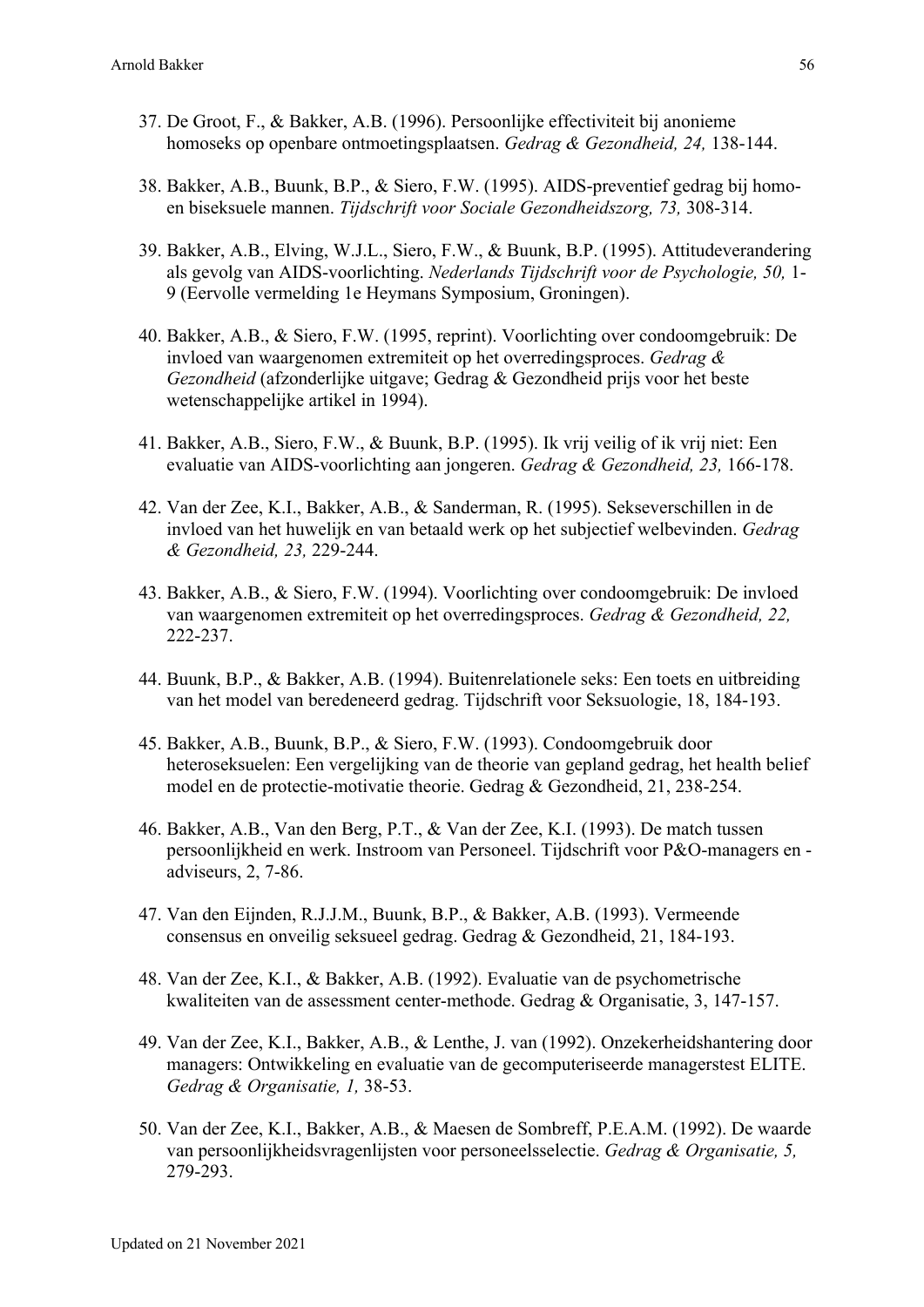37. De Groot, F., & Bakker, A.B. (1996). Persoonlijke effectiviteit bij anonieme homoseks op openbare ontmoetingsplaatsen. *Gedrag & Gezondheid, 24,* 138-144.

38. Bakker, A.B., Buunk, B.P., & Siero, F.W. (1995). AIDS-preventief gedrag bij homo- en biseksuele mannen. *Tijdschrift voor Sociale Gezondheidszorg, 73,* 308-314.

39. Bakker, A.B., Elving, W.J.L., Siero, F.W., & Buunk, B.P. (1995). Attitudeverandering als gevolg van AIDS-voorlichting. *Nederlands Tijdschrift voor de Psychologie, 50,* 1-9 (Eervolle vermelding 1e Heymans Symposium, Groningen).

40. Bakker, A.B., & Siero, F.W. (1995, reprint). Voorlichting over condoomgebruik: De invloed van waargenomen extremiteit op het overredingsproces. *Gedrag & Gezondheid* (afzonderlijke uitgave; Gedrag & Gezondheid prijs voor het beste wetenschappelijke artikel in 1994).

41. Bakker, A.B., Siero, F.W., & Buunk, B.P. (1995). Ik vrij veilig of ik vrij niet: Een evaluatie van AIDS-voorlichting aan jongeren. *Gedrag & Gezondheid, 23,* 166-178.

42. Van der Zee, K.I., Bakker, A.B., & Sanderman, R. (1995). Sekseverschillen in de invloed van het huwelijk en van betaald werk op het subjectief welbevinden. *Gedrag & Gezondheid, 23,* 229-244.

43. Bakker, A.B., & Siero, F.W. (1994). Voorlichting over condoomgebruik: De invloed van waargenomen extremiteit op het overredingsproces. *Gedrag & Gezondheid, 22,* 222-237.

44. Buunk, B.P., & Bakker, A.B. (1994). Buitenrelationele seks: Een toets en uitbreiding van het model van beredeneerd gedrag. Tijdschrift voor Seksuologie, 18, 184-193.

45. Bakker, A.B., Buunk, B.P., & Siero, F.W. (1993). Condoomgebruik door heteroseksuelen: Een vergelijking van de theorie van gepland gedrag, het health belief model en de protectie-motivatie theorie. Gedrag & Gezondheid, 21, 238-254.

46. Bakker, A.B., Van den Berg, P.T., & Van der Zee, K.I. (1993). De match tussen persoonlijkheid en werk. Instroom van Personeel. Tijdschrift voor P&O-managers en -adviseurs, 2, 7-86.

47. Van den Eijnden, R.J.J.M., Buunk, B.P., & Bakker, A.B. (1993). Vermeende consensus en onveilig seksueel gedrag. Gedrag & Gezondheid, 21, 184-193.

48. Van der Zee, K.I., & Bakker, A.B. (1992). Evaluatie van de psychometrische kwaliteiten van de assessment center-methode. Gedrag & Organisatie, 3, 147-157.

49. Van der Zee, K.I., Bakker, A.B., & Lenthe, J. van (1992). Onzekerheidshantering door managers: Ontwikkeling en evaluatie van de gecomputeriseerde managerstest ELITE. *Gedrag & Organisatie, 1,* 38-53.

50. Van der Zee, K.I., Bakker, A.B., & Maesen de Sombreff, P.E.A.M. (1992). De waarde van persoonlijkheidsvragenlijsten voor personeelsselectie. *Gedrag & Organisatie, 5,* 279-293.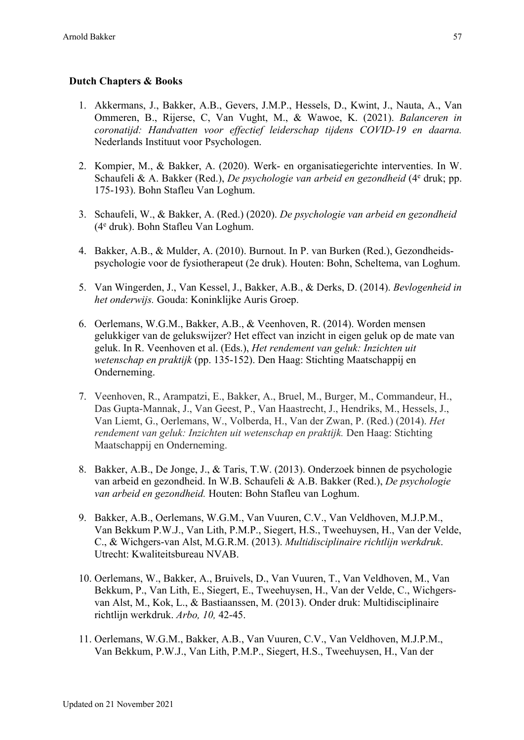**Dutch Chapters & Books**

1. Akkermans, J., Bakker, A.B., Gevers, J.M.P., Hessels, D., Kwint, J., Nauta, A., Van Ommeren, B., Rijerse, C, Van Vught, M., & Wawoe, K. (2021). *Balanceren in coronatijd: Handvatten voor effectief leiderschap tijdens COVID-19 en daarna.* Nederlands Instituut voor Psychologen.

2. Kompier, M., & Bakker, A. (2020). Werk- en organisatiegerichte interventies. In W. Schaufeli & A. Bakker (Red.), *De psychologie van arbeid en gezondheid* (4e druk; pp. 175-193). Bohn Stafleu Van Loghum.

3. Schaufeli, W., & Bakker, A. (Red.) (2020). *De psychologie van arbeid en gezondheid* (4e druk). Bohn Stafleu Van Loghum.

4. Bakker, A.B., & Mulder, A. (2010). Burnout. In P. van Burken (Red.), Gezondheids-psychologie voor de fysiotherapeut (2e druk). Houten: Bohn, Scheltema, van Loghum.

5. Van Wingerden, J., Van Kessel, J., Bakker, A.B., & Derks, D. (2014). *Bevlogenheid in het onderwijs.* Gouda: Koninklijke Auris Groep.

6. Oerlemans, W.G.M., Bakker, A.B., & Veenhoven, R. (2014). Worden mensen gelukkiger van de gelukswijzer? Het effect van inzicht in eigen geluk op de mate van geluk. In R. Veenhoven et al. (Eds.), *Het rendement van geluk: Inzichten uit wetenschap en praktijk* (pp. 135-152). Den Haag: Stichting Maatschappij en Onderneming.

7. Veenhoven, R., Arampatzi, E., Bakker, A., Bruel, M., Burger, M., Commandeur, H., Das Gupta-Mannak, J., Van Geest, P., Van Haastrecht, J., Hendriks, M., Hessels, J., Van Liemt, G., Oerlemans, W., Volberda, H., Van der Zwan, P. (Red.) (2014). *Het rendement van geluk: Inzichten uit wetenschap en praktijk.* Den Haag: Stichting Maatschappij en Onderneming.

8. Bakker, A.B., De Jonge, J., & Taris, T.W. (2013). Onderzoek binnen de psychologie van arbeid en gezondheid. In W.B. Schaufeli & A.B. Bakker (Red.), *De psychologie van arbeid en gezondheid.* Houten: Bohn Stafleu van Loghum.

9. Bakker, A.B., Oerlemans, W.G.M., Van Vuuren, C.V., Van Veldhoven, M.J.P.M., Van Bekkum P.W.J., Van Lith, P.M.P., Siegert, H.S., Tweehuysen, H., Van der Velde, C., & Wichgers-van Alst, M.G.R.M. (2013). *Multidisciplinaire richtlijn werkdruk*. Utrecht: Kwaliteitsbureau NVAB.

10. Oerlemans, W., Bakker, A., Bruivels, D., Van Vuuren, T., Van Veldhoven, M., Van Bekkum, P., Van Lith, E., Siegert, E., Tweehuysen, H., Van der Velde, C., Wichgers-van Alst, M., Kok, L., & Bastiaanssen, M. (2013). Onder druk: Multidisciplinaire richtlijn werkdruk. *Arbo, 10,* 42-45.

11. Oerlemans, W.G.M., Bakker, A.B., Van Vuuren, C.V., Van Veldhoven, M.J.P.M., Van Bekkum, P.W.J., Van Lith, P.M.P., Siegert, H.S., Tweehuysen, H., Van der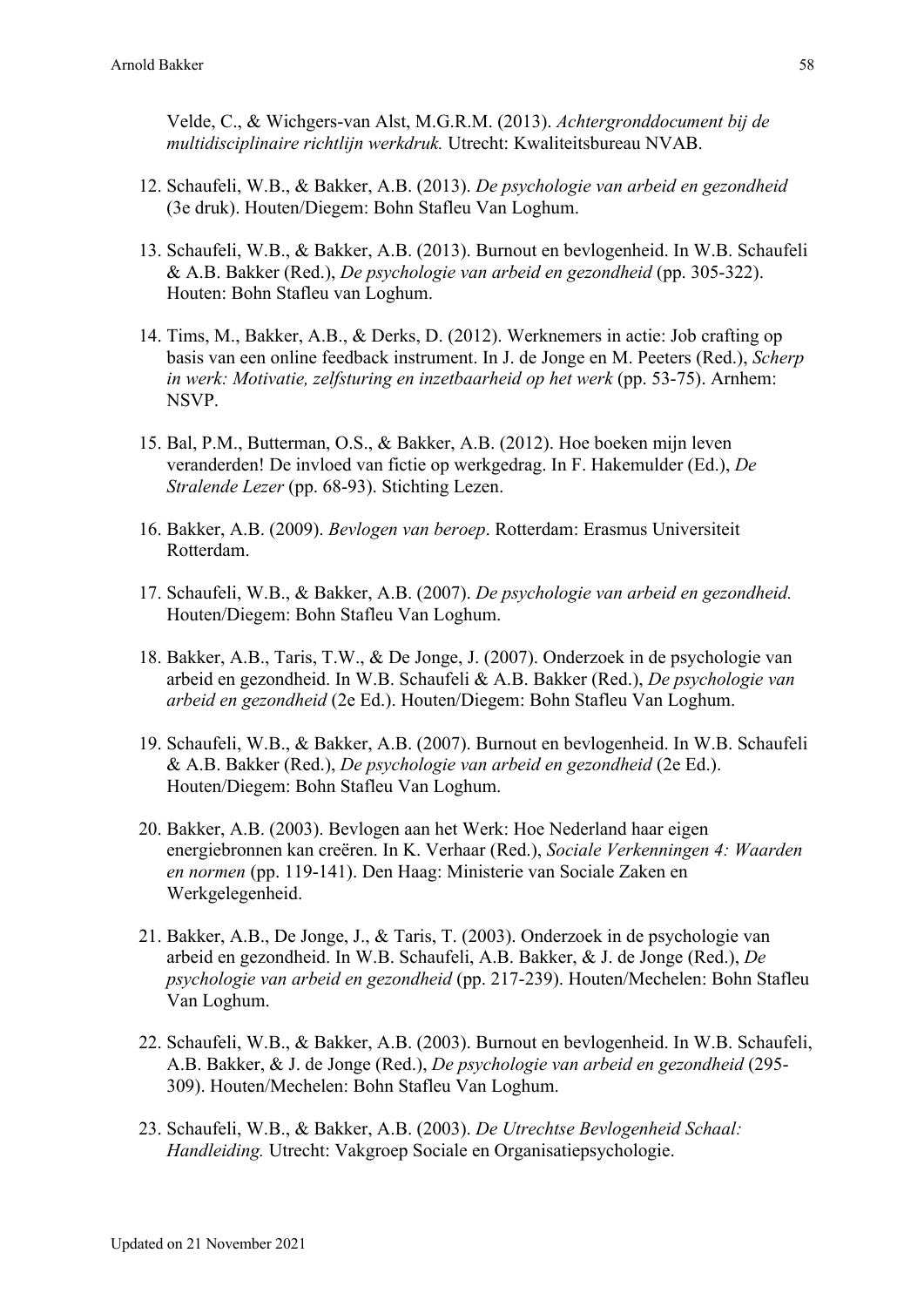Velde, C., & Wichgers-van Alst, M.G.R.M. (2013). *Achtergronddocument bij de multidisciplinaire richtlijn werkdruk.* Utrecht: Kwaliteitsbureau NVAB.

12. Schaufeli, W.B., & Bakker, A.B. (2013). *De psychologie van arbeid en gezondheid* (3e druk). Houten/Diegem: Bohn Stafleu Van Loghum.

13. Schaufeli, W.B., & Bakker, A.B. (2013). Burnout en bevlogenheid. In W.B. Schaufeli & A.B. Bakker (Red.), *De psychologie van arbeid en gezondheid* (pp. 305-322). Houten: Bohn Stafleu van Loghum.

14. Tims, M., Bakker, A.B., & Derks, D. (2012). Werknemers in actie: Job crafting op basis van een online feedback instrument. In J. de Jonge en M. Peeters (Red.), *Scherp in werk: Motivatie, zelfsturing en inzetbaarheid op het werk* (pp. 53-75). Arnhem: NSVP.

15. Bal, P.M., Butterman, O.S., & Bakker, A.B. (2012). Hoe boeken mijn leven veranderden! De invloed van fictie op werkgedrag. In F. Hakemulder (Ed.), *De Stralende Lezer* (pp. 68-93). Stichting Lezen.

16. Bakker, A.B. (2009). *Bevlogen van beroep*. Rotterdam: Erasmus Universiteit Rotterdam.

17. Schaufeli, W.B., & Bakker, A.B. (2007). *De psychologie van arbeid en gezondheid.* Houten/Diegem: Bohn Stafleu Van Loghum.

18. Bakker, A.B., Taris, T.W., & De Jonge, J. (2007). Onderzoek in de psychologie van arbeid en gezondheid. In W.B. Schaufeli & A.B. Bakker (Red.), *De psychologie van arbeid en gezondheid* (2e Ed.). Houten/Diegem: Bohn Stafleu Van Loghum.

19. Schaufeli, W.B., & Bakker, A.B. (2007). Burnout en bevlogenheid. In W.B. Schaufeli & A.B. Bakker (Red.), *De psychologie van arbeid en gezondheid* (2e Ed.). Houten/Diegem: Bohn Stafleu Van Loghum.

20. Bakker, A.B. (2003). Bevlogen aan het Werk: Hoe Nederland haar eigen energiebronnen kan creëren. In K. Verhaar (Red.), *Sociale Verkenningen 4: Waarden en normen* (pp. 119-141). Den Haag: Ministerie van Sociale Zaken en Werkgelegenheid.

21. Bakker, A.B., De Jonge, J., & Taris, T. (2003). Onderzoek in de psychologie van arbeid en gezondheid. In W.B. Schaufeli, A.B. Bakker, & J. de Jonge (Red.), *De psychologie van arbeid en gezondheid* (pp. 217-239). Houten/Mechelen: Bohn Stafleu Van Loghum.

22. Schaufeli, W.B., & Bakker, A.B. (2003). Burnout en bevlogenheid. In W.B. Schaufeli, A.B. Bakker, & J. de Jonge (Red.), *De psychologie van arbeid en gezondheid* (295-309). Houten/Mechelen: Bohn Stafleu Van Loghum.

23. Schaufeli, W.B., & Bakker, A.B. (2003). *De Utrechtse Bevlogenheid Schaal: Handleiding.* Utrecht: Vakgroep Sociale en Organisatiepsychologie.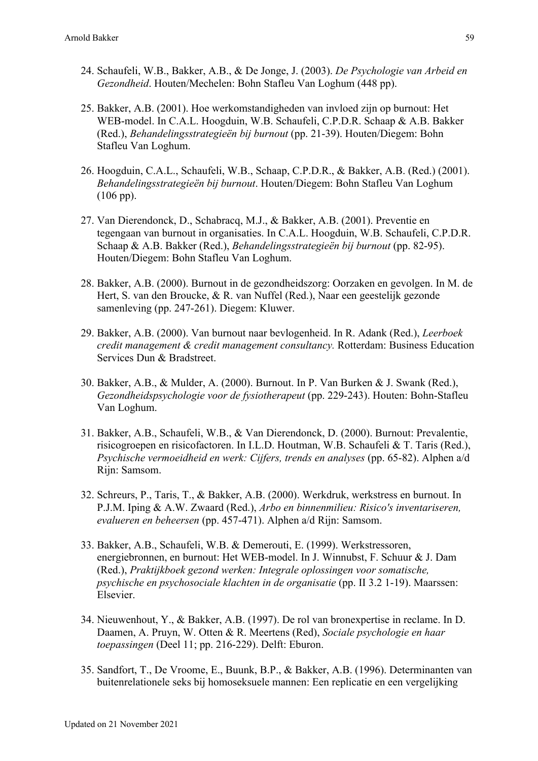24. Schaufeli, W.B., Bakker, A.B., & De Jonge, J. (2003). *De Psychologie van Arbeid en Gezondheid*. Houten/Mechelen: Bohn Stafleu Van Loghum (448 pp).

25. Bakker, A.B. (2001). Hoe werkomstandigheden van invloed zijn op burnout: Het WEB-model. In C.A.L. Hoogduin, W.B. Schaufeli, C.P.D.R. Schaap & A.B. Bakker (Red.), *Behandelingsstrategieën bij burnout* (pp. 21-39). Houten/Diegem: Bohn Stafleu Van Loghum.

26. Hoogduin, C.A.L., Schaufeli, W.B., Schaap, C.P.D.R., & Bakker, A.B. (Red.) (2001). *Behandelingsstrategieën bij burnout*. Houten/Diegem: Bohn Stafleu Van Loghum (106 pp).

27. Van Dierendonck, D., Schabracq, M.J., & Bakker, A.B. (2001). Preventie en tegengaan van burnout in organisaties. In C.A.L. Hoogduin, W.B. Schaufeli, C.P.D.R. Schaap & A.B. Bakker (Red.), *Behandelingsstrategieën bij burnout* (pp. 82-95). Houten/Diegem: Bohn Stafleu Van Loghum.

28. Bakker, A.B. (2000). Burnout in de gezondheidszorg: Oorzaken en gevolgen. In M. de Hert, S. van den Broucke, & R. van Nuffel (Red.), Naar een geestelijk gezonde samenleving (pp. 247-261). Diegem: Kluwer.

29. Bakker, A.B. (2000). Van burnout naar bevlogenheid. In R. Adank (Red.), *Leerboek credit management & credit management consultancy.* Rotterdam: Business Education Services Dun & Bradstreet.

30. Bakker, A.B., & Mulder, A. (2000). Burnout. In P. Van Burken & J. Swank (Red.), *Gezondheidspsychologie voor de fysiotherapeut* (pp. 229-243). Houten: Bohn-Stafleu Van Loghum.

31. Bakker, A.B., Schaufeli, W.B., & Van Dierendonck, D. (2000). Burnout: Prevalentie, risicogroepen en risicofactoren. In I.L.D. Houtman, W.B. Schaufeli & T. Taris (Red.), *Psychische vermoeidheid en werk: Cijfers, trends en analyses* (pp. 65-82). Alphen a/d Rijn: Samsom.

32. Schreurs, P., Taris, T., & Bakker, A.B. (2000). Werkdruk, werkstress en burnout. In P.J.M. Iping & A.W. Zwaard (Red.), *Arbo en binnenmilieu: Risico's inventariseren, evalueren en beheersen* (pp. 457-471). Alphen a/d Rijn: Samsom.

33. Bakker, A.B., Schaufeli, W.B. & Demerouti, E. (1999). Werkstressoren, energiebronnen, en burnout: Het WEB-model. In J. Winnubst, F. Schuur & J. Dam (Red.), *Praktijkboek gezond werken: Integrale oplossingen voor somatische, psychische en psychosociale klachten in de organisatie* (pp. II 3.2 1-19). Maarssen: Elsevier.

34. Nieuwenhout, Y., & Bakker, A.B. (1997). De rol van bronexpertise in reclame. In D. Daamen, A. Pruyn, W. Otten & R. Meertens (Red), *Sociale psychologie en haar toepassingen* (Deel 11; pp. 216-229). Delft: Eburon.

35. Sandfort, T., De Vroome, E., Buunk, B.P., & Bakker, A.B. (1996). Determinanten van buitenrelationele seks bij homoseksuele mannen: Een replicatie en een vergelijking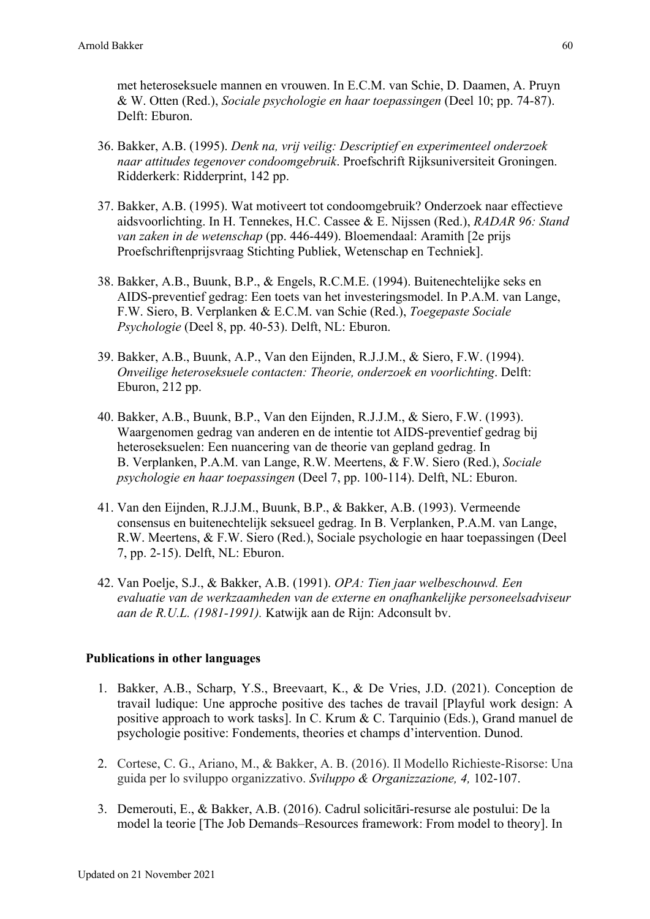met heteroseksuele mannen en vrouwen. In E.C.M. van Schie, D. Daamen, A. Pruyn & W. Otten (Red.), *Sociale psychologie en haar toepassingen* (Deel 10; pp. 74-87). Delft: Eburon.

36. Bakker, A.B. (1995). *Denk na, vrij veilig: Descriptief en experimenteel onderzoek naar attitudes tegenover condoomgebruik*. Proefschrift Rijksuniversiteit Groningen. Ridderkerk: Ridderprint, 142 pp.

37. Bakker, A.B. (1995). Wat motiveert tot condoomgebruik? Onderzoek naar effectieve aidsvoorlichting. In H. Tennekes, H.C. Cassee & E. Nijssen (Red.), *RADAR 96: Stand van zaken in de wetenschap* (pp. 446-449). Bloemendaal: Aramith [2e prijs Proefschriftenprijsvraag Stichting Publiek, Wetenschap en Techniek].

38. Bakker, A.B., Buunk, B.P., & Engels, R.C.M.E. (1994). Buitenechtelijke seks en AIDS-preventief gedrag: Een toets van het investeringsmodel. In P.A.M. van Lange, F.W. Siero, B. Verplanken & E.C.M. van Schie (Red.), *Toegepaste Sociale Psychologie* (Deel 8, pp. 40-53). Delft, NL: Eburon.

39. Bakker, A.B., Buunk, A.P., Van den Eijnden, R.J.J.M., & Siero, F.W. (1994). *Onveilige heteroseksuele contacten: Theorie, onderzoek en voorlichting*. Delft: Eburon, 212 pp.

40. Bakker, A.B., Buunk, B.P., Van den Eijnden, R.J.J.M., & Siero, F.W. (1993). Waargenomen gedrag van anderen en de intentie tot AIDS-preventief gedrag bij heteroseksuelen: Een nuancering van de theorie van gepland gedrag. In B. Verplanken, P.A.M. van Lange, R.W. Meertens, & F.W. Siero (Red.), *Sociale psychologie en haar toepassingen* (Deel 7, pp. 100-114). Delft, NL: Eburon.

41. Van den Eijnden, R.J.J.M., Buunk, B.P., & Bakker, A.B. (1993). Vermeende consensus en buitenechtelijk seksueel gedrag. In B. Verplanken, P.A.M. van Lange, R.W. Meertens, & F.W. Siero (Red.), Sociale psychologie en haar toepassingen (Deel 7, pp. 2-15). Delft, NL: Eburon.

42. Van Poelje, S.J., & Bakker, A.B. (1991). *OPA: Tien jaar welbeschouwd. Een evaluatie van de werkzaamheden van de externe en onafhankelijke personeelsadviseur aan de R.U.L. (1981-1991).* Katwijk aan de Rijn: Adconsult bv.

**Publications in other languages**

1. Bakker, A.B., Scharp, Y.S., Breevaart, K., & De Vries, J.D. (2021). Conception de travail ludique: Une approche positive des taches de travail [Playful work design: A positive approach to work tasks]. In C. Krum & C. Tarquinio (Eds.), Grand manuel de psychologie positive: Fondements, theories et champs d'intervention. Dunod.

2. Cortese, C. G., Ariano, M., & Bakker, A. B. (2016). Il Modello Richieste-Risorse: Una guida per lo sviluppo organizzativo. *Sviluppo & Organizzazione, 4,* 102-107.

3. Demerouti, E., & Bakker, A.B. (2016). Cadrul solicitāri-resurse ale postului: De la model la teorie [The Job Demands–Resources framework: From model to theory]. In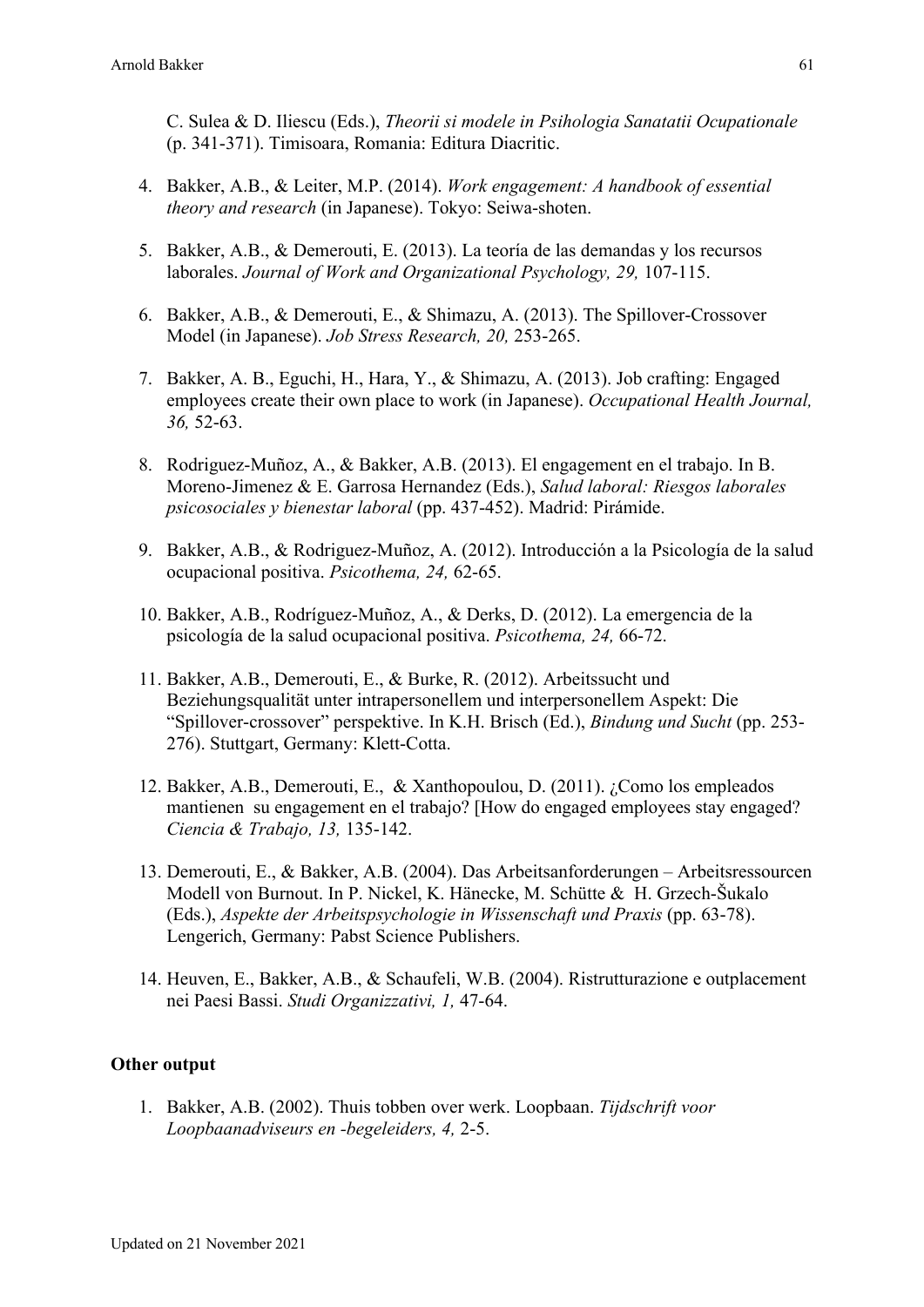C. Sulea & D. Iliescu (Eds.), *Theorii si modele in Psihologia Sanatatii Ocupationale* (p. 341-371). Timisoara, Romania: Editura Diacritic.

4. Bakker, A.B., & Leiter, M.P. (2014). *Work engagement: A handbook of essential theory and research* (in Japanese). Tokyo: Seiwa-shoten.

5. Bakker, A.B., & Demerouti, E. (2013). La teoría de las demandas y los recursos laborales. *Journal of Work and Organizational Psychology, 29,* 107-115.

6. Bakker, A.B., & Demerouti, E., & Shimazu, A. (2013). The Spillover-Crossover Model (in Japanese). *Job Stress Research, 20,* 253-265.

7. Bakker, A. B., Eguchi, H., Hara, Y., & Shimazu, A. (2013). Job crafting: Engaged employees create their own place to work (in Japanese). *Occupational Health Journal, 36,* 52-63.

8. Rodriguez-Muñoz, A., & Bakker, A.B. (2013). El engagement en el trabajo. In B. Moreno-Jimenez & E. Garrosa Hernandez (Eds.), *Salud laboral: Riesgos laborales psicosociales y bienestar laboral* (pp. 437-452). Madrid: Pirámide.

9. Bakker, A.B., & Rodriguez-Muñoz, A. (2012). Introducción a la Psicología de la salud ocupacional positiva. *Psicothema, 24,* 62-65.

10. Bakker, A.B., Rodríguez-Muñoz, A., & Derks, D. (2012). La emergencia de la psicología de la salud ocupacional positiva. *Psicothema, 24,* 66-72.

11. Bakker, A.B., Demerouti, E., & Burke, R. (2012). Arbeitssucht und Beziehungsqualität unter intrapersonellem und interpersonellem Aspekt: Die "Spillover-crossover" perspektive. In K.H. Brisch (Ed.), *Bindung und Sucht* (pp. 253-276). Stuttgart, Germany: Klett-Cotta.

12. Bakker, A.B., Demerouti, E., & Xanthopoulou, D. (2011). ¿Como los empleados mantienen su engagement en el trabajo? [How do engaged employees stay engaged? *Ciencia & Trabajo, 13,* 135-142.

13. Demerouti, E., & Bakker, A.B. (2004). Das Arbeitsanforderungen – Arbeitsressourcen Modell von Burnout. In P. Nickel, K. Hänecke, M. Schütte & H. Grzech-Šukalo (Eds.), *Aspekte der Arbeitspsychologie in Wissenschaft und Praxis* (pp. 63-78). Lengerich, Germany: Pabst Science Publishers.

14. Heuven, E., Bakker, A.B., & Schaufeli, W.B. (2004). Ristrutturazione e outplacement nei Paesi Bassi. *Studi Organizzativi, 1,* 47-64.

**Other output**

1. Bakker, A.B. (2002). Thuis tobben over werk. Loopbaan. *Tijdschrift voor Loopbaanadviseurs en -begeleiders, 4,* 2-5.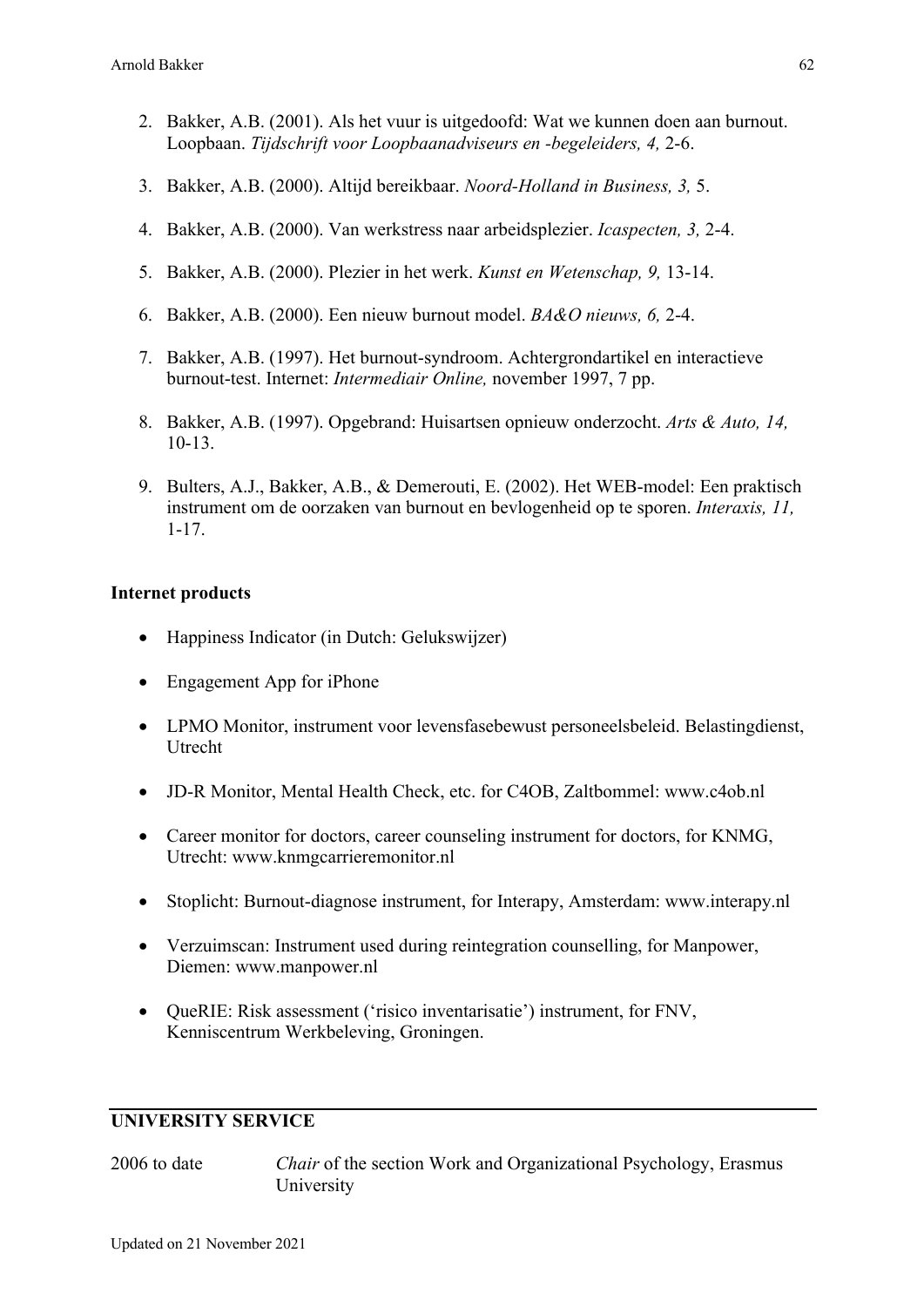2. Bakker, A.B. (2001). Als het vuur is uitgedoofd: Wat we kunnen doen aan burnout. Loopbaan. *Tijdschrift voor Loopbaanadviseurs en -begeleiders, 4,* 2-6.

3. Bakker, A.B. (2000). Altijd bereikbaar. *Noord-Holland in Business, 3,* 5.

4. Bakker, A.B. (2000). Van werkstress naar arbeidsplezier. *Icaspecten, 3,* 2-4.

5. Bakker, A.B. (2000). Plezier in het werk. *Kunst en Wetenschap, 9,* 13-14.

6. Bakker, A.B. (2000). Een nieuw burnout model. *BA&O nieuws, 6,* 2-4.

7. Bakker, A.B. (1997). Het burnout-syndroom. Achtergrondartikel en interactieve burnout-test. Internet: *Intermediair Online,* november 1997, 7 pp.

8. Bakker, A.B. (1997). Opgebrand: Huisartsen opnieuw onderzocht. *Arts & Auto, 14,* 10-13.

9. Bulters, A.J., Bakker, A.B., & Demerouti, E. (2002). Het WEB-model: Een praktisch instrument om de oorzaken van burnout en bevlogenheid op te sporen. *Interaxis, 11,* 1-17.

**Internet products**

- Happiness Indicator (in Dutch: Gelukswijzer)
- Engagement App for iPhone
- LPMO Monitor, instrument voor levensfasebewust personeelsbeleid. Belastingdienst, Utrecht
- JD-R Monitor, Mental Health Check, etc. for C4OB, Zaltbommel: www.c4ob.nl
- Career monitor for doctors, career counseling instrument for doctors, for KNMG, Utrecht: www.knmgcarrieremonitor.nl
- Stoplicht: Burnout-diagnose instrument, for Interapy, Amsterdam: www.interapy.nl
- Verzuimscan: Instrument used during reintegration counselling, for Manpower, Diemen: www.manpower.nl
- QueRIE: Risk assessment ('risico inventarisatie') instrument, for FNV, Kenniscentrum Werkbeleving, Groningen.

## UNIVERSITY SERVICE

2006 to date — *Chair* of the section Work and Organizational Psychology, Erasmus University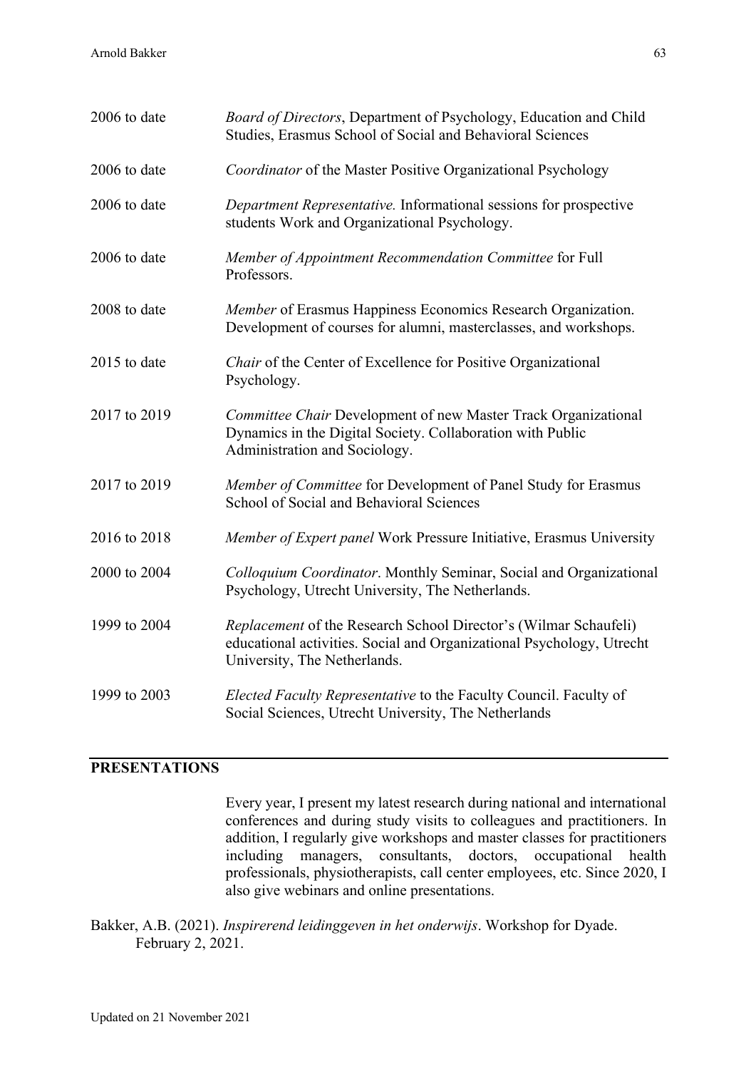2006 to date *Board of Directors*, Department of Psychology, Education and Child Studies, Erasmus School of Social and Behavioral Sciences

2006 to date *Coordinator* of the Master Positive Organizational Psychology

2006 to date *Department Representative.* Informational sessions for prospective students Work and Organizational Psychology.

2006 to date *Member of Appointment Recommendation Committee* for Full Professors.

2008 to date *Member* of Erasmus Happiness Economics Research Organization. Development of courses for alumni, masterclasses, and workshops.

2015 to date *Chair* of the Center of Excellence for Positive Organizational Psychology.

2017 to 2019 *Committee Chair* Development of new Master Track Organizational Dynamics in the Digital Society. Collaboration with Public Administration and Sociology.

2017 to 2019 *Member of Committee* for Development of Panel Study for Erasmus School of Social and Behavioral Sciences

2016 to 2018 *Member of Expert panel* Work Pressure Initiative, Erasmus University

2000 to 2004 *Colloquium Coordinator*. Monthly Seminar, Social and Organizational Psychology, Utrecht University, The Netherlands.

1999 to 2004 *Replacement* of the Research School Director's (Wilmar Schaufeli) educational activities. Social and Organizational Psychology, Utrecht University, The Netherlands.

1999 to 2003 *Elected Faculty Representative* to the Faculty Council. Faculty of Social Sciences, Utrecht University, The Netherlands

## PRESENTATIONS

Every year, I present my latest research during national and international conferences and during study visits to colleagues and practitioners. In addition, I regularly give workshops and master classes for practitioners including managers, consultants, doctors, occupational health professionals, physiotherapists, call center employees, etc. Since 2020, I also give webinars and online presentations.

Bakker, A.B. (2021). *Inspirerend leidinggeven in het onderwijs*. Workshop for Dyade. February 2, 2021.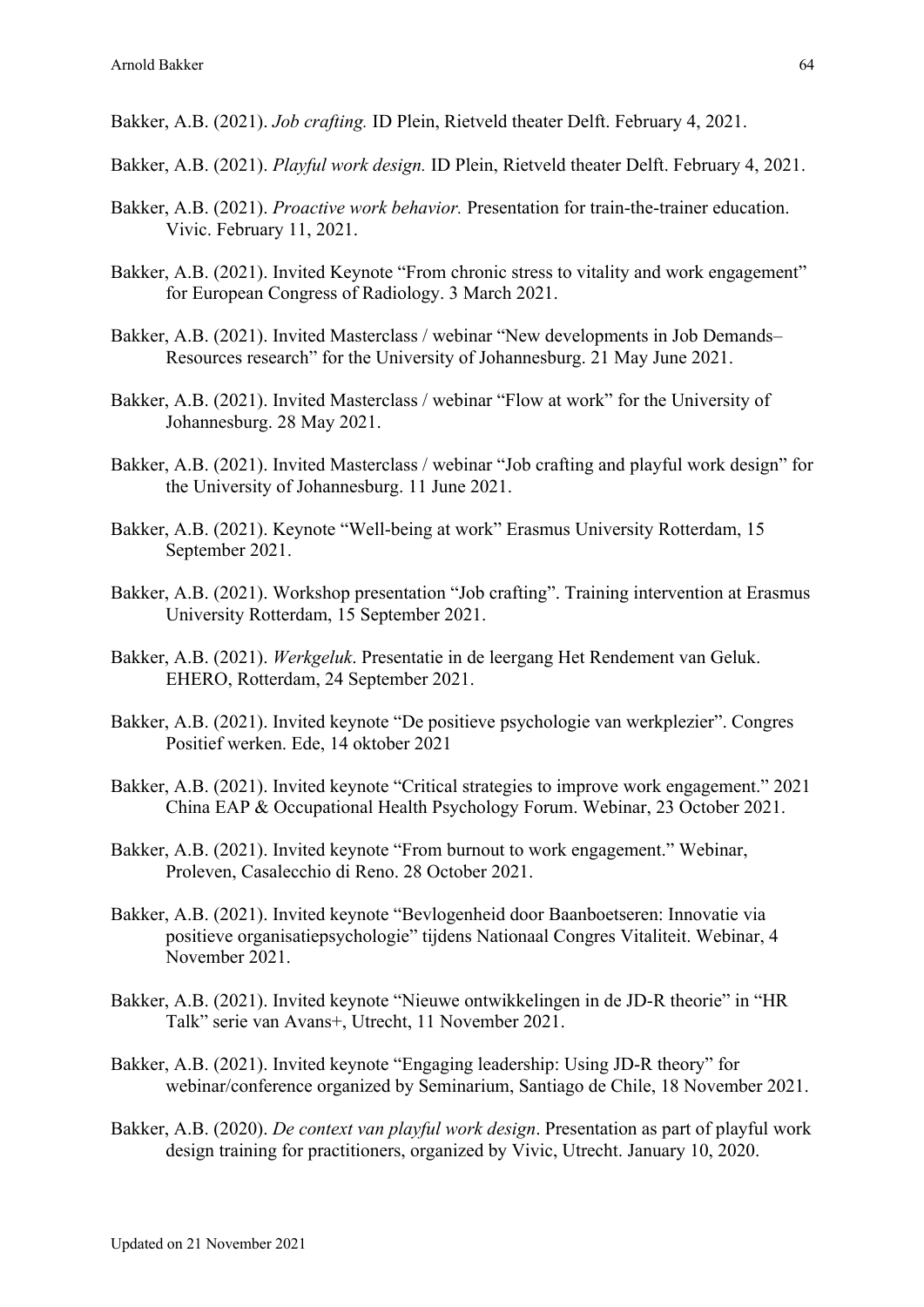Bakker, A.B. (2021). *Job crafting.* ID Plein, Rietveld theater Delft. February 4, 2021.

Bakker, A.B. (2021). *Playful work design.* ID Plein, Rietveld theater Delft. February 4, 2021.

Bakker, A.B. (2021). *Proactive work behavior.* Presentation for train-the-trainer education. Vivic. February 11, 2021.

Bakker, A.B. (2021). Invited Keynote "From chronic stress to vitality and work engagement" for European Congress of Radiology. 3 March 2021.

Bakker, A.B. (2021). Invited Masterclass / webinar "New developments in Job Demands–Resources research" for the University of Johannesburg. 21 May June 2021.

Bakker, A.B. (2021). Invited Masterclass / webinar "Flow at work" for the University of Johannesburg. 28 May 2021.

Bakker, A.B. (2021). Invited Masterclass / webinar "Job crafting and playful work design" for the University of Johannesburg. 11 June 2021.

Bakker, A.B. (2021). Keynote "Well-being at work" Erasmus University Rotterdam, 15 September 2021.

Bakker, A.B. (2021). Workshop presentation "Job crafting". Training intervention at Erasmus University Rotterdam, 15 September 2021.

Bakker, A.B. (2021). *Werkgeluk*. Presentatie in de leergang Het Rendement van Geluk. EHERO, Rotterdam, 24 September 2021.

Bakker, A.B. (2021). Invited keynote "De positieve psychologie van werkplezier". Congres Positief werken. Ede, 14 oktober 2021

Bakker, A.B. (2021). Invited keynote "Critical strategies to improve work engagement." 2021 China EAP & Occupational Health Psychology Forum. Webinar, 23 October 2021.

Bakker, A.B. (2021). Invited keynote "From burnout to work engagement." Webinar, Proleven, Casalecchio di Reno. 28 October 2021.

Bakker, A.B. (2021). Invited keynote "Bevlogenheid door Baanboetseren: Innovatie via positieve organisatiepsychologie" tijdens Nationaal Congres Vitaliteit. Webinar, 4 November 2021.

Bakker, A.B. (2021). Invited keynote "Nieuwe ontwikkelingen in de JD-R theorie" in "HR Talk" serie van Avans+, Utrecht, 11 November 2021.

Bakker, A.B. (2021). Invited keynote "Engaging leadership: Using JD-R theory" for webinar/conference organized by Seminarium, Santiago de Chile, 18 November 2021.

Bakker, A.B. (2020). *De context van playful work design*. Presentation as part of playful work design training for practitioners, organized by Vivic, Utrecht. January 10, 2020.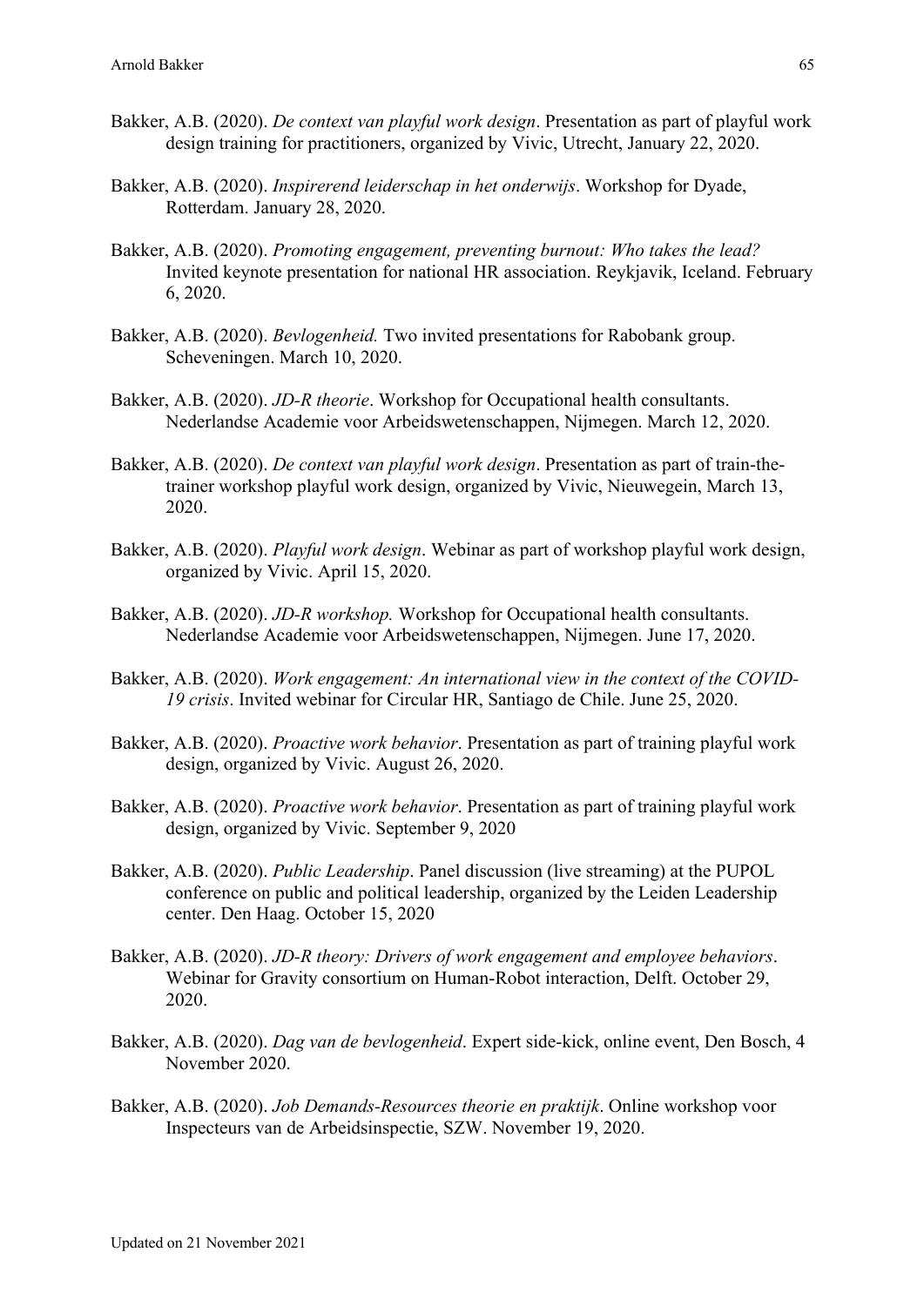Bakker, A.B. (2020). *De context van playful work design*. Presentation as part of playful work design training for practitioners, organized by Vivic, Utrecht, January 22, 2020.

Bakker, A.B. (2020). *Inspirerend leiderschap in het onderwijs*. Workshop for Dyade, Rotterdam. January 28, 2020.

Bakker, A.B. (2020). *Promoting engagement, preventing burnout: Who takes the lead?* Invited keynote presentation for national HR association. Reykjavik, Iceland. February 6, 2020.

Bakker, A.B. (2020). *Bevlogenheid.* Two invited presentations for Rabobank group. Scheveningen. March 10, 2020.

Bakker, A.B. (2020). *JD-R theorie*. Workshop for Occupational health consultants. Nederlandse Academie voor Arbeidswetenschappen, Nijmegen. March 12, 2020.

Bakker, A.B. (2020). *De context van playful work design*. Presentation as part of train-the-trainer workshop playful work design, organized by Vivic, Nieuwegein, March 13, 2020.

Bakker, A.B. (2020). *Playful work design*. Webinar as part of workshop playful work design, organized by Vivic. April 15, 2020.

Bakker, A.B. (2020). *JD-R workshop.* Workshop for Occupational health consultants. Nederlandse Academie voor Arbeidswetenschappen, Nijmegen. June 17, 2020.

Bakker, A.B. (2020). *Work engagement: An international view in the context of the COVID-19 crisis*. Invited webinar for Circular HR, Santiago de Chile. June 25, 2020.

Bakker, A.B. (2020). *Proactive work behavior*. Presentation as part of training playful work design, organized by Vivic. August 26, 2020.

Bakker, A.B. (2020). *Proactive work behavior*. Presentation as part of training playful work design, organized by Vivic. September 9, 2020

Bakker, A.B. (2020). *Public Leadership*. Panel discussion (live streaming) at the PUPOL conference on public and political leadership, organized by the Leiden Leadership center. Den Haag. October 15, 2020

Bakker, A.B. (2020). *JD-R theory: Drivers of work engagement and employee behaviors*. Webinar for Gravity consortium on Human-Robot interaction, Delft. October 29, 2020.

Bakker, A.B. (2020). *Dag van de bevlogenheid*. Expert side-kick, online event, Den Bosch, 4 November 2020.

Bakker, A.B. (2020). *Job Demands-Resources theorie en praktijk*. Online workshop voor Inspecteurs van de Arbeidsinspectie, SZW. November 19, 2020.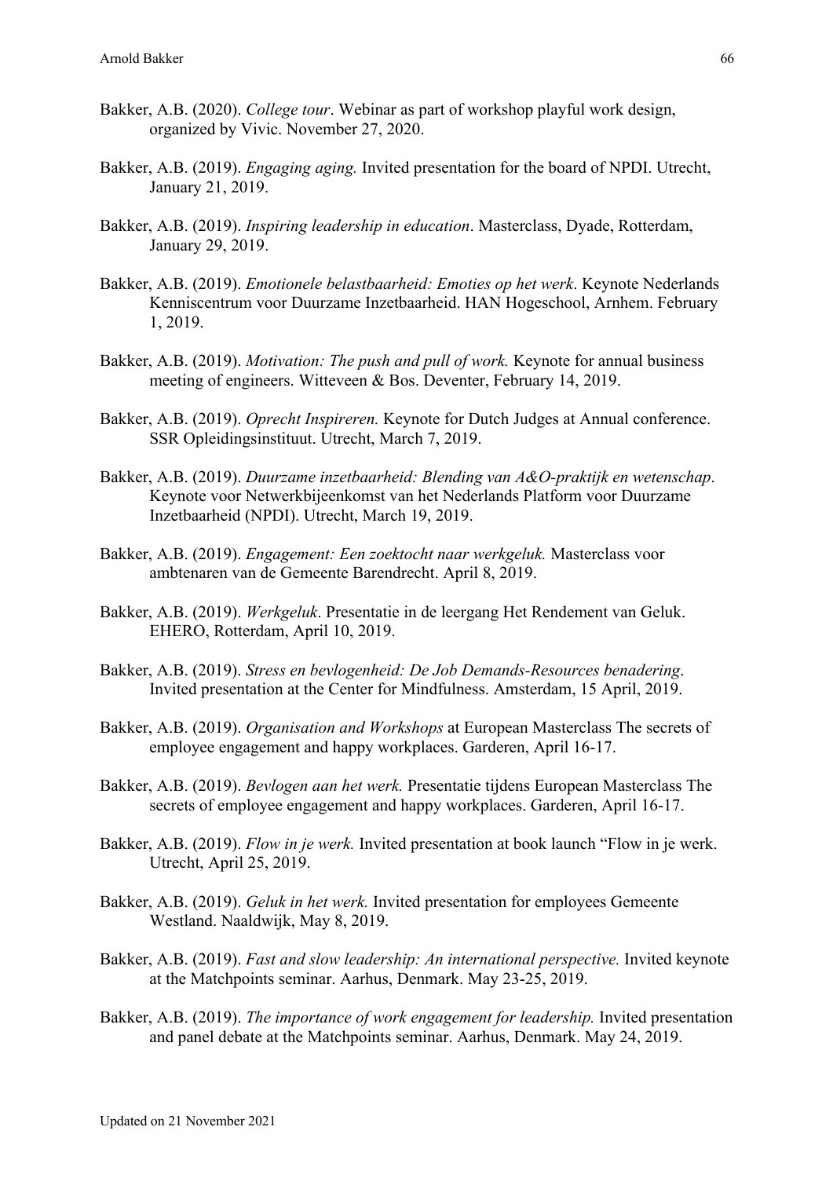Bakker, A.B. (2020). *College tour*. Webinar as part of workshop playful work design, organized by Vivic. November 27, 2020.

Bakker, A.B. (2019). *Engaging aging.* Invited presentation for the board of NPDI. Utrecht, January 21, 2019.

Bakker, A.B. (2019). *Inspiring leadership in education*. Masterclass, Dyade, Rotterdam, January 29, 2019.

Bakker, A.B. (2019). *Emotionele belastbaarheid: Emoties op het werk*. Keynote Nederlands Kenniscentrum voor Duurzame Inzetbaarheid. HAN Hogeschool, Arnhem. February 1, 2019.

Bakker, A.B. (2019). *Motivation: The push and pull of work.* Keynote for annual business meeting of engineers. Witteveen & Bos. Deventer, February 14, 2019.

Bakker, A.B. (2019). *Oprecht Inspireren.* Keynote for Dutch Judges at Annual conference. SSR Opleidingsinstituut. Utrecht, March 7, 2019.

Bakker, A.B. (2019). *Duurzame inzetbaarheid: Blending van A&O-praktijk en wetenschap*. Keynote voor Netwerkbijeenkomst van het Nederlands Platform voor Duurzame Inzetbaarheid (NPDI). Utrecht, March 19, 2019.

Bakker, A.B. (2019). *Engagement: Een zoektocht naar werkgeluk.* Masterclass voor ambtenaren van de Gemeente Barendrecht. April 8, 2019.

Bakker, A.B. (2019). *Werkgeluk*. Presentatie in de leergang Het Rendement van Geluk. EHERO, Rotterdam, April 10, 2019.

Bakker, A.B. (2019). *Stress en bevlogenheid: De Job Demands-Resources benadering*. Invited presentation at the Center for Mindfulness. Amsterdam, 15 April, 2019.

Bakker, A.B. (2019). *Organisation and Workshops* at European Masterclass The secrets of employee engagement and happy workplaces. Garderen, April 16-17.

Bakker, A.B. (2019). *Bevlogen aan het werk.* Presentatie tijdens European Masterclass The secrets of employee engagement and happy workplaces. Garderen, April 16-17.

Bakker, A.B. (2019). *Flow in je werk.* Invited presentation at book launch "Flow in je werk. Utrecht, April 25, 2019.

Bakker, A.B. (2019). *Geluk in het werk.* Invited presentation for employees Gemeente Westland. Naaldwijk, May 8, 2019.

Bakker, A.B. (2019). *Fast and slow leadership: An international perspective.* Invited keynote at the Matchpoints seminar. Aarhus, Denmark. May 23-25, 2019.

Bakker, A.B. (2019). *The importance of work engagement for leadership.* Invited presentation and panel debate at the Matchpoints seminar. Aarhus, Denmark. May 24, 2019.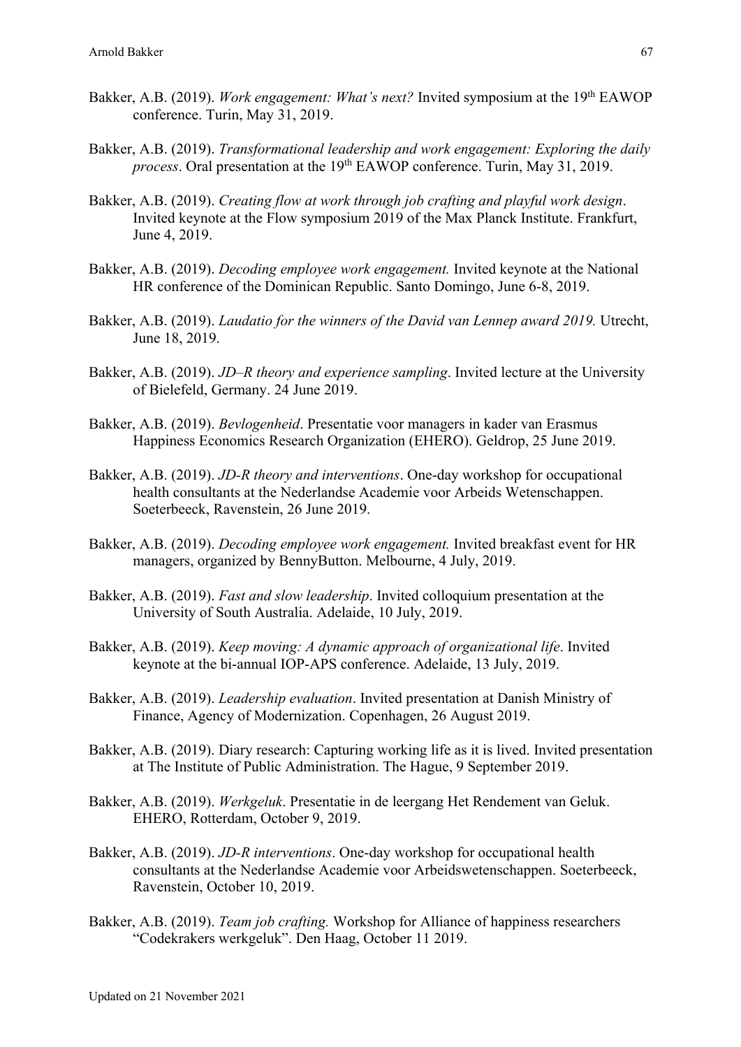Bakker, A.B. (2019). *Work engagement: What's next?* Invited symposium at the 19th EAWOP conference. Turin, May 31, 2019.

Bakker, A.B. (2019). *Transformational leadership and work engagement: Exploring the daily process*. Oral presentation at the 19th EAWOP conference. Turin, May 31, 2019.

Bakker, A.B. (2019). *Creating flow at work through job crafting and playful work design*. Invited keynote at the Flow symposium 2019 of the Max Planck Institute. Frankfurt, June 4, 2019.

Bakker, A.B. (2019). *Decoding employee work engagement.* Invited keynote at the National HR conference of the Dominican Republic. Santo Domingo, June 6-8, 2019.

Bakker, A.B. (2019). *Laudatio for the winners of the David van Lennep award 2019.* Utrecht, June 18, 2019.

Bakker, A.B. (2019). *JD–R theory and experience sampling*. Invited lecture at the University of Bielefeld, Germany. 24 June 2019.

Bakker, A.B. (2019). *Bevlogenheid*. Presentatie voor managers in kader van Erasmus Happiness Economics Research Organization (EHERO). Geldrop, 25 June 2019.

Bakker, A.B. (2019). *JD-R theory and interventions*. One-day workshop for occupational health consultants at the Nederlandse Academie voor Arbeids Wetenschappen. Soeterbeeck, Ravenstein, 26 June 2019.

Bakker, A.B. (2019). *Decoding employee work engagement.* Invited breakfast event for HR managers, organized by BennyButton. Melbourne, 4 July, 2019.

Bakker, A.B. (2019). *Fast and slow leadership*. Invited colloquium presentation at the University of South Australia. Adelaide, 10 July, 2019.

Bakker, A.B. (2019). *Keep moving: A dynamic approach of organizational life*. Invited keynote at the bi-annual IOP-APS conference. Adelaide, 13 July, 2019.

Bakker, A.B. (2019). *Leadership evaluation*. Invited presentation at Danish Ministry of Finance, Agency of Modernization. Copenhagen, 26 August 2019.

Bakker, A.B. (2019). Diary research: Capturing working life as it is lived. Invited presentation at The Institute of Public Administration. The Hague, 9 September 2019.

Bakker, A.B. (2019). *Werkgeluk*. Presentatie in de leergang Het Rendement van Geluk. EHERO, Rotterdam, October 9, 2019.

Bakker, A.B. (2019). *JD-R interventions*. One-day workshop for occupational health consultants at the Nederlandse Academie voor Arbeidswetenschappen. Soeterbeeck, Ravenstein, October 10, 2019.

Bakker, A.B. (2019). *Team job crafting.* Workshop for Alliance of happiness researchers "Codekrakers werkgeluk". Den Haag, October 11 2019.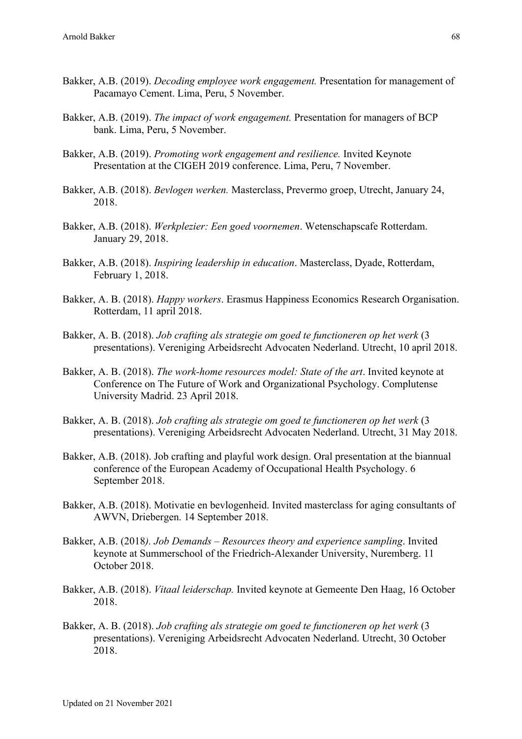Bakker, A.B. (2019). *Decoding employee work engagement.* Presentation for management of Pacamayo Cement. Lima, Peru, 5 November.

Bakker, A.B. (2019). *The impact of work engagement.* Presentation for managers of BCP bank. Lima, Peru, 5 November.

Bakker, A.B. (2019). *Promoting work engagement and resilience.* Invited Keynote Presentation at the CIGEH 2019 conference. Lima, Peru, 7 November.

Bakker, A.B. (2018). *Bevlogen werken.* Masterclass, Prevermo groep, Utrecht, January 24, 2018.

Bakker, A.B. (2018). *Werkplezier: Een goed voornemen*. Wetenschapscafe Rotterdam. January 29, 2018.

Bakker, A.B. (2018). *Inspiring leadership in education*. Masterclass, Dyade, Rotterdam, February 1, 2018.

Bakker, A. B. (2018). *Happy workers*. Erasmus Happiness Economics Research Organisation. Rotterdam, 11 april 2018.

Bakker, A. B. (2018). *Job crafting als strategie om goed te functioneren op het werk* (3 presentations). Vereniging Arbeidsrecht Advocaten Nederland. Utrecht, 10 april 2018.

Bakker, A. B. (2018). *The work-home resources model: State of the art*. Invited keynote at Conference on The Future of Work and Organizational Psychology. Complutense University Madrid. 23 April 2018.

Bakker, A. B. (2018). *Job crafting als strategie om goed te functioneren op het werk* (3 presentations). Vereniging Arbeidsrecht Advocaten Nederland. Utrecht, 31 May 2018.

Bakker, A.B. (2018). Job crafting and playful work design. Oral presentation at the biannual conference of the European Academy of Occupational Health Psychology. 6 September 2018.

Bakker, A.B. (2018). Motivatie en bevlogenheid. Invited masterclass for aging consultants of AWVN, Driebergen. 14 September 2018.

Bakker, A.B. (2018*). Job Demands – Resources theory and experience sampling*. Invited keynote at Summerschool of the Friedrich-Alexander University, Nuremberg. 11 October 2018.

Bakker, A.B. (2018). *Vitaal leiderschap.* Invited keynote at Gemeente Den Haag, 16 October 2018.

Bakker, A. B. (2018). *Job crafting als strategie om goed te functioneren op het werk* (3 presentations). Vereniging Arbeidsrecht Advocaten Nederland. Utrecht, 30 October 2018.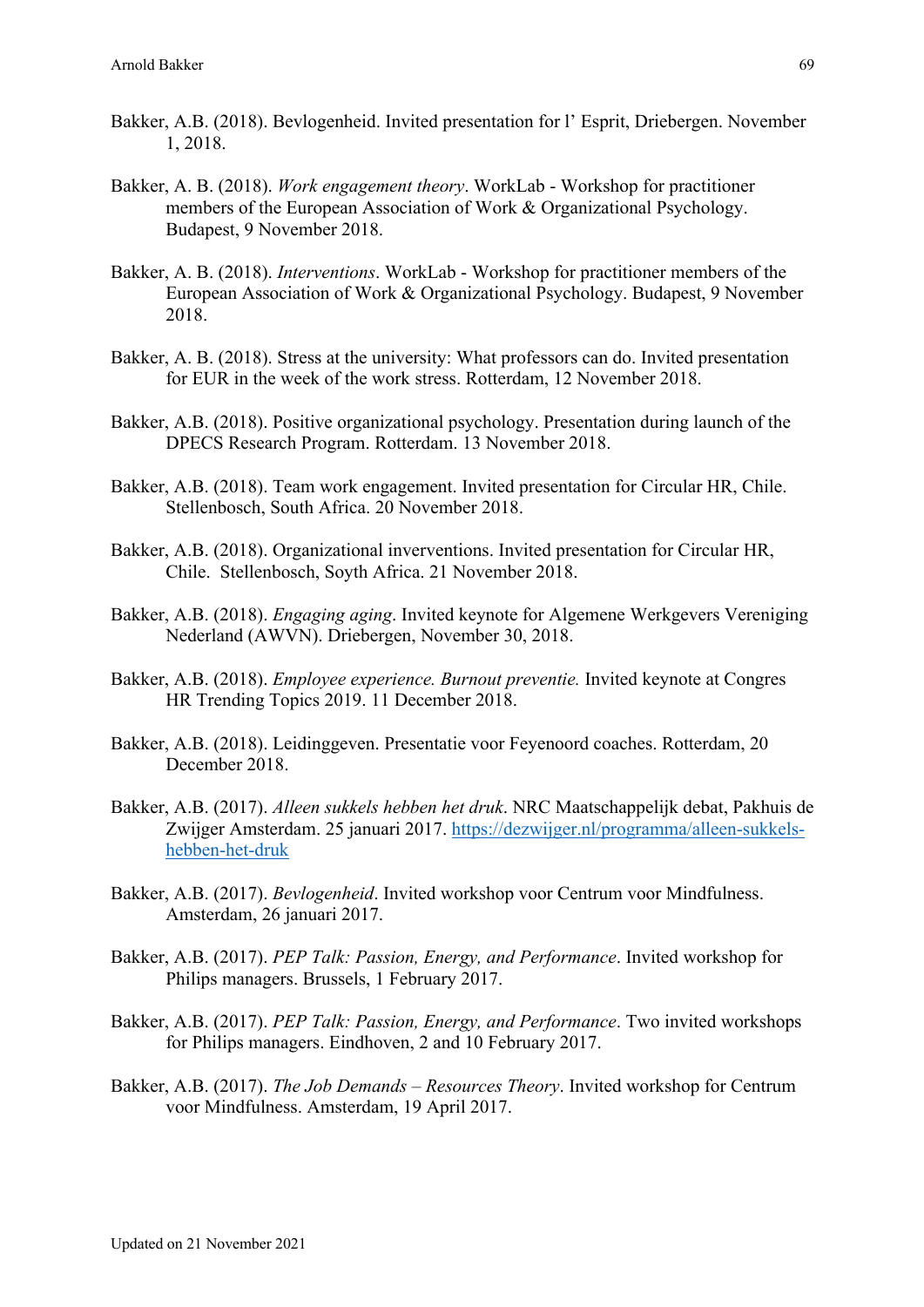Bakker, A.B. (2018). Bevlogenheid. Invited presentation for l' Esprit, Driebergen. November 1, 2018.

Bakker, A. B. (2018). *Work engagement theory*. WorkLab - Workshop for practitioner members of the European Association of Work & Organizational Psychology. Budapest, 9 November 2018.

Bakker, A. B. (2018). *Interventions*. WorkLab - Workshop for practitioner members of the European Association of Work & Organizational Psychology. Budapest, 9 November 2018.

Bakker, A. B. (2018). Stress at the university: What professors can do. Invited presentation for EUR in the week of the work stress. Rotterdam, 12 November 2018.

Bakker, A.B. (2018). Positive organizational psychology. Presentation during launch of the DPECS Research Program. Rotterdam. 13 November 2018.

Bakker, A.B. (2018). Team work engagement. Invited presentation for Circular HR, Chile. Stellenbosch, South Africa. 20 November 2018.

Bakker, A.B. (2018). Organizational inverventions. Invited presentation for Circular HR, Chile. Stellenbosch, Soyth Africa. 21 November 2018.

Bakker, A.B. (2018). *Engaging aging*. Invited keynote for Algemene Werkgevers Vereniging Nederland (AWVN). Driebergen, November 30, 2018.

Bakker, A.B. (2018). *Employee experience. Burnout preventie.* Invited keynote at Congres HR Trending Topics 2019. 11 December 2018.

Bakker, A.B. (2018). Leidinggeven. Presentatie voor Feyenoord coaches. Rotterdam, 20 December 2018.

Bakker, A.B. (2017). *Alleen sukkels hebben het druk*. NRC Maatschappelijk debat, Pakhuis de Zwijger Amsterdam. 25 januari 2017. https://dezwijger.nl/programma/alleen-sukkels-hebben-het-druk

Bakker, A.B. (2017). *Bevlogenheid*. Invited workshop voor Centrum voor Mindfulness. Amsterdam, 26 januari 2017.

Bakker, A.B. (2017). *PEP Talk: Passion, Energy, and Performance*. Invited workshop for Philips managers. Brussels, 1 February 2017.

Bakker, A.B. (2017). *PEP Talk: Passion, Energy, and Performance*. Two invited workshops for Philips managers. Eindhoven, 2 and 10 February 2017.

Bakker, A.B. (2017). *The Job Demands – Resources Theory*. Invited workshop for Centrum voor Mindfulness. Amsterdam, 19 April 2017.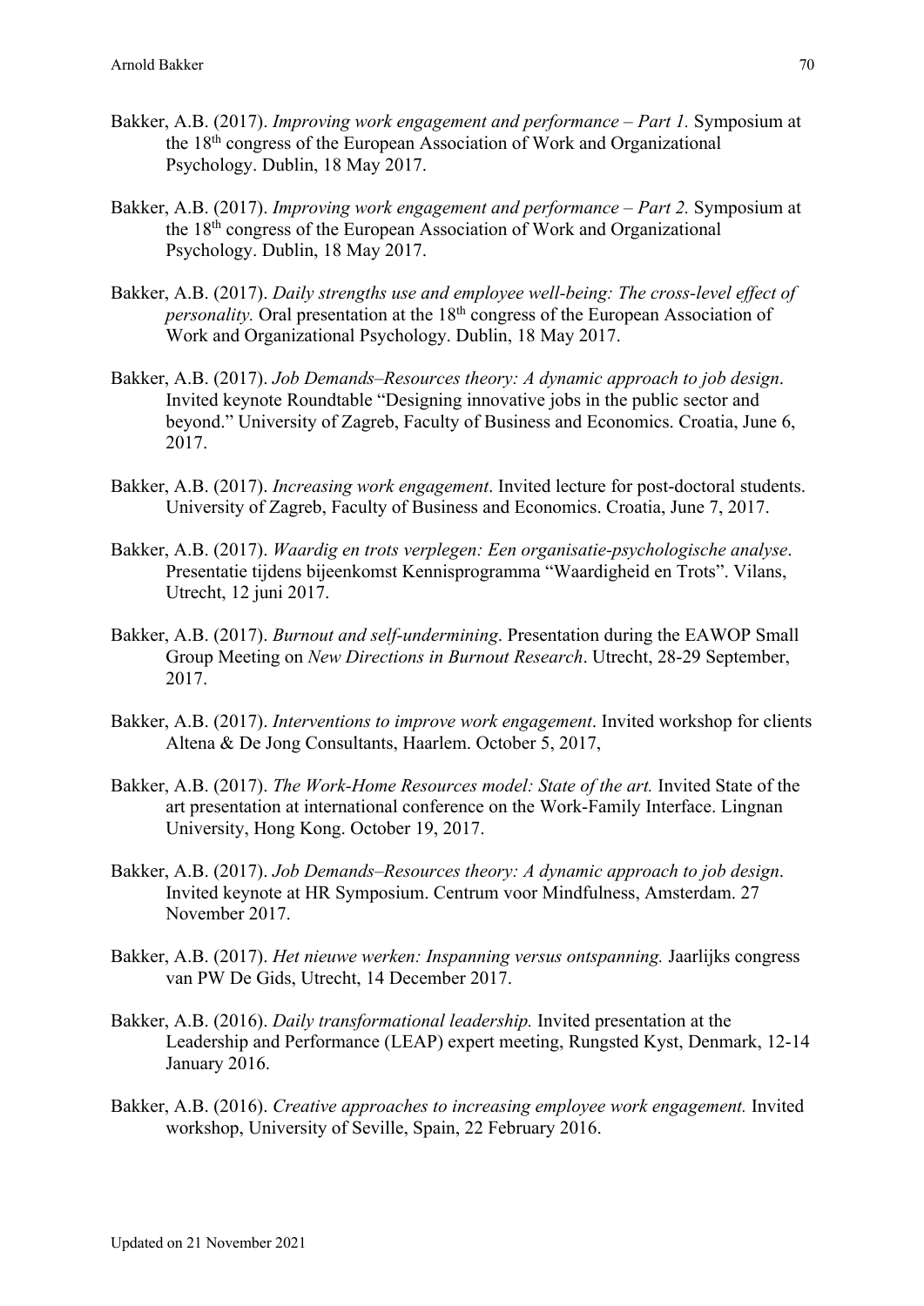Bakker, A.B. (2017). *Improving work engagement and performance – Part 1.* Symposium at the 18th congress of the European Association of Work and Organizational Psychology. Dublin, 18 May 2017.

Bakker, A.B. (2017). *Improving work engagement and performance – Part 2.* Symposium at the 18th congress of the European Association of Work and Organizational Psychology. Dublin, 18 May 2017.

Bakker, A.B. (2017). *Daily strengths use and employee well-being: The cross-level effect of personality.* Oral presentation at the 18th congress of the European Association of Work and Organizational Psychology. Dublin, 18 May 2017.

Bakker, A.B. (2017). *Job Demands–Resources theory: A dynamic approach to job design*. Invited keynote Roundtable "Designing innovative jobs in the public sector and beyond." University of Zagreb, Faculty of Business and Economics. Croatia, June 6, 2017.

Bakker, A.B. (2017). *Increasing work engagement*. Invited lecture for post-doctoral students. University of Zagreb, Faculty of Business and Economics. Croatia, June 7, 2017.

Bakker, A.B. (2017). *Waardig en trots verplegen: Een organisatie-psychologische analyse*. Presentatie tijdens bijeenkomst Kennisprogramma "Waardigheid en Trots". Vilans, Utrecht, 12 juni 2017.

Bakker, A.B. (2017). *Burnout and self-undermining*. Presentation during the EAWOP Small Group Meeting on *New Directions in Burnout Research*. Utrecht, 28-29 September, 2017.

Bakker, A.B. (2017). *Interventions to improve work engagement*. Invited workshop for clients Altena & De Jong Consultants, Haarlem. October 5, 2017,

Bakker, A.B. (2017). *The Work-Home Resources model: State of the art.* Invited State of the art presentation at international conference on the Work-Family Interface. Lingnan University, Hong Kong. October 19, 2017.

Bakker, A.B. (2017). *Job Demands–Resources theory: A dynamic approach to job design*. Invited keynote at HR Symposium. Centrum voor Mindfulness, Amsterdam. 27 November 2017.

Bakker, A.B. (2017). *Het nieuwe werken: Inspanning versus ontspanning.* Jaarlijks congress van PW De Gids, Utrecht, 14 December 2017.

Bakker, A.B. (2016). *Daily transformational leadership.* Invited presentation at the Leadership and Performance (LEAP) expert meeting, Rungsted Kyst, Denmark, 12-14 January 2016.

Bakker, A.B. (2016). *Creative approaches to increasing employee work engagement.* Invited workshop, University of Seville, Spain, 22 February 2016.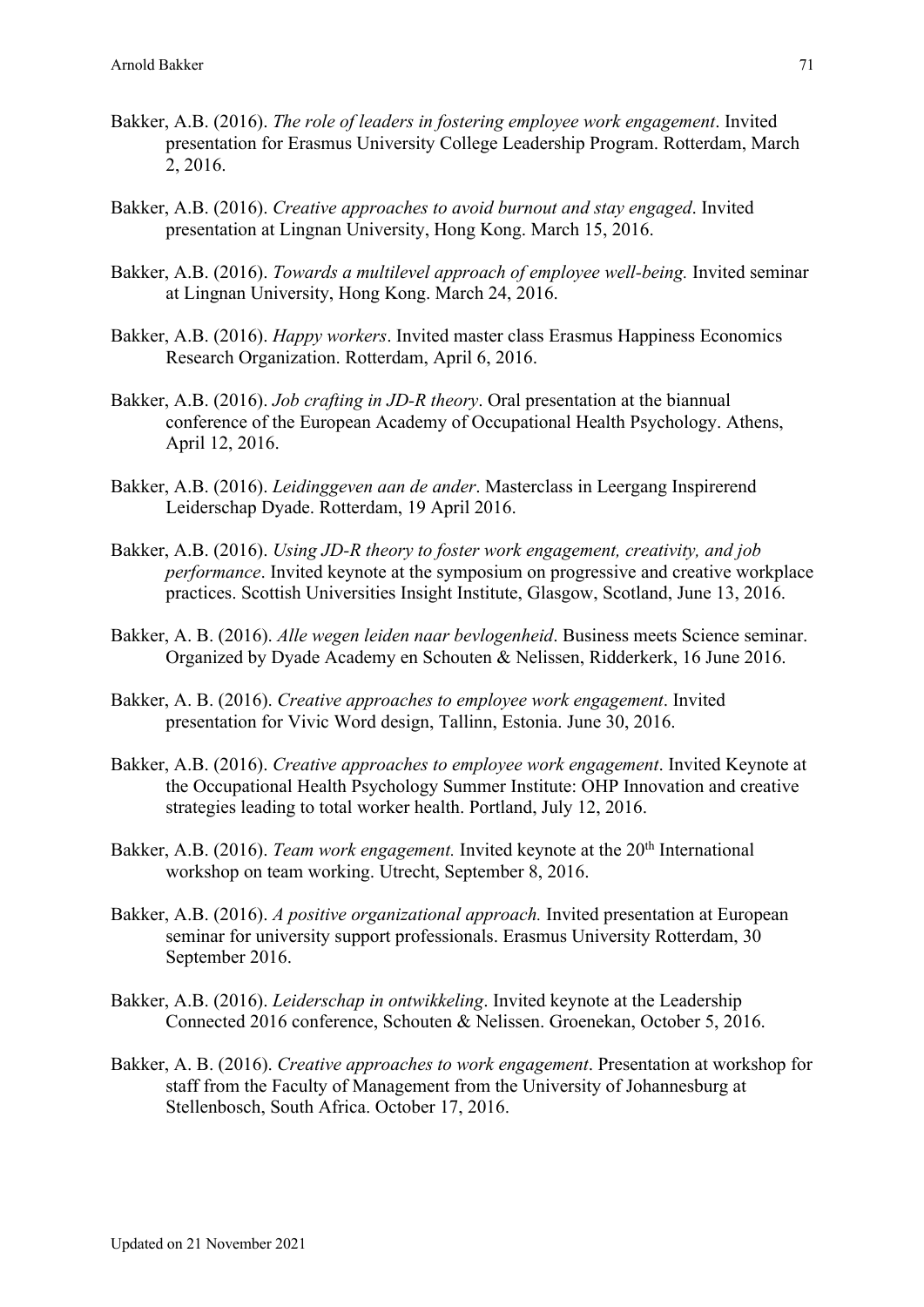Bakker, A.B. (2016). *The role of leaders in fostering employee work engagement*. Invited presentation for Erasmus University College Leadership Program. Rotterdam, March 2, 2016.

Bakker, A.B. (2016). *Creative approaches to avoid burnout and stay engaged*. Invited presentation at Lingnan University, Hong Kong. March 15, 2016.

Bakker, A.B. (2016). *Towards a multilevel approach of employee well-being.* Invited seminar at Lingnan University, Hong Kong. March 24, 2016.

Bakker, A.B. (2016). *Happy workers*. Invited master class Erasmus Happiness Economics Research Organization. Rotterdam, April 6, 2016.

Bakker, A.B. (2016). *Job crafting in JD-R theory*. Oral presentation at the biannual conference of the European Academy of Occupational Health Psychology. Athens, April 12, 2016.

Bakker, A.B. (2016). *Leidinggeven aan de ander*. Masterclass in Leergang Inspirerend Leiderschap Dyade. Rotterdam, 19 April 2016.

Bakker, A.B. (2016). *Using JD-R theory to foster work engagement, creativity, and job performance*. Invited keynote at the symposium on progressive and creative workplace practices. Scottish Universities Insight Institute, Glasgow, Scotland, June 13, 2016.

Bakker, A. B. (2016). *Alle wegen leiden naar bevlogenheid*. Business meets Science seminar. Organized by Dyade Academy en Schouten & Nelissen, Ridderkerk, 16 June 2016.

Bakker, A. B. (2016). *Creative approaches to employee work engagement*. Invited presentation for Vivic Word design, Tallinn, Estonia. June 30, 2016.

Bakker, A.B. (2016). *Creative approaches to employee work engagement*. Invited Keynote at the Occupational Health Psychology Summer Institute: OHP Innovation and creative strategies leading to total worker health. Portland, July 12, 2016.

Bakker, A.B. (2016). *Team work engagement.* Invited keynote at the 20th International workshop on team working. Utrecht, September 8, 2016.

Bakker, A.B. (2016). *A positive organizational approach.* Invited presentation at European seminar for university support professionals. Erasmus University Rotterdam, 30 September 2016.

Bakker, A.B. (2016). *Leiderschap in ontwikkeling*. Invited keynote at the Leadership Connected 2016 conference, Schouten & Nelissen. Groenekan, October 5, 2016.

Bakker, A. B. (2016). *Creative approaches to work engagement*. Presentation at workshop for staff from the Faculty of Management from the University of Johannesburg at Stellenbosch, South Africa. October 17, 2016.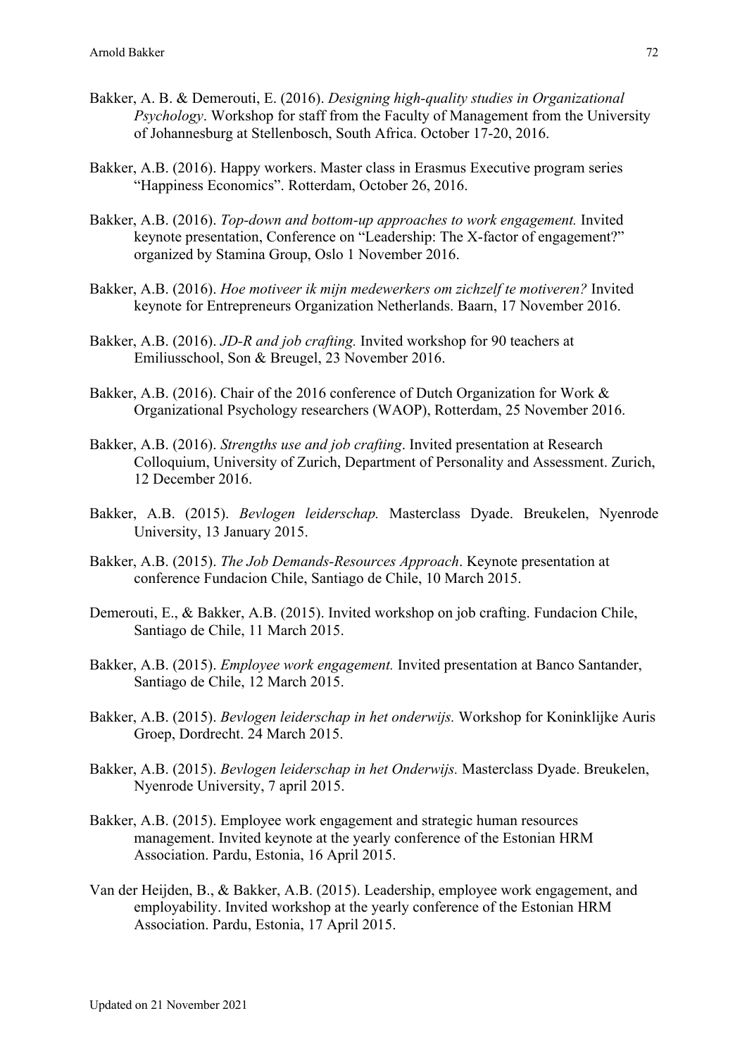Bakker, A. B. & Demerouti, E. (2016). *Designing high-quality studies in Organizational Psychology*. Workshop for staff from the Faculty of Management from the University of Johannesburg at Stellenbosch, South Africa. October 17-20, 2016.

Bakker, A.B. (2016). Happy workers. Master class in Erasmus Executive program series "Happiness Economics". Rotterdam, October 26, 2016.

Bakker, A.B. (2016). *Top-down and bottom-up approaches to work engagement.* Invited keynote presentation, Conference on "Leadership: The X-factor of engagement?" organized by Stamina Group, Oslo 1 November 2016.

Bakker, A.B. (2016). *Hoe motiveer ik mijn medewerkers om zichzelf te motiveren?* Invited keynote for Entrepreneurs Organization Netherlands. Baarn, 17 November 2016.

Bakker, A.B. (2016). *JD-R and job crafting.* Invited workshop for 90 teachers at Emiliusschool, Son & Breugel, 23 November 2016.

Bakker, A.B. (2016). Chair of the 2016 conference of Dutch Organization for Work & Organizational Psychology researchers (WAOP), Rotterdam, 25 November 2016.

Bakker, A.B. (2016). *Strengths use and job crafting*. Invited presentation at Research Colloquium, University of Zurich, Department of Personality and Assessment. Zurich, 12 December 2016.

Bakker, A.B. (2015). *Bevlogen leiderschap.* Masterclass Dyade. Breukelen, Nyenrode University, 13 January 2015.

Bakker, A.B. (2015). *The Job Demands-Resources Approach*. Keynote presentation at conference Fundacion Chile, Santiago de Chile, 10 March 2015.

Demerouti, E., & Bakker, A.B. (2015). Invited workshop on job crafting. Fundacion Chile, Santiago de Chile, 11 March 2015.

Bakker, A.B. (2015). *Employee work engagement.* Invited presentation at Banco Santander, Santiago de Chile, 12 March 2015.

Bakker, A.B. (2015). *Bevlogen leiderschap in het onderwijs.* Workshop for Koninklijke Auris Groep, Dordrecht. 24 March 2015.

Bakker, A.B. (2015). *Bevlogen leiderschap in het Onderwijs.* Masterclass Dyade. Breukelen, Nyenrode University, 7 april 2015.

Bakker, A.B. (2015). Employee work engagement and strategic human resources management. Invited keynote at the yearly conference of the Estonian HRM Association. Pardu, Estonia, 16 April 2015.

Van der Heijden, B., & Bakker, A.B. (2015). Leadership, employee work engagement, and employability. Invited workshop at the yearly conference of the Estonian HRM Association. Pardu, Estonia, 17 April 2015.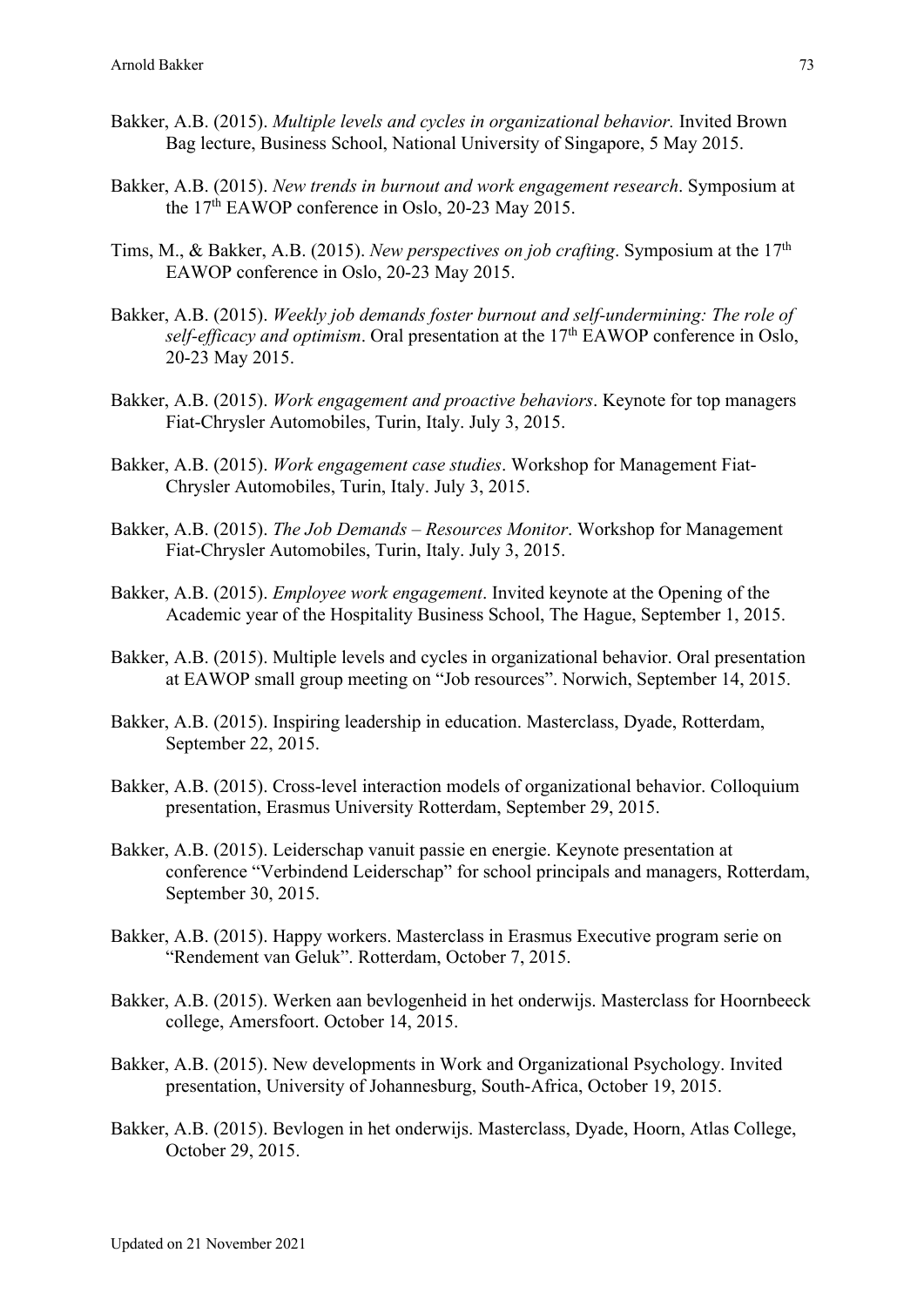Bakker, A.B. (2015). *Multiple levels and cycles in organizational behavior.* Invited Brown Bag lecture, Business School, National University of Singapore, 5 May 2015.

Bakker, A.B. (2015). *New trends in burnout and work engagement research*. Symposium at the 17th EAWOP conference in Oslo, 20-23 May 2015.

Tims, M., & Bakker, A.B. (2015). *New perspectives on job crafting*. Symposium at the 17th EAWOP conference in Oslo, 20-23 May 2015.

Bakker, A.B. (2015). *Weekly job demands foster burnout and self-undermining: The role of self-efficacy and optimism*. Oral presentation at the 17th EAWOP conference in Oslo, 20-23 May 2015.

Bakker, A.B. (2015). *Work engagement and proactive behaviors*. Keynote for top managers Fiat-Chrysler Automobiles, Turin, Italy. July 3, 2015.

Bakker, A.B. (2015). *Work engagement case studies*. Workshop for Management Fiat-Chrysler Automobiles, Turin, Italy. July 3, 2015.

Bakker, A.B. (2015). *The Job Demands – Resources Monitor*. Workshop for Management Fiat-Chrysler Automobiles, Turin, Italy. July 3, 2015.

Bakker, A.B. (2015). *Employee work engagement*. Invited keynote at the Opening of the Academic year of the Hospitality Business School, The Hague, September 1, 2015.

Bakker, A.B. (2015). Multiple levels and cycles in organizational behavior. Oral presentation at EAWOP small group meeting on "Job resources". Norwich, September 14, 2015.

Bakker, A.B. (2015). Inspiring leadership in education. Masterclass, Dyade, Rotterdam, September 22, 2015.

Bakker, A.B. (2015). Cross-level interaction models of organizational behavior. Colloquium presentation, Erasmus University Rotterdam, September 29, 2015.

Bakker, A.B. (2015). Leiderschap vanuit passie en energie. Keynote presentation at conference "Verbindend Leiderschap" for school principals and managers, Rotterdam, September 30, 2015.

Bakker, A.B. (2015). Happy workers. Masterclass in Erasmus Executive program serie on "Rendement van Geluk". Rotterdam, October 7, 2015.

Bakker, A.B. (2015). Werken aan bevlogenheid in het onderwijs. Masterclass for Hoornbeeck college, Amersfoort. October 14, 2015.

Bakker, A.B. (2015). New developments in Work and Organizational Psychology. Invited presentation, University of Johannesburg, South-Africa, October 19, 2015.

Bakker, A.B. (2015). Bevlogen in het onderwijs. Masterclass, Dyade, Hoorn, Atlas College, October 29, 2015.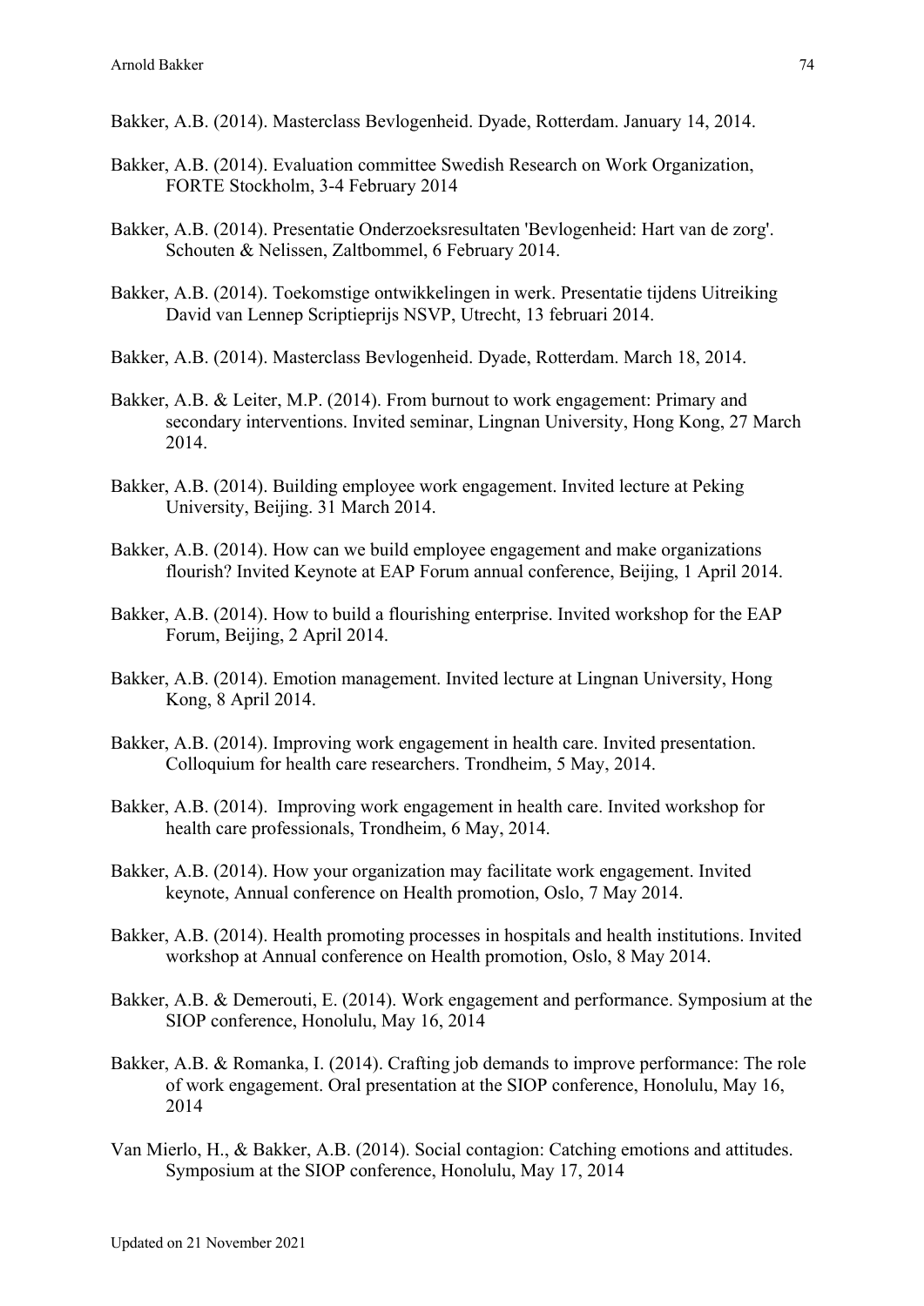Bakker, A.B. (2014). Masterclass Bevlogenheid. Dyade, Rotterdam. January 14, 2014.

Bakker, A.B. (2014). Evaluation committee Swedish Research on Work Organization, FORTE Stockholm, 3-4 February 2014

Bakker, A.B. (2014). Presentatie Onderzoeksresultaten 'Bevlogenheid: Hart van de zorg'. Schouten & Nelissen, Zaltbommel, 6 February 2014.

Bakker, A.B. (2014). Toekomstige ontwikkelingen in werk. Presentatie tijdens Uitreiking David van Lennep Scriptieprijs NSVP, Utrecht, 13 februari 2014.

Bakker, A.B. (2014). Masterclass Bevlogenheid. Dyade, Rotterdam. March 18, 2014.

Bakker, A.B. & Leiter, M.P. (2014). From burnout to work engagement: Primary and secondary interventions. Invited seminar, Lingnan University, Hong Kong, 27 March 2014.

Bakker, A.B. (2014). Building employee work engagement. Invited lecture at Peking University, Beijing. 31 March 2014.

Bakker, A.B. (2014). How can we build employee engagement and make organizations flourish? Invited Keynote at EAP Forum annual conference, Beijing, 1 April 2014.

Bakker, A.B. (2014). How to build a flourishing enterprise. Invited workshop for the EAP Forum, Beijing, 2 April 2014.

Bakker, A.B. (2014). Emotion management. Invited lecture at Lingnan University, Hong Kong, 8 April 2014.

Bakker, A.B. (2014). Improving work engagement in health care. Invited presentation. Colloquium for health care researchers. Trondheim, 5 May, 2014.

Bakker, A.B. (2014). Improving work engagement in health care. Invited workshop for health care professionals, Trondheim, 6 May, 2014.

Bakker, A.B. (2014). How your organization may facilitate work engagement. Invited keynote, Annual conference on Health promotion, Oslo, 7 May 2014.

Bakker, A.B. (2014). Health promoting processes in hospitals and health institutions. Invited workshop at Annual conference on Health promotion, Oslo, 8 May 2014.

Bakker, A.B. & Demerouti, E. (2014). Work engagement and performance. Symposium at the SIOP conference, Honolulu, May 16, 2014

Bakker, A.B. & Romanka, I. (2014). Crafting job demands to improve performance: The role of work engagement. Oral presentation at the SIOP conference, Honolulu, May 16, 2014

Van Mierlo, H., & Bakker, A.B. (2014). Social contagion: Catching emotions and attitudes. Symposium at the SIOP conference, Honolulu, May 17, 2014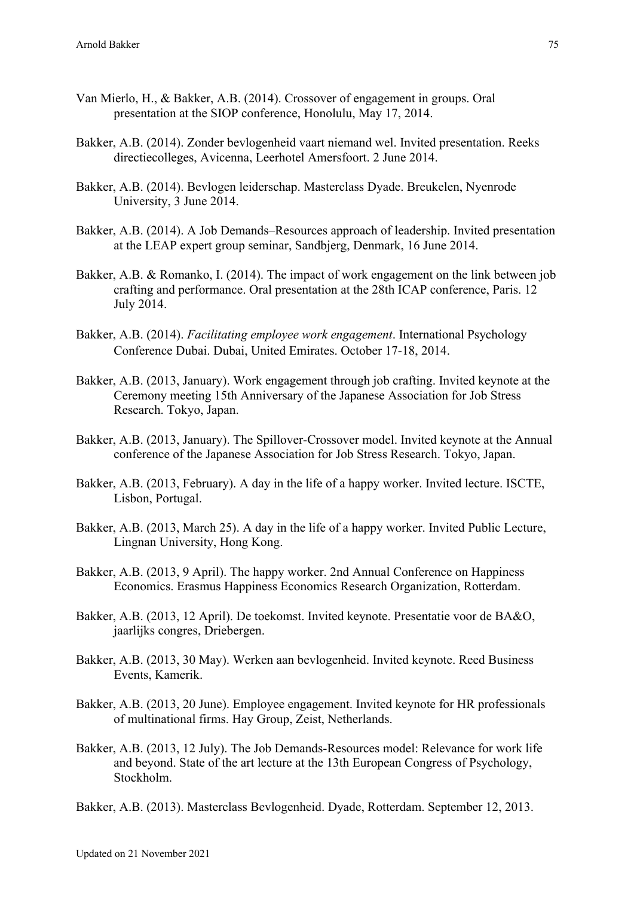Van Mierlo, H., & Bakker, A.B. (2014). Crossover of engagement in groups. Oral presentation at the SIOP conference, Honolulu, May 17, 2014.

Bakker, A.B. (2014). Zonder bevlogenheid vaart niemand wel. Invited presentation. Reeks directiecolleges, Avicenna, Leerhotel Amersfoort. 2 June 2014.

Bakker, A.B. (2014). Bevlogen leiderschap. Masterclass Dyade. Breukelen, Nyenrode University, 3 June 2014.

Bakker, A.B. (2014). A Job Demands–Resources approach of leadership. Invited presentation at the LEAP expert group seminar, Sandbjerg, Denmark, 16 June 2014.

Bakker, A.B. & Romanko, I. (2014). The impact of work engagement on the link between job crafting and performance. Oral presentation at the 28th ICAP conference, Paris. 12 July 2014.

Bakker, A.B. (2014). *Facilitating employee work engagement*. International Psychology Conference Dubai. Dubai, United Emirates. October 17-18, 2014.

Bakker, A.B. (2013, January). Work engagement through job crafting. Invited keynote at the Ceremony meeting 15th Anniversary of the Japanese Association for Job Stress Research. Tokyo, Japan.

Bakker, A.B. (2013, January). The Spillover-Crossover model. Invited keynote at the Annual conference of the Japanese Association for Job Stress Research. Tokyo, Japan.

Bakker, A.B. (2013, February). A day in the life of a happy worker. Invited lecture. ISCTE, Lisbon, Portugal.

Bakker, A.B. (2013, March 25). A day in the life of a happy worker. Invited Public Lecture, Lingnan University, Hong Kong.

Bakker, A.B. (2013, 9 April). The happy worker. 2nd Annual Conference on Happiness Economics. Erasmus Happiness Economics Research Organization, Rotterdam.

Bakker, A.B. (2013, 12 April). De toekomst. Invited keynote. Presentatie voor de BA&O, jaarlijks congres, Driebergen.

Bakker, A.B. (2013, 30 May). Werken aan bevlogenheid. Invited keynote. Reed Business Events, Kamerik.

Bakker, A.B. (2013, 20 June). Employee engagement. Invited keynote for HR professionals of multinational firms. Hay Group, Zeist, Netherlands.

Bakker, A.B. (2013, 12 July). The Job Demands-Resources model: Relevance for work life and beyond. State of the art lecture at the 13th European Congress of Psychology, Stockholm.

Bakker, A.B. (2013). Masterclass Bevlogenheid. Dyade, Rotterdam. September 12, 2013.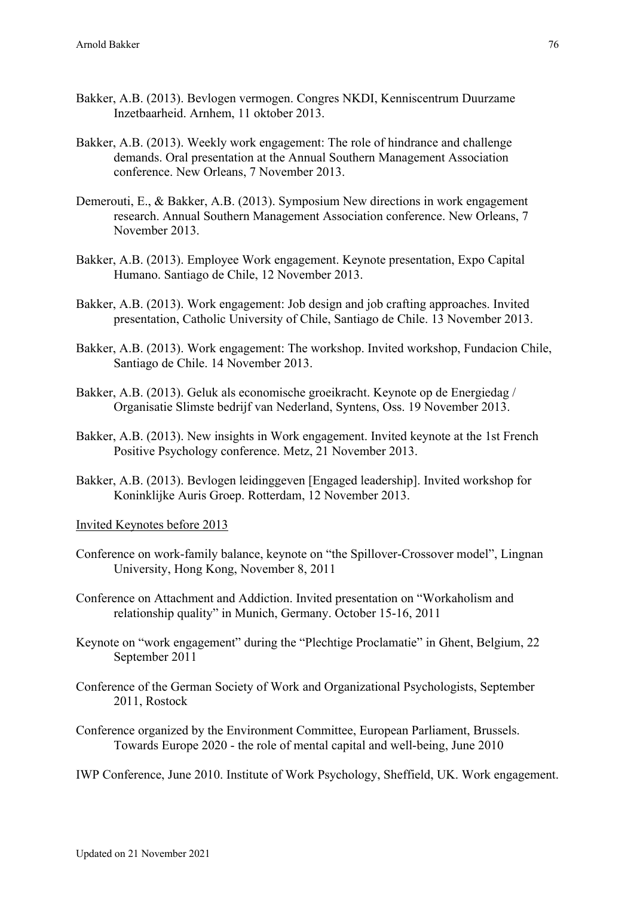Bakker, A.B. (2013). Bevlogen vermogen. Congres NKDI, Kenniscentrum Duurzame Inzetbaarheid. Arnhem, 11 oktober 2013.

Bakker, A.B. (2013). Weekly work engagement: The role of hindrance and challenge demands. Oral presentation at the Annual Southern Management Association conference. New Orleans, 7 November 2013.

Demerouti, E., & Bakker, A.B. (2013). Symposium New directions in work engagement research. Annual Southern Management Association conference. New Orleans, 7 November 2013.

Bakker, A.B. (2013). Employee Work engagement. Keynote presentation, Expo Capital Humano. Santiago de Chile, 12 November 2013.

Bakker, A.B. (2013). Work engagement: Job design and job crafting approaches. Invited presentation, Catholic University of Chile, Santiago de Chile. 13 November 2013.

Bakker, A.B. (2013). Work engagement: The workshop. Invited workshop, Fundacion Chile, Santiago de Chile. 14 November 2013.

Bakker, A.B. (2013). Geluk als economische groeikracht. Keynote op de Energiedag / Organisatie Slimste bedrijf van Nederland, Syntens, Oss. 19 November 2013.

Bakker, A.B. (2013). New insights in Work engagement. Invited keynote at the 1st French Positive Psychology conference. Metz, 21 November 2013.

Bakker, A.B. (2013). Bevlogen leidinggeven [Engaged leadership]. Invited workshop for Koninklijke Auris Groep. Rotterdam, 12 November 2013.

<u>Invited Keynotes before 2013</u>

Conference on work-family balance, keynote on "the Spillover-Crossover model", Lingnan University, Hong Kong, November 8, 2011

Conference on Attachment and Addiction. Invited presentation on "Workaholism and relationship quality" in Munich, Germany. October 15-16, 2011

Keynote on "work engagement" during the "Plechtige Proclamatie" in Ghent, Belgium, 22 September 2011

Conference of the German Society of Work and Organizational Psychologists, September 2011, Rostock

Conference organized by the Environment Committee, European Parliament, Brussels. Towards Europe 2020 - the role of mental capital and well-being, June 2010

IWP Conference, June 2010. Institute of Work Psychology, Sheffield, UK. Work engagement.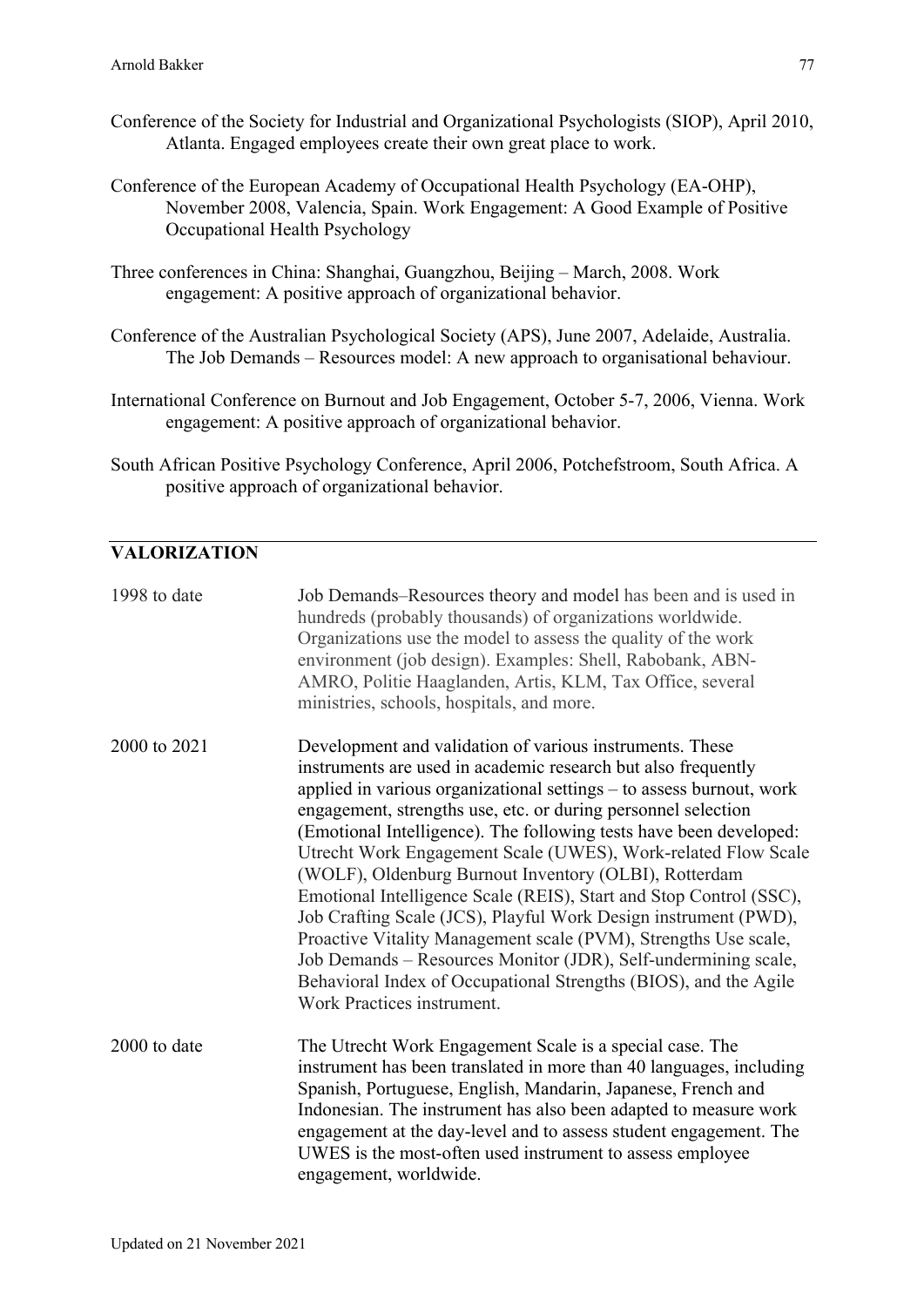Conference of the Society for Industrial and Organizational Psychologists (SIOP), April 2010, Atlanta. Engaged employees create their own great place to work.

Conference of the European Academy of Occupational Health Psychology (EA-OHP), November 2008, Valencia, Spain. Work Engagement: A Good Example of Positive Occupational Health Psychology

Three conferences in China: Shanghai, Guangzhou, Beijing – March, 2008. Work engagement: A positive approach of organizational behavior.

Conference of the Australian Psychological Society (APS), June 2007, Adelaide, Australia. The Job Demands – Resources model: A new approach to organisational behaviour.

International Conference on Burnout and Job Engagement, October 5-7, 2006, Vienna. Work engagement: A positive approach of organizational behavior.

South African Positive Psychology Conference, April 2006, Potchefstroom, South Africa. A positive approach of organizational behavior.

## VALORIZATION

| | |
|---|---|
| 1998 to date | Job Demands–Resources theory and model has been and is used in hundreds (probably thousands) of organizations worldwide. Organizations use the model to assess the quality of the work environment (job design). Examples: Shell, Rabobank, ABN-AMRO, Politie Haaglanden, Artis, KLM, Tax Office, several ministries, schools, hospitals, and more. |
| 2000 to 2021 | Development and validation of various instruments. These instruments are used in academic research but also frequently applied in various organizational settings – to assess burnout, work engagement, strengths use, etc. or during personnel selection (Emotional Intelligence). The following tests have been developed: Utrecht Work Engagement Scale (UWES), Work-related Flow Scale (WOLF), Oldenburg Burnout Inventory (OLBI), Rotterdam Emotional Intelligence Scale (REIS), Start and Stop Control (SSC), Job Crafting Scale (JCS), Playful Work Design instrument (PWD), Proactive Vitality Management scale (PVM), Strengths Use scale, Job Demands – Resources Monitor (JDR), Self-undermining scale, Behavioral Index of Occupational Strengths (BIOS), and the Agile Work Practices instrument. |
| 2000 to date | The Utrecht Work Engagement Scale is a special case. The instrument has been translated in more than 40 languages, including Spanish, Portuguese, English, Mandarin, Japanese, French and Indonesian. The instrument has also been adapted to measure work engagement at the day-level and to assess student engagement. The UWES is the most-often used instrument to assess employee engagement, worldwide. |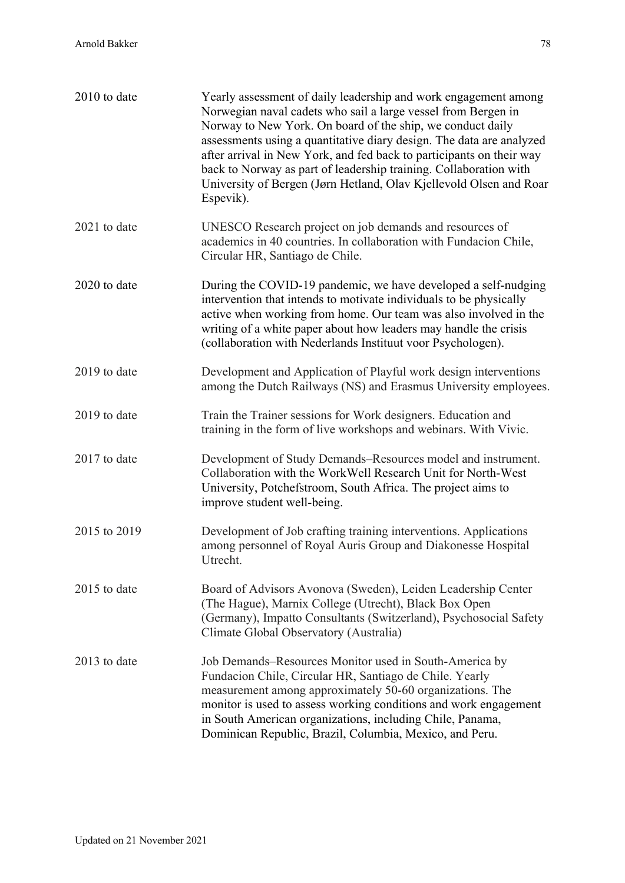| | |
|---|---|
| 2010 to date | Yearly assessment of daily leadership and work engagement among Norwegian naval cadets who sail a large vessel from Bergen in Norway to New York. On board of the ship, we conduct daily assessments using a quantitative diary design. The data are analyzed after arrival in New York, and fed back to participants on their way back to Norway as part of leadership training. Collaboration with University of Bergen (Jørn Hetland, Olav Kjellevold Olsen and Roar Espevik). |
| 2021 to date | UNESCO Research project on job demands and resources of academics in 40 countries. In collaboration with Fundacion Chile, Circular HR, Santiago de Chile. |
| 2020 to date | During the COVID-19 pandemic, we have developed a self-nudging intervention that intends to motivate individuals to be physically active when working from home. Our team was also involved in the writing of a white paper about how leaders may handle the crisis (collaboration with Nederlands Instituut voor Psychologen). |
| 2019 to date | Development and Application of Playful work design interventions among the Dutch Railways (NS) and Erasmus University employees. |
| 2019 to date | Train the Trainer sessions for Work designers. Education and training in the form of live workshops and webinars. With Vivic. |
| 2017 to date | Development of Study Demands–Resources model and instrument. Collaboration with the WorkWell Research Unit for North-West University, Potchefstroom, South Africa. The project aims to improve student well-being. |
| 2015 to 2019 | Development of Job crafting training interventions. Applications among personnel of Royal Auris Group and Diakonesse Hospital Utrecht. |
| 2015 to date | Board of Advisors Avonova (Sweden), Leiden Leadership Center (The Hague), Marnix College (Utrecht), Black Box Open (Germany), Impatto Consultants (Switzerland), Psychosocial Safety Climate Global Observatory (Australia) |
| 2013 to date | Job Demands–Resources Monitor used in South-America by Fundacion Chile, Circular HR, Santiago de Chile. Yearly measurement among approximately 50-60 organizations. The monitor is used to assess working conditions and work engagement in South American organizations, including Chile, Panama, Dominican Republic, Brazil, Columbia, Mexico, and Peru. |

Updated on 21 November 2021